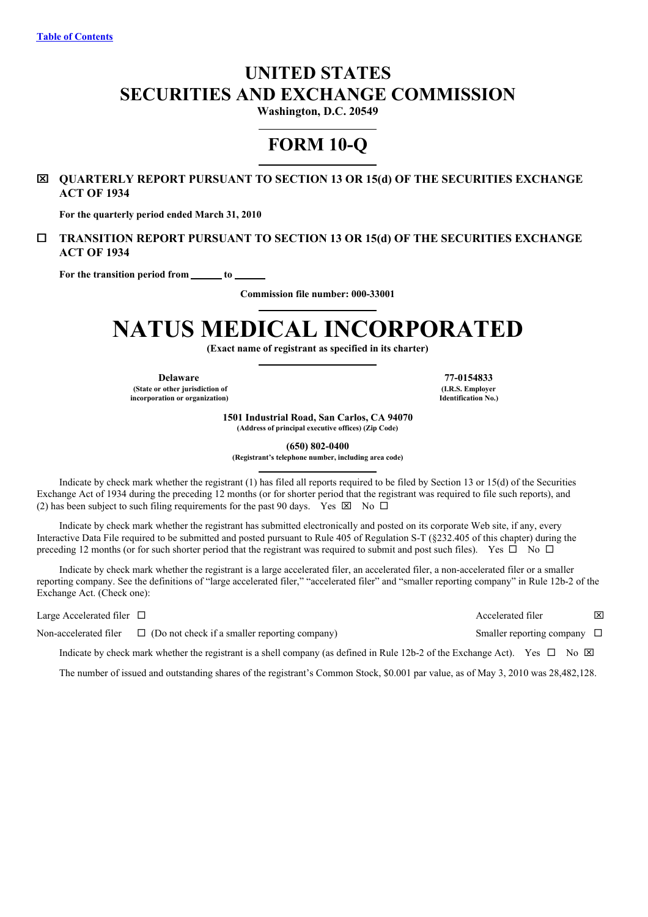[Table of Contents](#)

# UNITED STATES
# SECURITIES AND EXCHANGE COMMISSION

**Washington, D.C. 20549**

# FORM 10-Q

☒ **QUARTERLY REPORT PURSUANT TO SECTION 13 OR 15(d) OF THE SECURITIES EXCHANGE ACT OF 1934**

**For the quarterly period ended March 31, 2010**

☐ **TRANSITION REPORT PURSUANT TO SECTION 13 OR 15(d) OF THE SECURITIES EXCHANGE ACT OF 1934**

**For the transition period from ______ to ______**

**Commission file number: 000-33001**

# NATUS MEDICAL INCORPORATED

**(Exact name of registrant as specified in its charter)**

| **Delaware** | **77-0154833** |
|---|---|
| **(State or other jurisdiction of incorporation or organization)** | **(I.R.S. Employer Identification No.)** |

**1501 Industrial Road, San Carlos, CA 94070**
**(Address of principal executive offices) (Zip Code)**

**(650) 802-0400**
**(Registrant's telephone number, including area code)**

Indicate by check mark whether the registrant (1) has filed all reports required to be filed by Section 13 or 15(d) of the Securities Exchange Act of 1934 during the preceding 12 months (or for shorter period that the registrant was required to file such reports), and (2) has been subject to such filing requirements for the past 90 days. Yes ☒ No ☐

Indicate by check mark whether the registrant has submitted electronically and posted on its corporate Web site, if any, every Interactive Data File required to be submitted and posted pursuant to Rule 405 of Regulation S-T (§232.405 of this chapter) during the preceding 12 months (or for such shorter period that the registrant was required to submit and post such files). Yes ☐ No ☐

Indicate by check mark whether the registrant is a large accelerated filer, an accelerated filer, a non-accelerated filer or a smaller reporting company. See the definitions of "large accelerated filer," "accelerated filer" and "smaller reporting company" in Rule 12b-2 of the Exchange Act. (Check one):

| | |
|---|---|
| Large Accelerated filer ☐ | Accelerated filer ☒ |
| Non-accelerated filer ☐ (Do not check if a smaller reporting company) | Smaller reporting company ☐ |

Indicate by check mark whether the registrant is a shell company (as defined in Rule 12b-2 of the Exchange Act). Yes ☐ No ☒

The number of issued and outstanding shares of the registrant's Common Stock, $0.001 par value, as of May 3, 2010 was 28,482,128.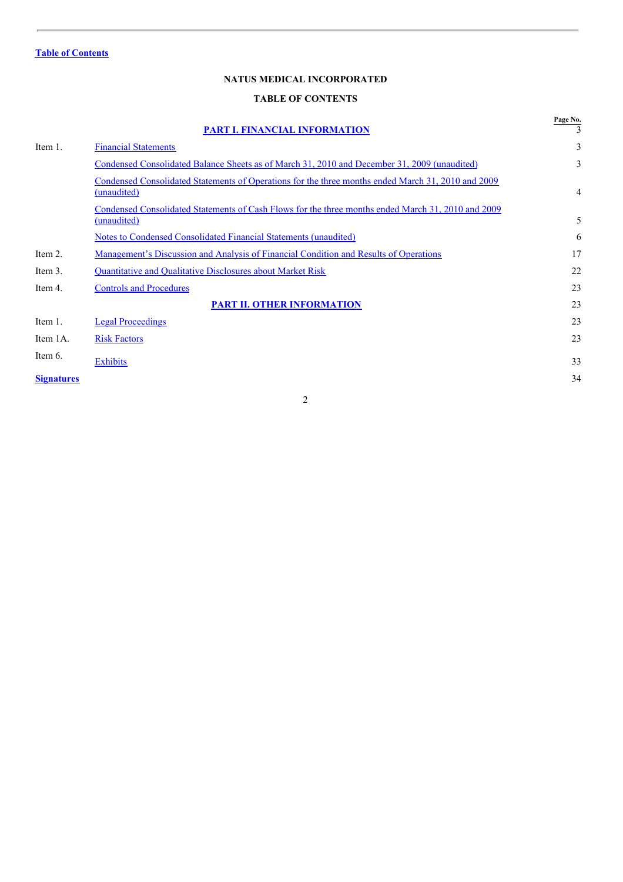Table of Contents

# NATUS MEDICAL INCORPORATED

## TABLE OF CONTENTS

| | | Page No. |
|---|---|---|
| | **PART I. FINANCIAL INFORMATION** | 3 |
| Item 1. | Financial Statements | 3 |
| | Condensed Consolidated Balance Sheets as of March 31, 2010 and December 31, 2009 (unaudited) | 3 |
| | Condensed Consolidated Statements of Operations for the three months ended March 31, 2010 and 2009 (unaudited) | 4 |
| | Condensed Consolidated Statements of Cash Flows for the three months ended March 31, 2010 and 2009 (unaudited) | 5 |
| | Notes to Condensed Consolidated Financial Statements (unaudited) | 6 |
| Item 2. | Management's Discussion and Analysis of Financial Condition and Results of Operations | 17 |
| Item 3. | Quantitative and Qualitative Disclosures about Market Risk | 22 |
| Item 4. | Controls and Procedures | 23 |
| | **PART II. OTHER INFORMATION** | 23 |
| Item 1. | Legal Proceedings | 23 |
| Item 1A. | Risk Factors | 23 |
| Item 6. | Exhibits | 33 |
| **Signatures** | | 34 |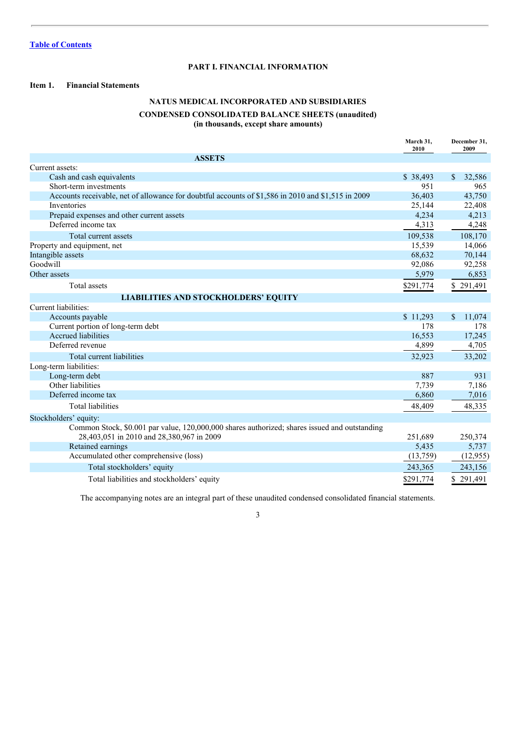[Table of Contents]

## PART I. FINANCIAL INFORMATION

### Item 1. Financial Statements

**NATUS MEDICAL INCORPORATED AND SUBSIDIARIES**

**CONDENSED CONSOLIDATED BALANCE SHEETS (unaudited)**
**(in thousands, except share amounts)**

| | March 31, 2010 | December 31, 2009 |
|---|---|---|
| **ASSETS** | | |
| Current assets: | | |
| Cash and cash equivalents | $ 38,493 | $ 32,586 |
| Short-term investments | 951 | 965 |
| Accounts receivable, net of allowance for doubtful accounts of $1,586 in 2010 and $1,515 in 2009 | 36,403 | 43,750 |
| Inventories | 25,144 | 22,408 |
| Prepaid expenses and other current assets | 4,234 | 4,213 |
| Deferred income tax | 4,313 | 4,248 |
| Total current assets | 109,538 | 108,170 |
| Property and equipment, net | 15,539 | 14,066 |
| Intangible assets | 68,632 | 70,144 |
| Goodwill | 92,086 | 92,258 |
| Other assets | 5,979 | 6,853 |
| Total assets | $291,774 | $ 291,491 |
| **LIABILITIES AND STOCKHOLDERS' EQUITY** | | |
| Current liabilities: | | |
| Accounts payable | $ 11,293 | $ 11,074 |
| Current portion of long-term debt | 178 | 178 |
| Accrued liabilities | 16,553 | 17,245 |
| Deferred revenue | 4,899 | 4,705 |
| Total current liabilities | 32,923 | 33,202 |
| Long-term liabilities: | | |
| Long-term debt | 887 | 931 |
| Other liabilities | 7,739 | 7,186 |
| Deferred income tax | 6,860 | 7,016 |
| Total liabilities | 48,409 | 48,335 |
| Stockholders' equity: | | |
| Common Stock, $0.001 par value, 120,000,000 shares authorized; shares issued and outstanding 28,403,051 in 2010 and 28,380,967 in 2009 | 251,689 | 250,374 |
| Retained earnings | 5,435 | 5,737 |
| Accumulated other comprehensive (loss) | (13,759) | (12,955) |
| Total stockholders' equity | 243,365 | 243,156 |
| Total liabilities and stockholders' equity | $291,774 | $ 291,491 |

The accompanying notes are an integral part of these unaudited condensed consolidated financial statements.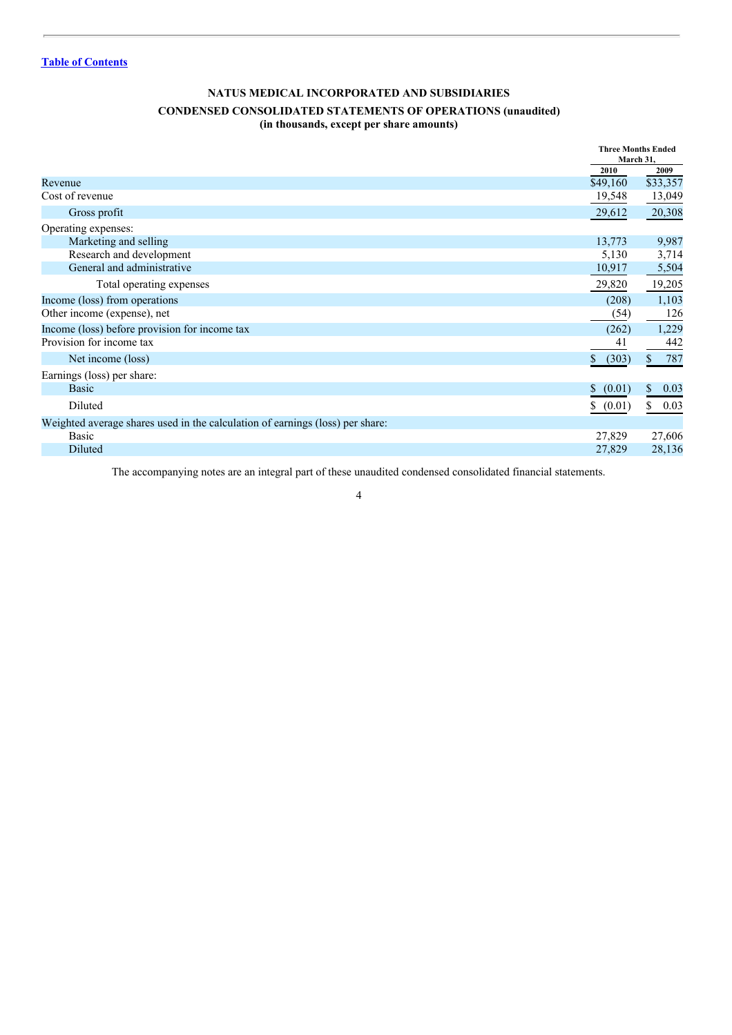[Table of Contents](#)

# NATUS MEDICAL INCORPORATED AND SUBSIDIARIES

## CONDENSED CONSOLIDATED STATEMENTS OF OPERATIONS (unaudited)

**(in thousands, except per share amounts)**

| | Three Months Ended March 31, | |
|---|---|---|
| | 2010 | 2009 |
| Revenue | $49,160 | $33,357 |
| Cost of revenue | 19,548 | 13,049 |
| Gross profit | 29,612 | 20,308 |
| Operating expenses: | | |
| Marketing and selling | 13,773 | 9,987 |
| Research and development | 5,130 | 3,714 |
| General and administrative | 10,917 | 5,504 |
| Total operating expenses | 29,820 | 19,205 |
| Income (loss) from operations | (208) | 1,103 |
| Other income (expense), net | (54) | 126 |
| Income (loss) before provision for income tax | (262) | 1,229 |
| Provision for income tax | 41 | 442 |
| Net income (loss) | $ (303) | $ 787 |
| Earnings (loss) per share: | | |
| Basic | $ (0.01) | $ 0.03 |
| Diluted | $ (0.01) | $ 0.03 |
| Weighted average shares used in the calculation of earnings (loss) per share: | | |
| Basic | 27,829 | 27,606 |
| Diluted | 27,829 | 28,136 |

The accompanying notes are an integral part of these unaudited condensed consolidated financial statements.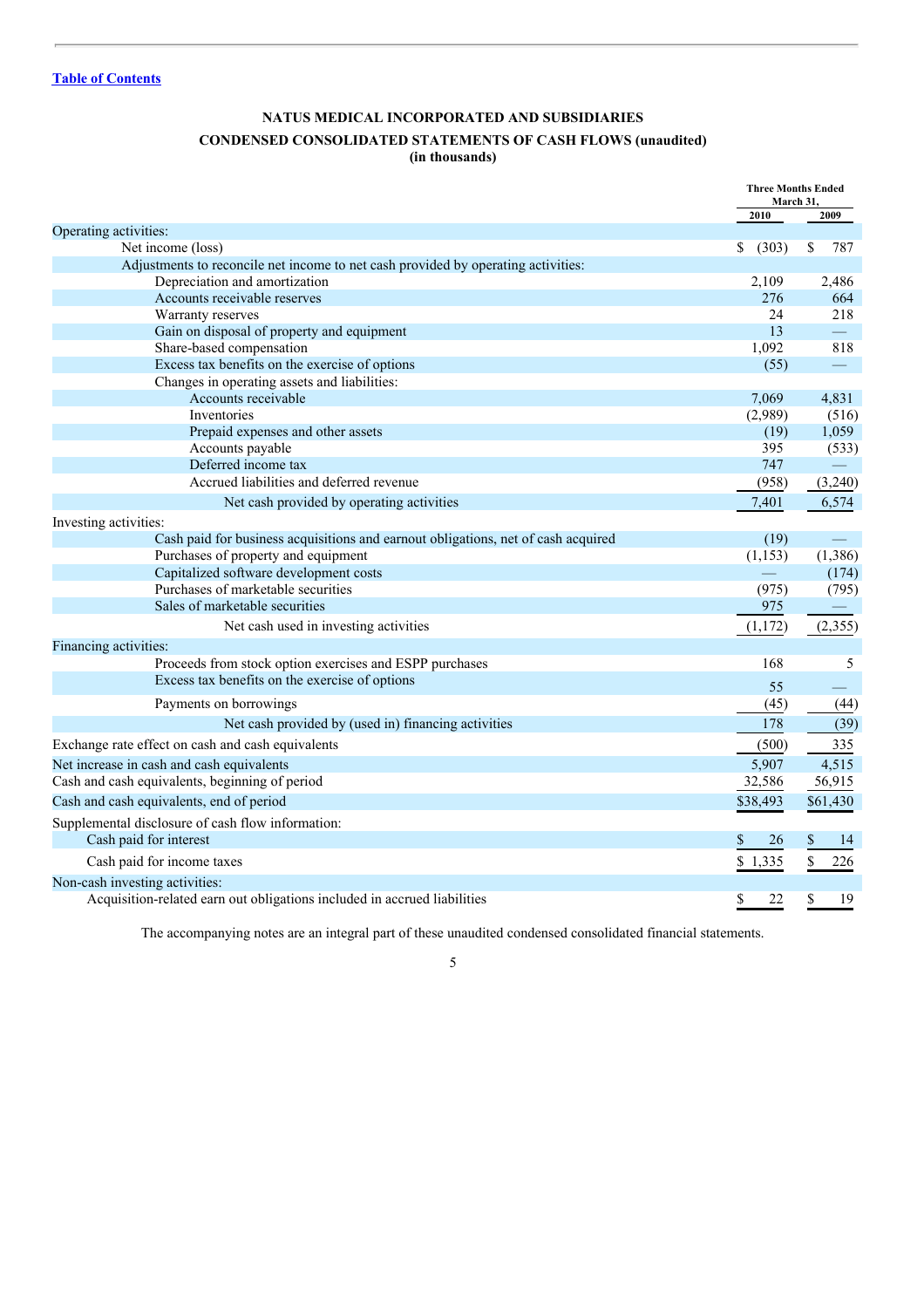Table of Contents

**NATUS MEDICAL INCORPORATED AND SUBSIDIARIES**

**CONDENSED CONSOLIDATED STATEMENTS OF CASH FLOWS (unaudited)**
**(in thousands)**

| | Three Months Ended March 31, | |
|---|---|---|
| | 2010 | 2009 |
| Operating activities: | | |
| Net income (loss) | $ (303) | $ 787 |
| Adjustments to reconcile net income to net cash provided by operating activities: | | |
| Depreciation and amortization | 2,109 | 2,486 |
| Accounts receivable reserves | 276 | 664 |
| Warranty reserves | 24 | 218 |
| Gain on disposal of property and equipment | 13 | — |
| Share-based compensation | 1,092 | 818 |
| Excess tax benefits on the exercise of options | (55) | — |
| Changes in operating assets and liabilities: | | |
| Accounts receivable | 7,069 | 4,831 |
| Inventories | (2,989) | (516) |
| Prepaid expenses and other assets | (19) | 1,059 |
| Accounts payable | 395 | (533) |
| Deferred income tax | 747 | — |
| Accrued liabilities and deferred revenue | (958) | (3,240) |
| Net cash provided by operating activities | 7,401 | 6,574 |
| Investing activities: | | |
| Cash paid for business acquisitions and earnout obligations, net of cash acquired | (19) | — |
| Purchases of property and equipment | (1,153) | (1,386) |
| Capitalized software development costs | — | (174) |
| Purchases of marketable securities | (975) | (795) |
| Sales of marketable securities | 975 | — |
| Net cash used in investing activities | (1,172) | (2,355) |
| Financing activities: | | |
| Proceeds from stock option exercises and ESPP purchases | 168 | 5 |
| Excess tax benefits on the exercise of options | 55 | — |
| Payments on borrowings | (45) | (44) |
| Net cash provided by (used in) financing activities | 178 | (39) |
| Exchange rate effect on cash and cash equivalents | (500) | 335 |
| Net increase in cash and cash equivalents | 5,907 | 4,515 |
| Cash and cash equivalents, beginning of period | 32,586 | 56,915 |
| Cash and cash equivalents, end of period | $38,493 | $61,430 |
| Supplemental disclosure of cash flow information: | | |
| Cash paid for interest | $ 26 | $ 14 |
| Cash paid for income taxes | $ 1,335 | $ 226 |
| Non-cash investing activities: | | |
| Acquisition-related earn out obligations included in accrued liabilities | $ 22 | $ 19 |

The accompanying notes are an integral part of these unaudited condensed consolidated financial statements.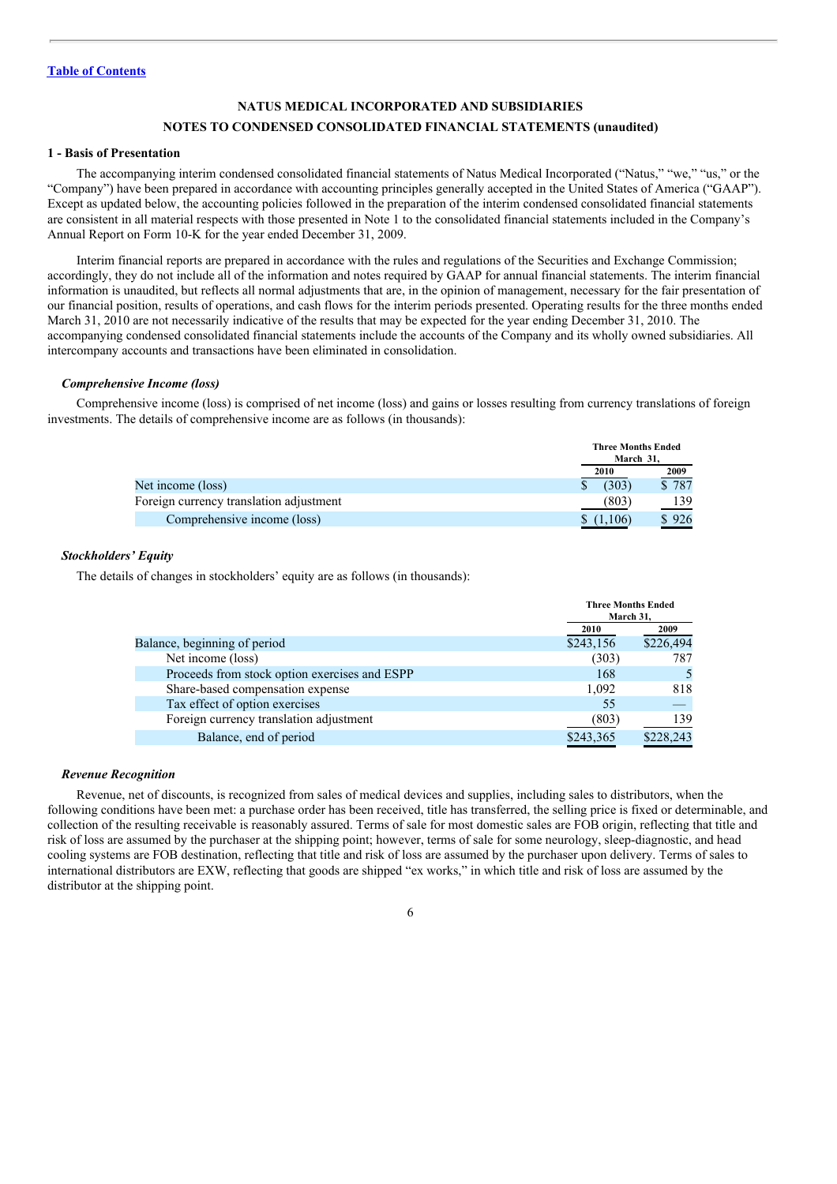[Table of Contents]

## NATUS MEDICAL INCORPORATED AND SUBSIDIARIES

## NOTES TO CONDENSED CONSOLIDATED FINANCIAL STATEMENTS (unaudited)

### 1 - Basis of Presentation

The accompanying interim condensed consolidated financial statements of Natus Medical Incorporated ("Natus," "we," "us," or the "Company") have been prepared in accordance with accounting principles generally accepted in the United States of America ("GAAP"). Except as updated below, the accounting policies followed in the preparation of the interim condensed consolidated financial statements are consistent in all material respects with those presented in Note 1 to the consolidated financial statements included in the Company's Annual Report on Form 10-K for the year ended December 31, 2009.

Interim financial reports are prepared in accordance with the rules and regulations of the Securities and Exchange Commission; accordingly, they do not include all of the information and notes required by GAAP for annual financial statements. The interim financial information is unaudited, but reflects all normal adjustments that are, in the opinion of management, necessary for the fair presentation of our financial position, results of operations, and cash flows for the interim periods presented. Operating results for the three months ended March 31, 2010 are not necessarily indicative of the results that may be expected for the year ending December 31, 2010. The accompanying condensed consolidated financial statements include the accounts of the Company and its wholly owned subsidiaries. All intercompany accounts and transactions have been eliminated in consolidation.

#### *Comprehensive Income (loss)*

Comprehensive income (loss) is comprised of net income (loss) and gains or losses resulting from currency translations of foreign investments. The details of comprehensive income are as follows (in thousands):

| | Three Months Ended March 31, | |
|---|---|---|
| | 2010 | 2009 |
| Net income (loss) | $ (303) | $ 787 |
| Foreign currency translation adjustment | (803) | 139 |
| Comprehensive income (loss) | $ (1,106) | $ 926 |

#### *Stockholders' Equity*

The details of changes in stockholders' equity are as follows (in thousands):

| | Three Months Ended March 31, | |
|---|---|---|
| | 2010 | 2009 |
| Balance, beginning of period | $243,156 | $226,494 |
| Net income (loss) | (303) | 787 |
| Proceeds from stock option exercises and ESPP | 168 | 5 |
| Share-based compensation expense | 1,092 | 818 |
| Tax effect of option exercises | 55 | — |
| Foreign currency translation adjustment | (803) | 139 |
| Balance, end of period | $243,365 | $228,243 |

#### *Revenue Recognition*

Revenue, net of discounts, is recognized from sales of medical devices and supplies, including sales to distributors, when the following conditions have been met: a purchase order has been received, title has transferred, the selling price is fixed or determinable, and collection of the resulting receivable is reasonably assured. Terms of sale for most domestic sales are FOB origin, reflecting that title and risk of loss are assumed by the purchaser at the shipping point; however, terms of sale for some neurology, sleep-diagnostic, and head cooling systems are FOB destination, reflecting that title and risk of loss are assumed by the purchaser upon delivery. Terms of sales to international distributors are EXW, reflecting that goods are shipped "ex works," in which title and risk of loss are assumed by the distributor at the shipping point.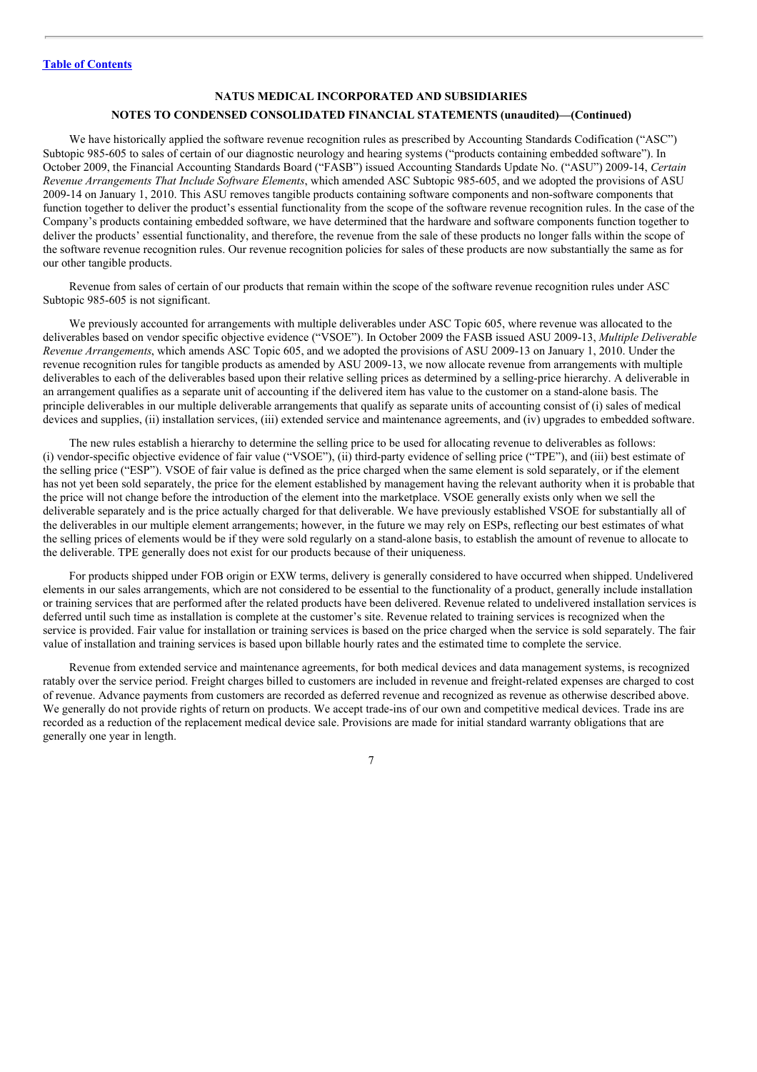**NATUS MEDICAL INCORPORATED AND SUBSIDIARIES**

**NOTES TO CONDENSED CONSOLIDATED FINANCIAL STATEMENTS (unaudited)—(Continued)**

We have historically applied the software revenue recognition rules as prescribed by Accounting Standards Codification ("ASC") Subtopic 985-605 to sales of certain of our diagnostic neurology and hearing systems ("products containing embedded software"). In October 2009, the Financial Accounting Standards Board ("FASB") issued Accounting Standards Update No. ("ASU") 2009-14, *Certain Revenue Arrangements That Include Software Elements*, which amended ASC Subtopic 985-605, and we adopted the provisions of ASU 2009-14 on January 1, 2010. This ASU removes tangible products containing software components and non-software components that function together to deliver the product's essential functionality from the scope of the software revenue recognition rules. In the case of the Company's products containing embedded software, we have determined that the hardware and software components function together to deliver the products' essential functionality, and therefore, the revenue from the sale of these products no longer falls within the scope of the software revenue recognition rules. Our revenue recognition policies for sales of these products are now substantially the same as for our other tangible products.

Revenue from sales of certain of our products that remain within the scope of the software revenue recognition rules under ASC Subtopic 985-605 is not significant.

We previously accounted for arrangements with multiple deliverables under ASC Topic 605, where revenue was allocated to the deliverables based on vendor specific objective evidence ("VSOE"). In October 2009 the FASB issued ASU 2009-13, *Multiple Deliverable Revenue Arrangements*, which amends ASC Topic 605, and we adopted the provisions of ASU 2009-13 on January 1, 2010. Under the revenue recognition rules for tangible products as amended by ASU 2009-13, we now allocate revenue from arrangements with multiple deliverables to each of the deliverables based upon their relative selling prices as determined by a selling-price hierarchy. A deliverable in an arrangement qualifies as a separate unit of accounting if the delivered item has value to the customer on a stand-alone basis. The principle deliverables in our multiple deliverable arrangements that qualify as separate units of accounting consist of (i) sales of medical devices and supplies, (ii) installation services, (iii) extended service and maintenance agreements, and (iv) upgrades to embedded software.

The new rules establish a hierarchy to determine the selling price to be used for allocating revenue to deliverables as follows: (i) vendor-specific objective evidence of fair value ("VSOE"), (ii) third-party evidence of selling price ("TPE"), and (iii) best estimate of the selling price ("ESP"). VSOE of fair value is defined as the price charged when the same element is sold separately, or if the element has not yet been sold separately, the price for the element established by management having the relevant authority when it is probable that the price will not change before the introduction of the element into the marketplace. VSOE generally exists only when we sell the deliverable separately and is the price actually charged for that deliverable. We have previously established VSOE for substantially all of the deliverables in our multiple element arrangements; however, in the future we may rely on ESPs, reflecting our best estimates of what the selling prices of elements would be if they were sold regularly on a stand-alone basis, to establish the amount of revenue to allocate to the deliverable. TPE generally does not exist for our products because of their uniqueness.

For products shipped under FOB origin or EXW terms, delivery is generally considered to have occurred when shipped. Undelivered elements in our sales arrangements, which are not considered to be essential to the functionality of a product, generally include installation or training services that are performed after the related products have been delivered. Revenue related to undelivered installation services is deferred until such time as installation is complete at the customer's site. Revenue related to training services is recognized when the service is provided. Fair value for installation or training services is based on the price charged when the service is sold separately. The fair value of installation and training services is based upon billable hourly rates and the estimated time to complete the service.

Revenue from extended service and maintenance agreements, for both medical devices and data management systems, is recognized ratably over the service period. Freight charges billed to customers are included in revenue and freight-related expenses are charged to cost of revenue. Advance payments from customers are recorded as deferred revenue and recognized as revenue as otherwise described above. We generally do not provide rights of return on products. We accept trade-ins of our own and competitive medical devices. Trade ins are recorded as a reduction of the replacement medical device sale. Provisions are made for initial standard warranty obligations that are generally one year in length.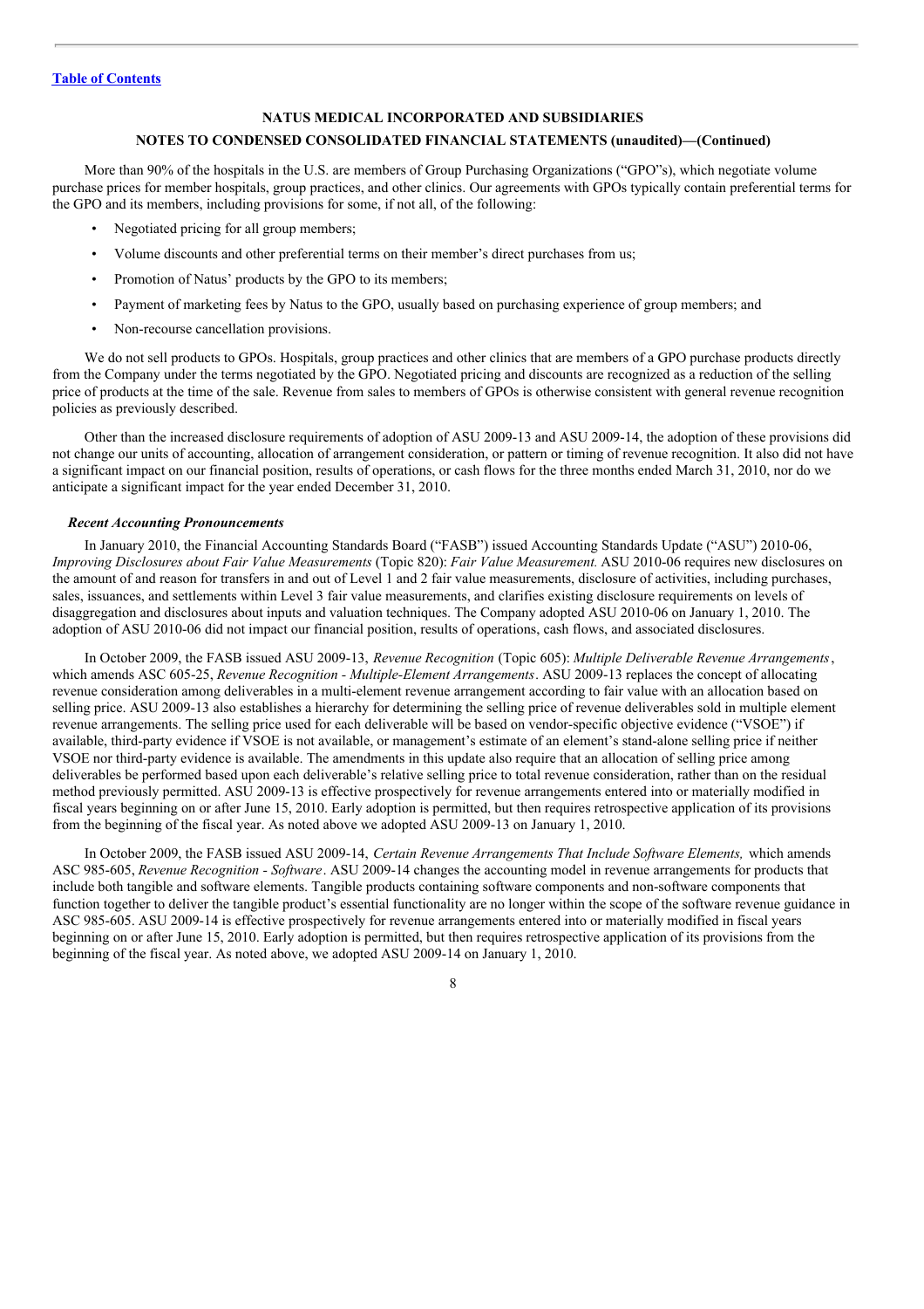More than 90% of the hospitals in the U.S. are members of Group Purchasing Organizations ("GPO"s), which negotiate volume purchase prices for member hospitals, group practices, and other clinics. Our agreements with GPOs typically contain preferential terms for the GPO and its members, including provisions for some, if not all, of the following:

- Negotiated pricing for all group members;
- Volume discounts and other preferential terms on their member's direct purchases from us;
- Promotion of Natus' products by the GPO to its members;
- Payment of marketing fees by Natus to the GPO, usually based on purchasing experience of group members; and
- Non-recourse cancellation provisions.

We do not sell products to GPOs. Hospitals, group practices and other clinics that are members of a GPO purchase products directly from the Company under the terms negotiated by the GPO. Negotiated pricing and discounts are recognized as a reduction of the selling price of products at the time of the sale. Revenue from sales to members of GPOs is otherwise consistent with general revenue recognition policies as previously described.

Other than the increased disclosure requirements of adoption of ASU 2009-13 and ASU 2009-14, the adoption of these provisions did not change our units of accounting, allocation of arrangement consideration, or pattern or timing of revenue recognition. It also did not have a significant impact on our financial position, results of operations, or cash flows for the three months ended March 31, 2010, nor do we anticipate a significant impact for the year ended December 31, 2010.

***Recent Accounting Pronouncements***

In January 2010, the Financial Accounting Standards Board ("FASB") issued Accounting Standards Update ("ASU") 2010-06, *Improving Disclosures about Fair Value Measurements* (Topic 820): *Fair Value Measurement.* ASU 2010-06 requires new disclosures on the amount of and reason for transfers in and out of Level 1 and 2 fair value measurements, disclosure of activities, including purchases, sales, issuances, and settlements within Level 3 fair value measurements, and clarifies existing disclosure requirements on levels of disaggregation and disclosures about inputs and valuation techniques. The Company adopted ASU 2010-06 on January 1, 2010. The adoption of ASU 2010-06 did not impact our financial position, results of operations, cash flows, and associated disclosures.

In October 2009, the FASB issued ASU 2009-13, *Revenue Recognition* (Topic 605): *Multiple Deliverable Revenue Arrangements*, which amends ASC 605-25, *Revenue Recognition - Multiple-Element Arrangements*. ASU 2009-13 replaces the concept of allocating revenue consideration among deliverables in a multi-element revenue arrangement according to fair value with an allocation based on selling price. ASU 2009-13 also establishes a hierarchy for determining the selling price of revenue deliverables sold in multiple element revenue arrangements. The selling price used for each deliverable will be based on vendor-specific objective evidence ("VSOE") if available, third-party evidence if VSOE is not available, or management's estimate of an element's stand-alone selling price if neither VSOE nor third-party evidence is available. The amendments in this update also require that an allocation of selling price among deliverables be performed based upon each deliverable's relative selling price to total revenue consideration, rather than on the residual method previously permitted. ASU 2009-13 is effective prospectively for revenue arrangements entered into or materially modified in fiscal years beginning on or after June 15, 2010. Early adoption is permitted, but then requires retrospective application of its provisions from the beginning of the fiscal year. As noted above we adopted ASU 2009-13 on January 1, 2010.

In October 2009, the FASB issued ASU 2009-14, *Certain Revenue Arrangements That Include Software Elements,* which amends ASC 985-605, *Revenue Recognition - Software*. ASU 2009-14 changes the accounting model in revenue arrangements for products that include both tangible and software elements. Tangible products containing software components and non-software components that function together to deliver the tangible product's essential functionality are no longer within the scope of the software revenue guidance in ASC 985-605. ASU 2009-14 is effective prospectively for revenue arrangements entered into or materially modified in fiscal years beginning on or after June 15, 2010. Early adoption is permitted, but then requires retrospective application of its provisions from the beginning of the fiscal year. As noted above, we adopted ASU 2009-14 on January 1, 2010.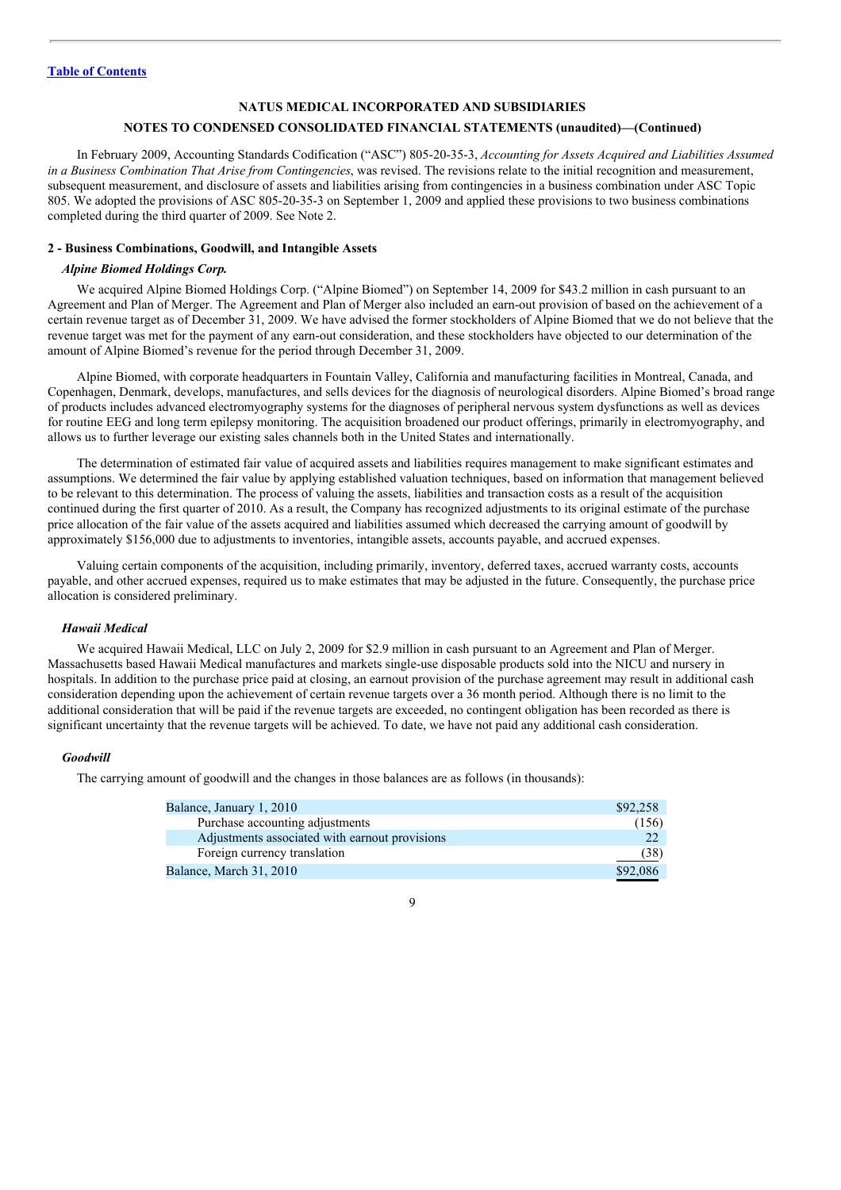NATUS MEDICAL INCORPORATED AND SUBSIDIARIES

NOTES TO CONDENSED CONSOLIDATED FINANCIAL STATEMENTS (unaudited)—(Continued)

In February 2009, Accounting Standards Codification ("ASC") 805-20-35-3, *Accounting for Assets Acquired and Liabilities Assumed in a Business Combination That Arise from Contingencies*, was revised. The revisions relate to the initial recognition and measurement, subsequent measurement, and disclosure of assets and liabilities arising from contingencies in a business combination under ASC Topic 805. We adopted the provisions of ASC 805-20-35-3 on September 1, 2009 and applied these provisions to two business combinations completed during the third quarter of 2009. See Note 2.

## 2 - Business Combinations, Goodwill, and Intangible Assets

### *Alpine Biomed Holdings Corp.*

We acquired Alpine Biomed Holdings Corp. ("Alpine Biomed") on September 14, 2009 for $43.2 million in cash pursuant to an Agreement and Plan of Merger. The Agreement and Plan of Merger also included an earn-out provision of based on the achievement of a certain revenue target as of December 31, 2009. We have advised the former stockholders of Alpine Biomed that we do not believe that the revenue target was met for the payment of any earn-out consideration, and these stockholders have objected to our determination of the amount of Alpine Biomed's revenue for the period through December 31, 2009.

Alpine Biomed, with corporate headquarters in Fountain Valley, California and manufacturing facilities in Montreal, Canada, and Copenhagen, Denmark, develops, manufactures, and sells devices for the diagnosis of neurological disorders. Alpine Biomed's broad range of products includes advanced electromyography systems for the diagnoses of peripheral nervous system dysfunctions as well as devices for routine EEG and long term epilepsy monitoring. The acquisition broadened our product offerings, primarily in electromyography, and allows us to further leverage our existing sales channels both in the United States and internationally.

The determination of estimated fair value of acquired assets and liabilities requires management to make significant estimates and assumptions. We determined the fair value by applying established valuation techniques, based on information that management believed to be relevant to this determination. The process of valuing the assets, liabilities and transaction costs as a result of the acquisition continued during the first quarter of 2010. As a result, the Company has recognized adjustments to its original estimate of the purchase price allocation of the fair value of the assets acquired and liabilities assumed which decreased the carrying amount of goodwill by approximately $156,000 due to adjustments to inventories, intangible assets, accounts payable, and accrued expenses.

Valuing certain components of the acquisition, including primarily, inventory, deferred taxes, accrued warranty costs, accounts payable, and other accrued expenses, required us to make estimates that may be adjusted in the future. Consequently, the purchase price allocation is considered preliminary.

### *Hawaii Medical*

We acquired Hawaii Medical, LLC on July 2, 2009 for $2.9 million in cash pursuant to an Agreement and Plan of Merger. Massachusetts based Hawaii Medical manufactures and markets single-use disposable products sold into the NICU and nursery in hospitals. In addition to the purchase price paid at closing, an earnout provision of the purchase agreement may result in additional cash consideration depending upon the achievement of certain revenue targets over a 36 month period. Although there is no limit to the additional consideration that will be paid if the revenue targets are exceeded, no contingent obligation has been recorded as there is significant uncertainty that the revenue targets will be achieved. To date, we have not paid any additional cash consideration.

### *Goodwill*

The carrying amount of goodwill and the changes in those balances are as follows (in thousands):

| | |
|---|---|
| Balance, January 1, 2010 | $92,258 |
| Purchase accounting adjustments | (156) |
| Adjustments associated with earnout provisions | 22 |
| Foreign currency translation | (38) |
| Balance, March 31, 2010 | $92,086 |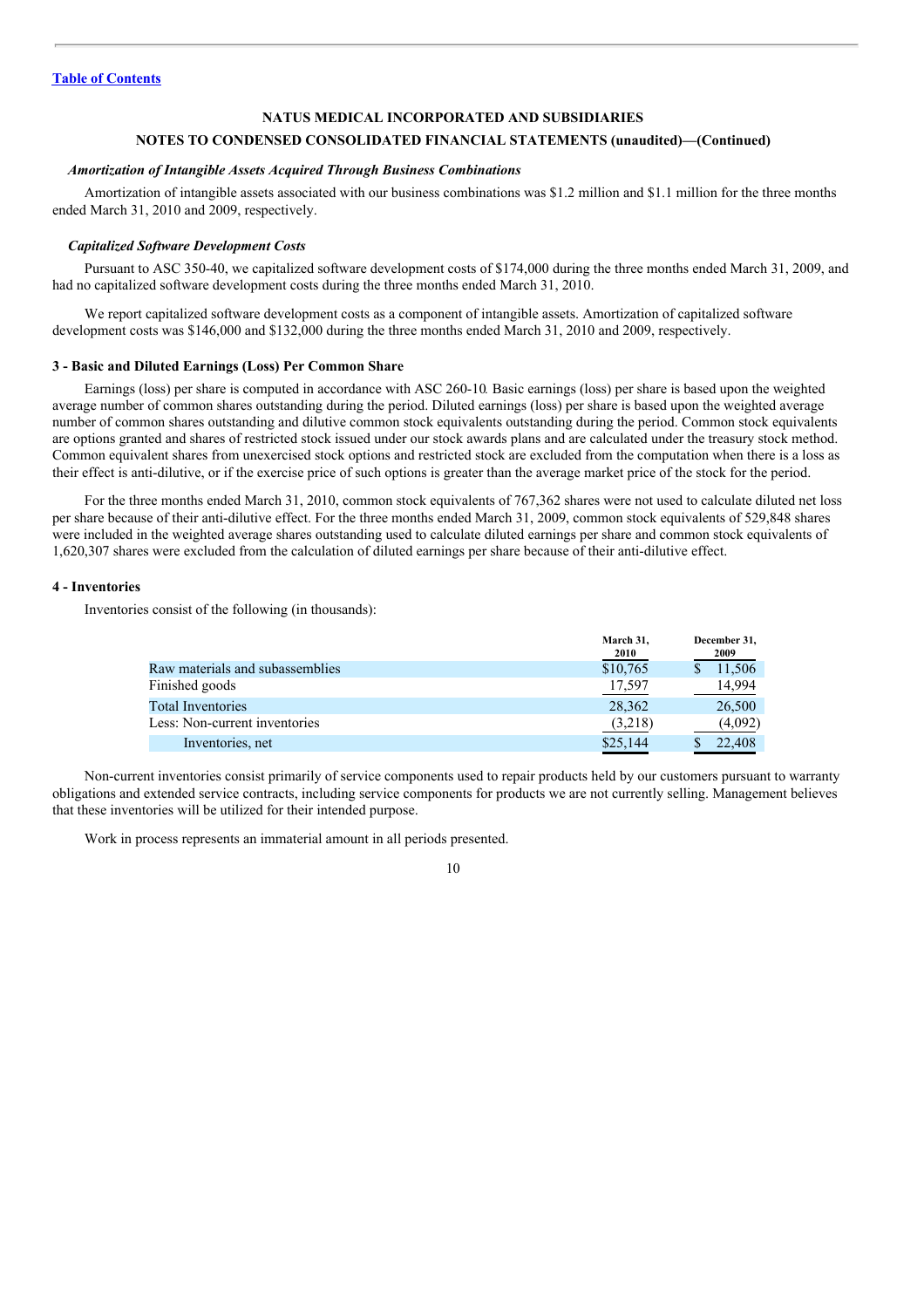[Table of Contents](#)

**NATUS MEDICAL INCORPORATED AND SUBSIDIARIES**

**NOTES TO CONDENSED CONSOLIDATED FINANCIAL STATEMENTS (unaudited)—(Continued)**

***Amortization of Intangible Assets Acquired Through Business Combinations***

Amortization of intangible assets associated with our business combinations was $1.2 million and $1.1 million for the three months ended March 31, 2010 and 2009, respectively.

***Capitalized Software Development Costs***

Pursuant to ASC 350-40, we capitalized software development costs of $174,000 during the three months ended March 31, 2009, and had no capitalized software development costs during the three months ended March 31, 2010.

We report capitalized software development costs as a component of intangible assets. Amortization of capitalized software development costs was $146,000 and $132,000 during the three months ended March 31, 2010 and 2009, respectively.

#### 3 - Basic and Diluted Earnings (Loss) Per Common Share

Earnings (loss) per share is computed in accordance with ASC 260-10. Basic earnings (loss) per share is based upon the weighted average number of common shares outstanding during the period. Diluted earnings (loss) per share is based upon the weighted average number of common shares outstanding and dilutive common stock equivalents outstanding during the period. Common stock equivalents are options granted and shares of restricted stock issued under our stock awards plans and are calculated under the treasury stock method. Common equivalent shares from unexercised stock options and restricted stock are excluded from the computation when there is a loss as their effect is anti-dilutive, or if the exercise price of such options is greater than the average market price of the stock for the period.

For the three months ended March 31, 2010, common stock equivalents of 767,362 shares were not used to calculate diluted net loss per share because of their anti-dilutive effect. For the three months ended March 31, 2009, common stock equivalents of 529,848 shares were included in the weighted average shares outstanding used to calculate diluted earnings per share and common stock equivalents of 1,620,307 shares were excluded from the calculation of diluted earnings per share because of their anti-dilutive effect.

#### 4 - Inventories

Inventories consist of the following (in thousands):

| | March 31, 2010 | December 31, 2009 |
|---|---|---|
| Raw materials and subassemblies | $10,765 | $ 11,506 |
| Finished goods | 17,597 | 14,994 |
| Total Inventories | 28,362 | 26,500 |
| Less: Non-current inventories | (3,218) | (4,092) |
| Inventories, net | $25,144 | $ 22,408 |

Non-current inventories consist primarily of service components used to repair products held by our customers pursuant to warranty obligations and extended service contracts, including service components for products we are not currently selling. Management believes that these inventories will be utilized for their intended purpose.

Work in process represents an immaterial amount in all periods presented.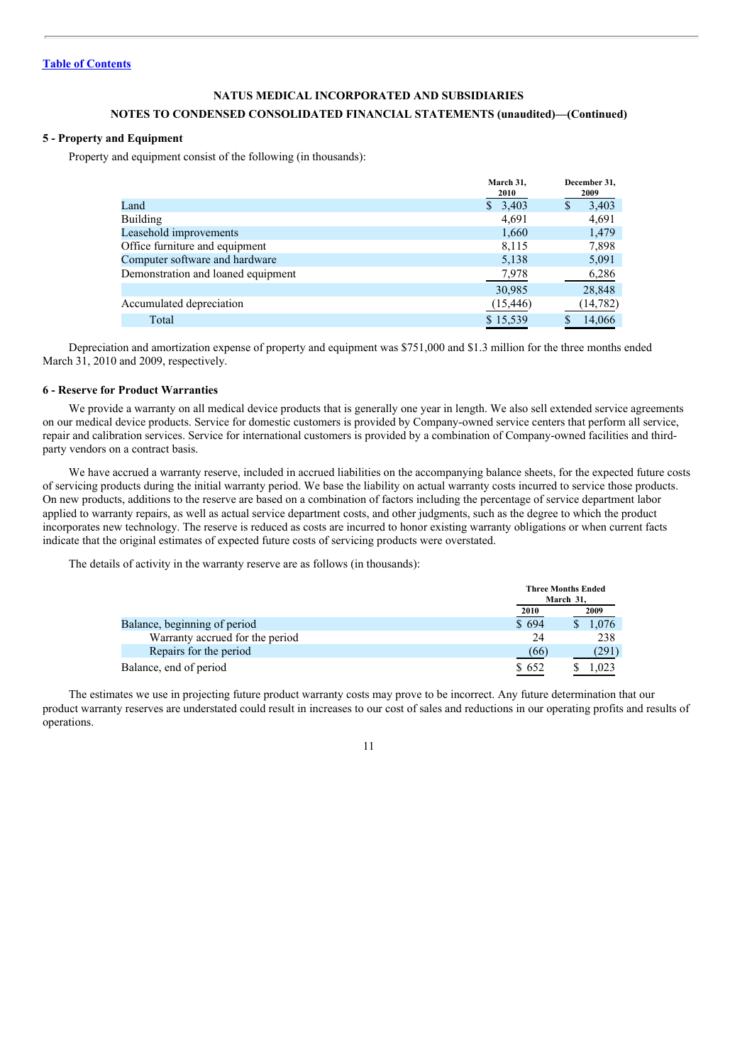**NATUS MEDICAL INCORPORATED AND SUBSIDIARIES**

**NOTES TO CONDENSED CONSOLIDATED FINANCIAL STATEMENTS (unaudited)—(Continued)**

### 5 - Property and Equipment

Property and equipment consist of the following (in thousands):

| | March 31, 2010 | December 31, 2009 |
|---|---|---|
| Land | $ 3,403 | $ 3,403 |
| Building | 4,691 | 4,691 |
| Leasehold improvements | 1,660 | 1,479 |
| Office furniture and equipment | 8,115 | 7,898 |
| Computer software and hardware | 5,138 | 5,091 |
| Demonstration and loaned equipment | 7,978 | 6,286 |
| | 30,985 | 28,848 |
| Accumulated depreciation | (15,446) | (14,782) |
| Total | $ 15,539 | $ 14,066 |

Depreciation and amortization expense of property and equipment was $751,000 and $1.3 million for the three months ended March 31, 2010 and 2009, respectively.

### 6 - Reserve for Product Warranties

We provide a warranty on all medical device products that is generally one year in length. We also sell extended service agreements on our medical device products. Service for domestic customers is provided by Company-owned service centers that perform all service, repair and calibration services. Service for international customers is provided by a combination of Company-owned facilities and third-party vendors on a contract basis.

We have accrued a warranty reserve, included in accrued liabilities on the accompanying balance sheets, for the expected future costs of servicing products during the initial warranty period. We base the liability on actual warranty costs incurred to service those products. On new products, additions to the reserve are based on a combination of factors including the percentage of service department labor applied to warranty repairs, as well as actual service department costs, and other judgments, such as the degree to which the product incorporates new technology. The reserve is reduced as costs are incurred to honor existing warranty obligations or when current facts indicate that the original estimates of expected future costs of servicing products were overstated.

The details of activity in the warranty reserve are as follows (in thousands):

| | Three Months Ended March 31, | |
|---|---|---|
| | 2010 | 2009 |
| Balance, beginning of period | $ 694 | $ 1,076 |
| Warranty accrued for the period | 24 | 238 |
| Repairs for the period | (66) | (291) |
| Balance, end of period | $ 652 | $ 1,023 |

The estimates we use in projecting future product warranty costs may prove to be incorrect. Any future determination that our product warranty reserves are understated could result in increases to our cost of sales and reductions in our operating profits and results of operations.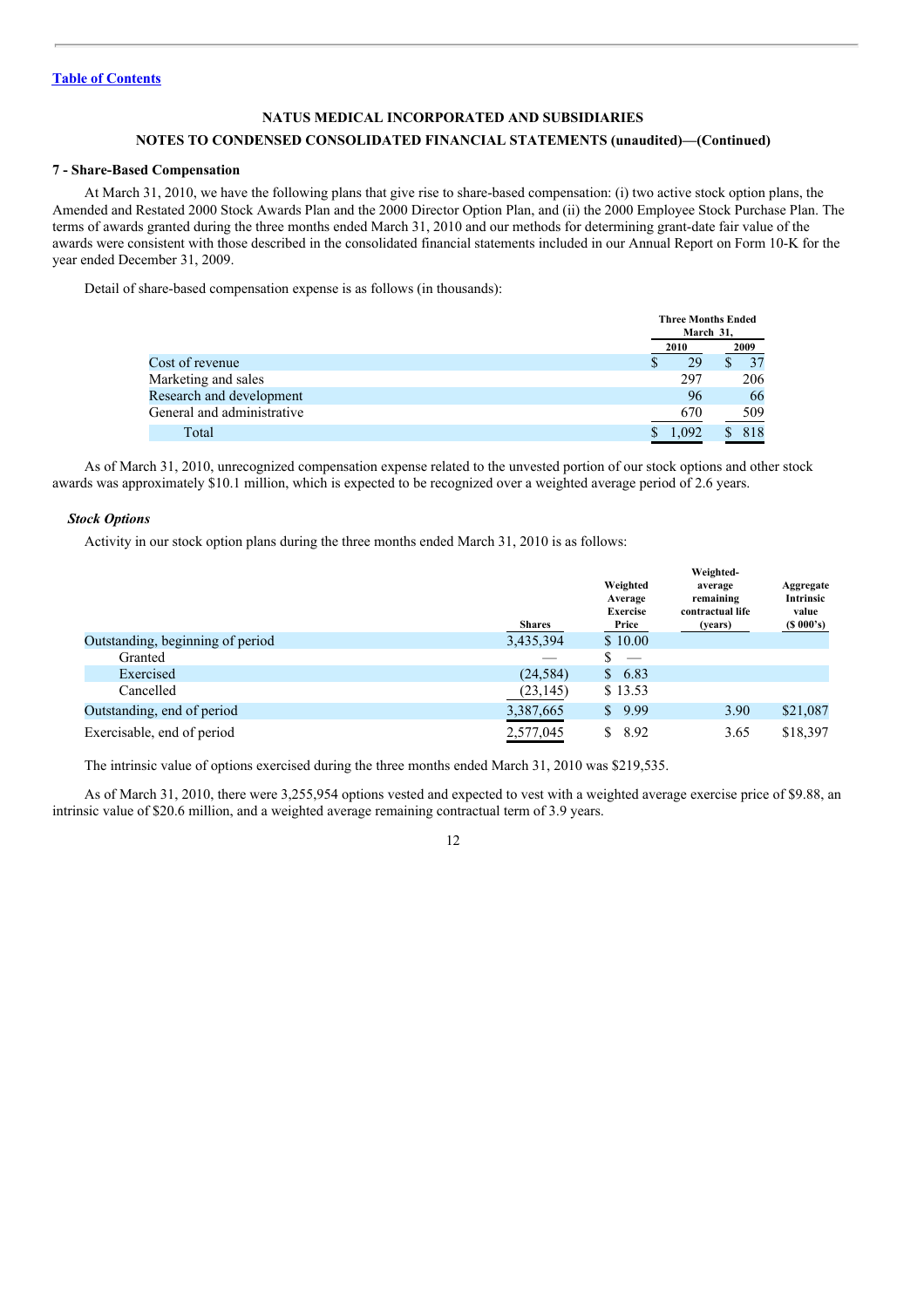[Table of Contents](#)

**NATUS MEDICAL INCORPORATED AND SUBSIDIARIES**

**NOTES TO CONDENSED CONSOLIDATED FINANCIAL STATEMENTS (unaudited)—(Continued)**

**7 - Share-Based Compensation**

At March 31, 2010, we have the following plans that give rise to share-based compensation: (i) two active stock option plans, the Amended and Restated 2000 Stock Awards Plan and the 2000 Director Option Plan, and (ii) the 2000 Employee Stock Purchase Plan. The terms of awards granted during the three months ended March 31, 2010 and our methods for determining grant-date fair value of the awards were consistent with those described in the consolidated financial statements included in our Annual Report on Form 10-K for the year ended December 31, 2009.

Detail of share-based compensation expense is as follows (in thousands):

| | Three Months Ended March 31, | |
|---|---|---|
| | 2010 | 2009 |
| Cost of revenue | $ 29 | $ 37 |
| Marketing and sales | 297 | 206 |
| Research and development | 96 | 66 |
| General and administrative | 670 | 509 |
| Total | $ 1,092 | $ 818 |

As of March 31, 2010, unrecognized compensation expense related to the unvested portion of our stock options and other stock awards was approximately $10.1 million, which is expected to be recognized over a weighted average period of 2.6 years.

***Stock Options***

Activity in our stock option plans during the three months ended March 31, 2010 is as follows:

| | Shares | Weighted Average Exercise Price | Weighted-average remaining contractual life (years) | Aggregate Intrinsic value ($ 000's) |
|---|---|---|---|---|
| Outstanding, beginning of period | 3,435,394 | $ 10.00 | | |
| Granted | — | $ — | | |
| Exercised | (24,584) | $ 6.83 | | |
| Cancelled | (23,145) | $ 13.53 | | |
| Outstanding, end of period | 3,387,665 | $ 9.99 | 3.90 | $21,087 |
| Exercisable, end of period | 2,577,045 | $ 8.92 | 3.65 | $18,397 |

The intrinsic value of options exercised during the three months ended March 31, 2010 was $219,535.

As of March 31, 2010, there were 3,255,954 options vested and expected to vest with a weighted average exercise price of $9.88, an intrinsic value of $20.6 million, and a weighted average remaining contractual term of 3.9 years.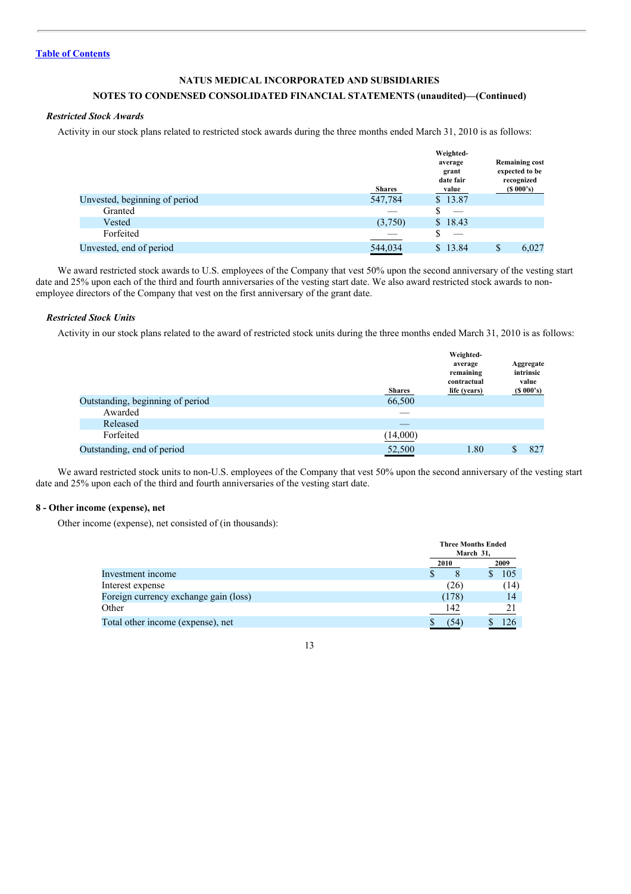[Table of Contents](#)

**NATUS MEDICAL INCORPORATED AND SUBSIDIARIES**

**NOTES TO CONDENSED CONSOLIDATED FINANCIAL STATEMENTS (unaudited)—(Continued)**

***Restricted Stock Awards***

Activity in our stock plans related to restricted stock awards during the three months ended March 31, 2010 is as follows:

| | Shares | Weighted-average grant date fair value | Remaining cost expected to be recognized ($ 000's) |
|---|---|---|---|
| Unvested, beginning of period | 547,784 | $ 13.87 | |
| Granted | — | $ — | |
| Vested | (3,750) | $ 18.43 | |
| Forfeited | — | $ — | |
| Unvested, end of period | 544,034 | $ 13.84 | $ 6,027 |

We award restricted stock awards to U.S. employees of the Company that vest 50% upon the second anniversary of the vesting start date and 25% upon each of the third and fourth anniversaries of the vesting start date. We also award restricted stock awards to non-employee directors of the Company that vest on the first anniversary of the grant date.

***Restricted Stock Units***

Activity in our stock plans related to the award of restricted stock units during the three months ended March 31, 2010 is as follows:

| | Shares | Weighted-average remaining contractual life (years) | Aggregate intrinsic value ($ 000's) |
|---|---|---|---|
| Outstanding, beginning of period | 66,500 | | |
| Awarded | — | | |
| Released | — | | |
| Forfeited | (14,000) | | |
| Outstanding, end of period | 52,500 | 1.80 | $ 827 |

We award restricted stock units to non-U.S. employees of the Company that vest 50% upon the second anniversary of the vesting start date and 25% upon each of the third and fourth anniversaries of the vesting start date.

**8 - Other income (expense), net**

Other income (expense), net consisted of (in thousands):

| | Three Months Ended March 31, | |
|---|---|---|
| | 2010 | 2009 |
| Investment income | $ 8 | $ 105 |
| Interest expense | (26) | (14) |
| Foreign currency exchange gain (loss) | (178) | 14 |
| Other | 142 | 21 |
| Total other income (expense), net | $ (54) | $ 126 |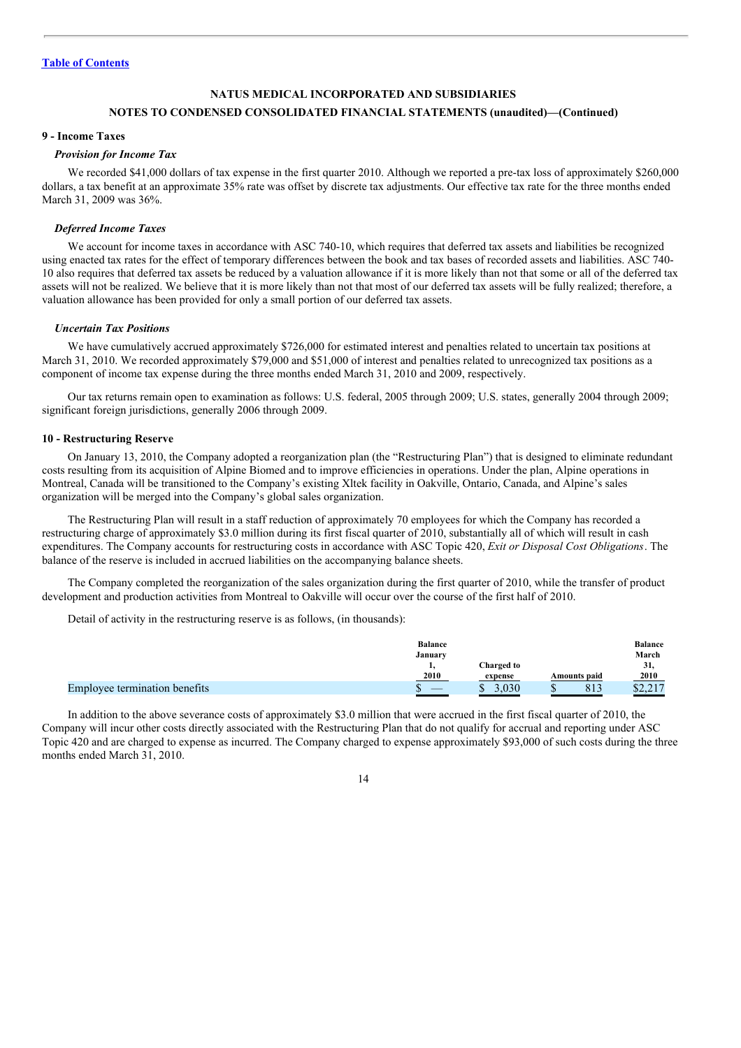NATUS MEDICAL INCORPORATED AND SUBSIDIARIES

NOTES TO CONDENSED CONSOLIDATED FINANCIAL STATEMENTS (unaudited)—(Continued)

### 9 - Income Taxes

#### *Provision for Income Tax*

We recorded $41,000 dollars of tax expense in the first quarter 2010. Although we reported a pre-tax loss of approximately $260,000 dollars, a tax benefit at an approximate 35% rate was offset by discrete tax adjustments. Our effective tax rate for the three months ended March 31, 2009 was 36%.

#### *Deferred Income Taxes*

We account for income taxes in accordance with ASC 740-10, which requires that deferred tax assets and liabilities be recognized using enacted tax rates for the effect of temporary differences between the book and tax bases of recorded assets and liabilities. ASC 740-10 also requires that deferred tax assets be reduced by a valuation allowance if it is more likely than not that some or all of the deferred tax assets will not be realized. We believe that it is more likely than not that most of our deferred tax assets will be fully realized; therefore, a valuation allowance has been provided for only a small portion of our deferred tax assets.

#### *Uncertain Tax Positions*

We have cumulatively accrued approximately $726,000 for estimated interest and penalties related to uncertain tax positions at March 31, 2010. We recorded approximately $79,000 and $51,000 of interest and penalties related to unrecognized tax positions as a component of income tax expense during the three months ended March 31, 2010 and 2009, respectively.

Our tax returns remain open to examination as follows: U.S. federal, 2005 through 2009; U.S. states, generally 2004 through 2009; significant foreign jurisdictions, generally 2006 through 2009.

### 10 - Restructuring Reserve

On January 13, 2010, the Company adopted a reorganization plan (the "Restructuring Plan") that is designed to eliminate redundant costs resulting from its acquisition of Alpine Biomed and to improve efficiencies in operations. Under the plan, Alpine operations in Montreal, Canada will be transitioned to the Company's existing Xltek facility in Oakville, Ontario, Canada, and Alpine's sales organization will be merged into the Company's global sales organization.

The Restructuring Plan will result in a staff reduction of approximately 70 employees for which the Company has recorded a restructuring charge of approximately $3.0 million during its first fiscal quarter of 2010, substantially all of which will result in cash expenditures. The Company accounts for restructuring costs in accordance with ASC Topic 420, *Exit or Disposal Cost Obligations*. The balance of the reserve is included in accrued liabilities on the accompanying balance sheets.

The Company completed the reorganization of the sales organization during the first quarter of 2010, while the transfer of product development and production activities from Montreal to Oakville will occur over the course of the first half of 2010.

Detail of activity in the restructuring reserve is as follows, (in thousands):

| | Balance January 1, 2010 | Charged to expense | Amounts paid | Balance March 31, 2010 |
|---|---|---|---|---|
| Employee termination benefits | $ — | $ 3,030 | $ 813 | $2,217 |

In addition to the above severance costs of approximately $3.0 million that were accrued in the first fiscal quarter of 2010, the Company will incur other costs directly associated with the Restructuring Plan that do not qualify for accrual and reporting under ASC Topic 420 and are charged to expense as incurred. The Company charged to expense approximately $93,000 of such costs during the three months ended March 31, 2010.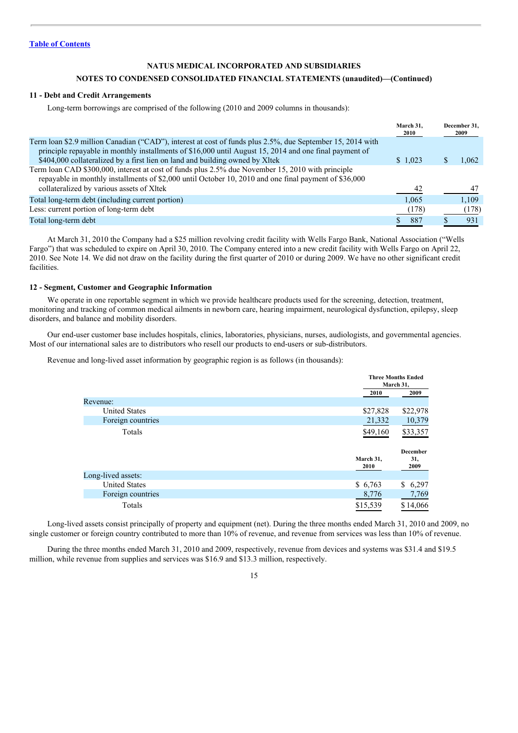Table of Contents

NATUS MEDICAL INCORPORATED AND SUBSIDIARIES

NOTES TO CONDENSED CONSOLIDATED FINANCIAL STATEMENTS (unaudited)—(Continued)

## 11 - Debt and Credit Arrangements

Long-term borrowings are comprised of the following (2010 and 2009 columns in thousands):

| | March 31, 2010 | December 31, 2009 |
|---|---|---|
| Term loan $2.9 million Canadian ("CAD"), interest at cost of funds plus 2.5%, due September 15, 2014 with principle repayable in monthly installments of $16,000 until August 15, 2014 and one final payment of $404,000 collateralized by a first lien on land and building owned by Xltek | $ 1,023 | $ 1,062 |
| Term loan CAD $300,000, interest at cost of funds plus 2.5% due November 15, 2010 with principle repayable in monthly installments of $2,000 until October 10, 2010 and one final payment of $36,000 collateralized by various assets of Xltek | 42 | 47 |
| Total long-term debt (including current portion) | 1,065 | 1,109 |
| Less: current portion of long-term debt | (178) | (178) |
| Total long-term debt | $ 887 | $ 931 |

At March 31, 2010 the Company had a $25 million revolving credit facility with Wells Fargo Bank, National Association ("Wells Fargo") that was scheduled to expire on April 30, 2010. The Company entered into a new credit facility with Wells Fargo on April 22, 2010. See Note 14. We did not draw on the facility during the first quarter of 2010 or during 2009. We have no other significant credit facilities.

## 12 - Segment, Customer and Geographic Information

We operate in one reportable segment in which we provide healthcare products used for the screening, detection, treatment, monitoring and tracking of common medical ailments in newborn care, hearing impairment, neurological dysfunction, epilepsy, sleep disorders, and balance and mobility disorders.

Our end-user customer base includes hospitals, clinics, laboratories, physicians, nurses, audiologists, and governmental agencies. Most of our international sales are to distributors who resell our products to end-users or sub-distributors.

Revenue and long-lived asset information by geographic region is as follows (in thousands):

| | Three Months Ended March 31, | |
|---|---|---|
| | 2010 | 2009 |
| Revenue: | | |
| United States | $27,828 | $22,978 |
| Foreign countries | 21,332 | 10,379 |
| Totals | $49,160 | $33,357 |

| | March 31, 2010 | December 31, 2009 |
|---|---|---|
| Long-lived assets: | | |
| United States | $ 6,763 | $ 6,297 |
| Foreign countries | 8,776 | 7,769 |
| Totals | $15,539 | $ 14,066 |

Long-lived assets consist principally of property and equipment (net). During the three months ended March 31, 2010 and 2009, no single customer or foreign country contributed to more than 10% of revenue, and revenue from services was less than 10% of revenue.

During the three months ended March 31, 2010 and 2009, respectively, revenue from devices and systems was $31.4 and $19.5 million, while revenue from supplies and services was $16.9 and $13.3 million, respectively.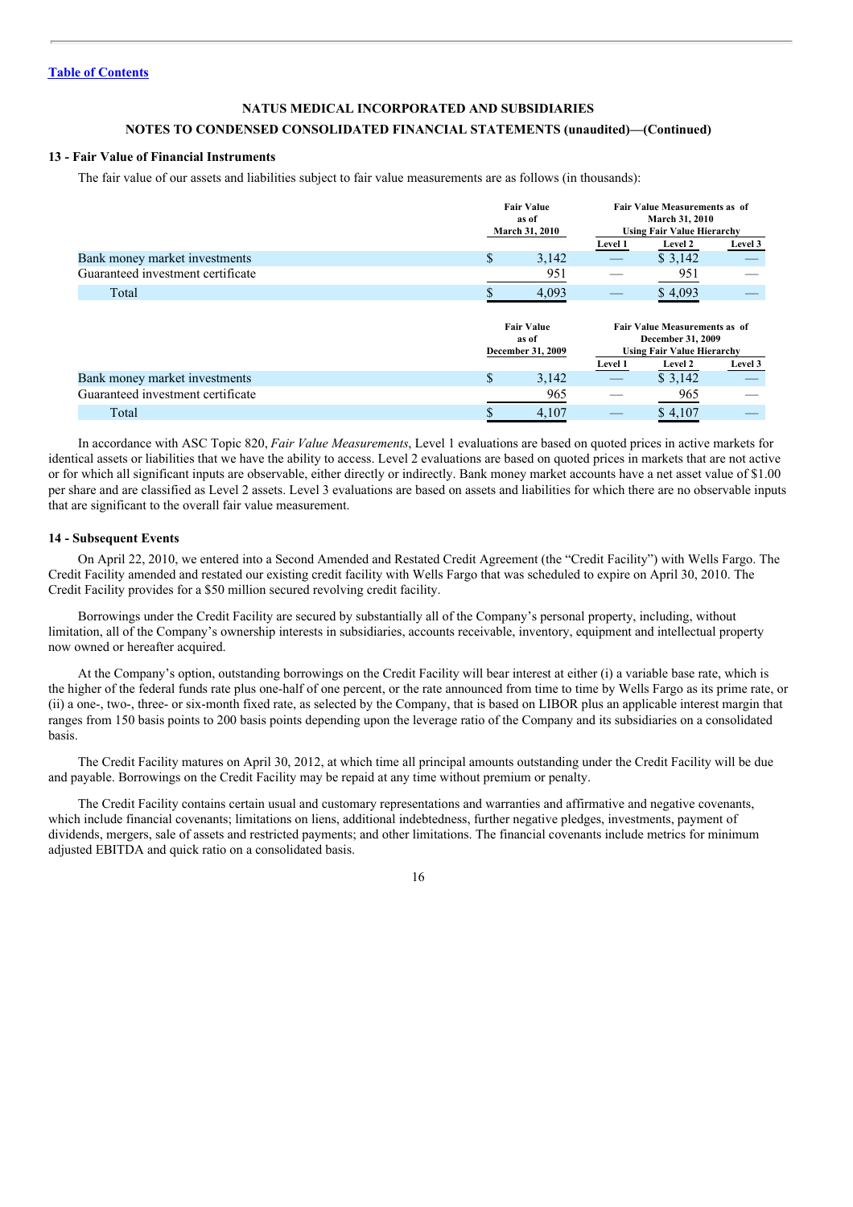[Table of Contents](#)

**NATUS MEDICAL INCORPORATED AND SUBSIDIARIES**

**NOTES TO CONDENSED CONSOLIDATED FINANCIAL STATEMENTS (unaudited)—(Continued)**

### 13 - Fair Value of Financial Instruments

The fair value of our assets and liabilities subject to fair value measurements are as follows (in thousands):

| | Fair Value as of March 31, 2010 | Fair Value Measurements as of March 31, 2010 Using Fair Value Hierarchy | | |
|---|---|---|---|---|
| | | Level 1 | Level 2 | Level 3 |
| Bank money market investments | $ 3,142 | — | $ 3,142 | — |
| Guaranteed investment certificate | 951 | — | 951 | — |
| Total | $ 4,093 | — | $ 4,093 | — |

| | Fair Value as of December 31, 2009 | Fair Value Measurements as of December 31, 2009 Using Fair Value Hierarchy | | |
|---|---|---|---|---|
| | | Level 1 | Level 2 | Level 3 |
| Bank money market investments | $ 3,142 | — | $ 3,142 | — |
| Guaranteed investment certificate | 965 | — | 965 | — |
| Total | $ 4,107 | — | $ 4,107 | — |

In accordance with ASC Topic 820, *Fair Value Measurements*, Level 1 evaluations are based on quoted prices in active markets for identical assets or liabilities that we have the ability to access. Level 2 evaluations are based on quoted prices in markets that are not active or for which all significant inputs are observable, either directly or indirectly. Bank money market accounts have a net asset value of $1.00 per share and are classified as Level 2 assets. Level 3 evaluations are based on assets and liabilities for which there are no observable inputs that are significant to the overall fair value measurement.

### 14 - Subsequent Events

On April 22, 2010, we entered into a Second Amended and Restated Credit Agreement (the "Credit Facility") with Wells Fargo. The Credit Facility amended and restated our existing credit facility with Wells Fargo that was scheduled to expire on April 30, 2010. The Credit Facility provides for a $50 million secured revolving credit facility.

Borrowings under the Credit Facility are secured by substantially all of the Company's personal property, including, without limitation, all of the Company's ownership interests in subsidiaries, accounts receivable, inventory, equipment and intellectual property now owned or hereafter acquired.

At the Company's option, outstanding borrowings on the Credit Facility will bear interest at either (i) a variable base rate, which is the higher of the federal funds rate plus one-half of one percent, or the rate announced from time to time by Wells Fargo as its prime rate, or (ii) a one-, two-, three- or six-month fixed rate, as selected by the Company, that is based on LIBOR plus an applicable interest margin that ranges from 150 basis points to 200 basis points depending upon the leverage ratio of the Company and its subsidiaries on a consolidated basis.

The Credit Facility matures on April 30, 2012, at which time all principal amounts outstanding under the Credit Facility will be due and payable. Borrowings on the Credit Facility may be repaid at any time without premium or penalty.

The Credit Facility contains certain usual and customary representations and warranties and affirmative and negative covenants, which include financial covenants; limitations on liens, additional indebtedness, further negative pledges, investments, payment of dividends, mergers, sale of assets and restricted payments; and other limitations. The financial covenants include metrics for minimum adjusted EBITDA and quick ratio on a consolidated basis.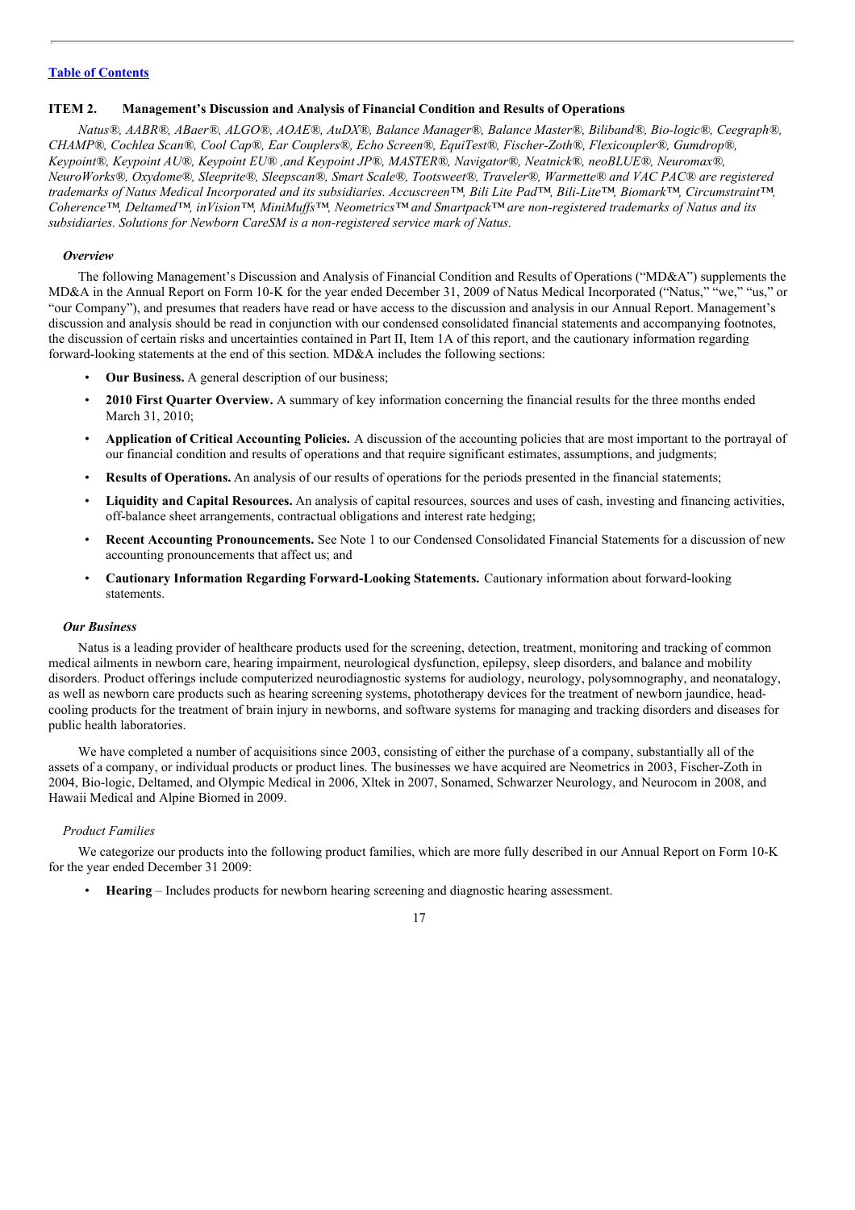[Table of Contents](#)

### ITEM 2. Management's Discussion and Analysis of Financial Condition and Results of Operations

*Natus®, AABR®, ABaer®, ALGO®, AOAE®, AuDX®, Balance Manager®, Balance Master®, Biliband®, Bio-logic®, Ceegraph®, CHAMP®, Cochlea Scan®, Cool Cap®, Ear Couplers®, Echo Screen®, EquiTest®, Fischer-Zoth®, Flexicoupler®, Gumdrop®, Keypoint®, Keypoint AU®, Keypoint EU® ,and Keypoint JP®, MASTER®, Navigator®, Neatnick®, neoBLUE®, Neuromax®, NeuroWorks®, Oxydome®, Sleeprite®, Sleepscan®, Smart Scale®, Tootsweet®, Traveler®, Warmette® and VAC PAC® are registered trademarks of Natus Medical Incorporated and its subsidiaries. Accuscreen™, Bili Lite Pad™, Bili-Lite™, Biomark™, Circumstraint™, Coherence™, Deltamed™, inVision™, MiniMuffs™, Neometrics™ and Smartpack™ are non-registered trademarks of Natus and its subsidiaries. Solutions for Newborn CareSM is a non-registered service mark of Natus.*

#### *Overview*

The following Management's Discussion and Analysis of Financial Condition and Results of Operations ("MD&A") supplements the MD&A in the Annual Report on Form 10-K for the year ended December 31, 2009 of Natus Medical Incorporated ("Natus," "we," "us," or "our Company"), and presumes that readers have read or have access to the discussion and analysis in our Annual Report. Management's discussion and analysis should be read in conjunction with our condensed consolidated financial statements and accompanying footnotes, the discussion of certain risks and uncertainties contained in Part II, Item 1A of this report, and the cautionary information regarding forward-looking statements at the end of this section. MD&A includes the following sections:

- **Our Business.** A general description of our business;
- **2010 First Quarter Overview.** A summary of key information concerning the financial results for the three months ended March 31, 2010;
- **Application of Critical Accounting Policies.** A discussion of the accounting policies that are most important to the portrayal of our financial condition and results of operations and that require significant estimates, assumptions, and judgments;
- **Results of Operations.** An analysis of our results of operations for the periods presented in the financial statements;
- **Liquidity and Capital Resources.** An analysis of capital resources, sources and uses of cash, investing and financing activities, off-balance sheet arrangements, contractual obligations and interest rate hedging;
- **Recent Accounting Pronouncements.** See Note 1 to our Condensed Consolidated Financial Statements for a discussion of new accounting pronouncements that affect us; and
- **Cautionary Information Regarding Forward-Looking Statements.** Cautionary information about forward-looking statements.

#### *Our Business*

Natus is a leading provider of healthcare products used for the screening, detection, treatment, monitoring and tracking of common medical ailments in newborn care, hearing impairment, neurological dysfunction, epilepsy, sleep disorders, and balance and mobility disorders. Product offerings include computerized neurodiagnostic systems for audiology, neurology, polysomnography, and neonatalogy, as well as newborn care products such as hearing screening systems, phototherapy devices for the treatment of newborn jaundice, head-cooling products for the treatment of brain injury in newborns, and software systems for managing and tracking disorders and diseases for public health laboratories.

We have completed a number of acquisitions since 2003, consisting of either the purchase of a company, substantially all of the assets of a company, or individual products or product lines. The businesses we have acquired are Neometrics in 2003, Fischer-Zoth in 2004, Bio-logic, Deltamed, and Olympic Medical in 2006, Xltek in 2007, Sonamed, Schwarzer Neurology, and Neurocom in 2008, and Hawaii Medical and Alpine Biomed in 2009.

*Product Families*

We categorize our products into the following product families, which are more fully described in our Annual Report on Form 10-K for the year ended December 31 2009:

- **Hearing** – Includes products for newborn hearing screening and diagnostic hearing assessment.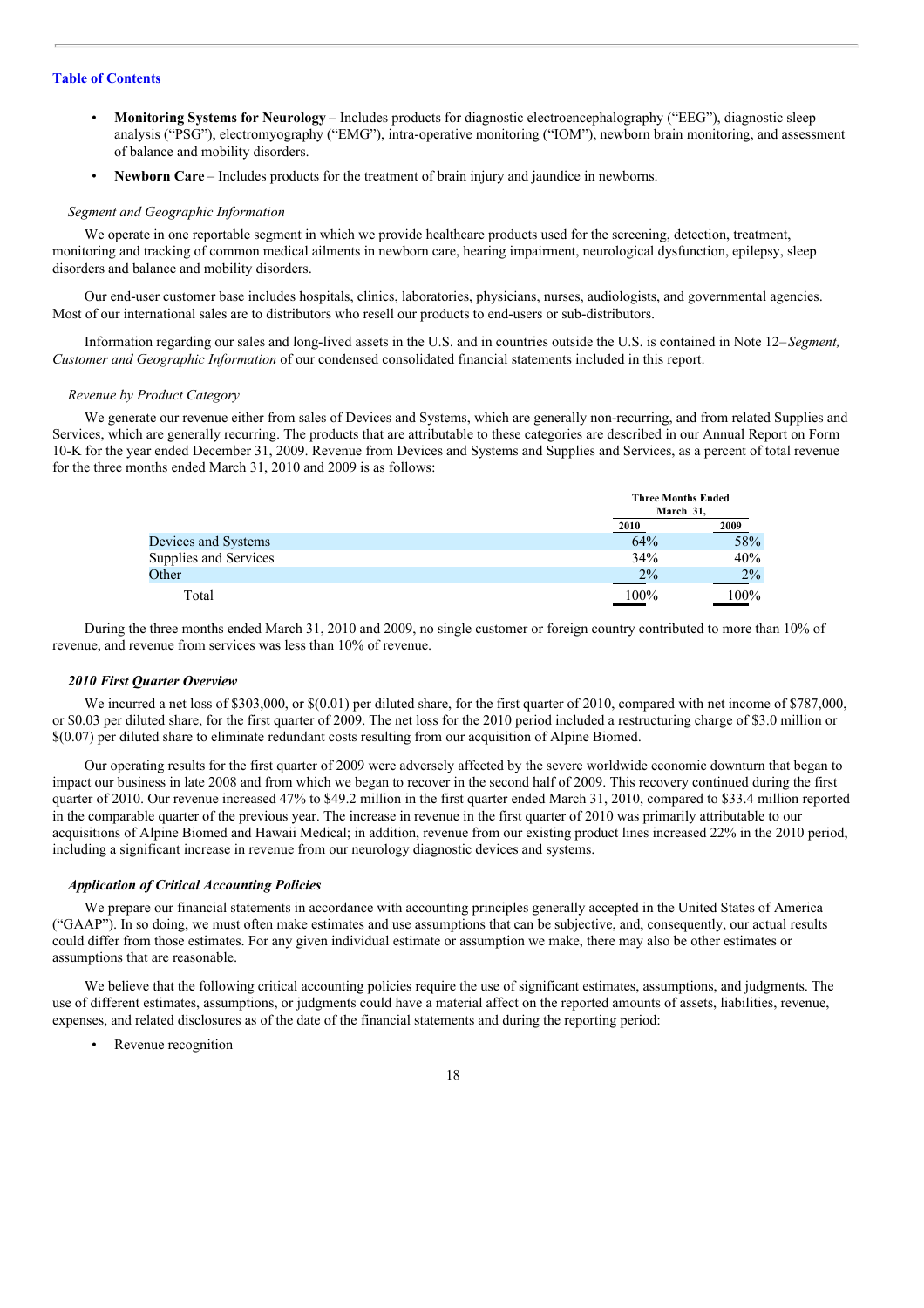[Table of Contents](#)

- **Monitoring Systems for Neurology** – Includes products for diagnostic electroencephalography ("EEG"), diagnostic sleep analysis ("PSG"), electromyography ("EMG"), intra-operative monitoring ("IOM"), newborn brain monitoring, and assessment of balance and mobility disorders.
- **Newborn Care** – Includes products for the treatment of brain injury and jaundice in newborns.

*Segment and Geographic Information*

We operate in one reportable segment in which we provide healthcare products used for the screening, detection, treatment, monitoring and tracking of common medical ailments in newborn care, hearing impairment, neurological dysfunction, epilepsy, sleep disorders and balance and mobility disorders.

Our end-user customer base includes hospitals, clinics, laboratories, physicians, nurses, audiologists, and governmental agencies. Most of our international sales are to distributors who resell our products to end-users or sub-distributors.

Information regarding our sales and long-lived assets in the U.S. and in countries outside the U.S. is contained in Note 12–*Segment, Customer and Geographic Information* of our condensed consolidated financial statements included in this report.

*Revenue by Product Category*

We generate our revenue either from sales of Devices and Systems, which are generally non-recurring, and from related Supplies and Services, which are generally recurring. The products that are attributable to these categories are described in our Annual Report on Form 10-K for the year ended December 31, 2009. Revenue from Devices and Systems and Supplies and Services, as a percent of total revenue for the three months ended March 31, 2010 and 2009 is as follows:

| | Three Months Ended March 31, | |
|---|---|---|
| | 2010 | 2009 |
| Devices and Systems | 64% | 58% |
| Supplies and Services | 34% | 40% |
| Other | 2% | 2% |
| Total | 100% | 100% |

During the three months ended March 31, 2010 and 2009, no single customer or foreign country contributed to more than 10% of revenue, and revenue from services was less than 10% of revenue.

***2010 First Quarter Overview***

We incurred a net loss of $303,000, or $(0.01) per diluted share, for the first quarter of 2010, compared with net income of $787,000, or $0.03 per diluted share, for the first quarter of 2009. The net loss for the 2010 period included a restructuring charge of $3.0 million or $(0.07) per diluted share to eliminate redundant costs resulting from our acquisition of Alpine Biomed.

Our operating results for the first quarter of 2009 were adversely affected by the severe worldwide economic downturn that began to impact our business in late 2008 and from which we began to recover in the second half of 2009. This recovery continued during the first quarter of 2010. Our revenue increased 47% to $49.2 million in the first quarter ended March 31, 2010, compared to $33.4 million reported in the comparable quarter of the previous year. The increase in revenue in the first quarter of 2010 was primarily attributable to our acquisitions of Alpine Biomed and Hawaii Medical; in addition, revenue from our existing product lines increased 22% in the 2010 period, including a significant increase in revenue from our neurology diagnostic devices and systems.

***Application of Critical Accounting Policies***

We prepare our financial statements in accordance with accounting principles generally accepted in the United States of America ("GAAP"). In so doing, we must often make estimates and use assumptions that can be subjective, and, consequently, our actual results could differ from those estimates. For any given individual estimate or assumption we make, there may also be other estimates or assumptions that are reasonable.

We believe that the following critical accounting policies require the use of significant estimates, assumptions, and judgments. The use of different estimates, assumptions, or judgments could have a material affect on the reported amounts of assets, liabilities, revenue, expenses, and related disclosures as of the date of the financial statements and during the reporting period:

- Revenue recognition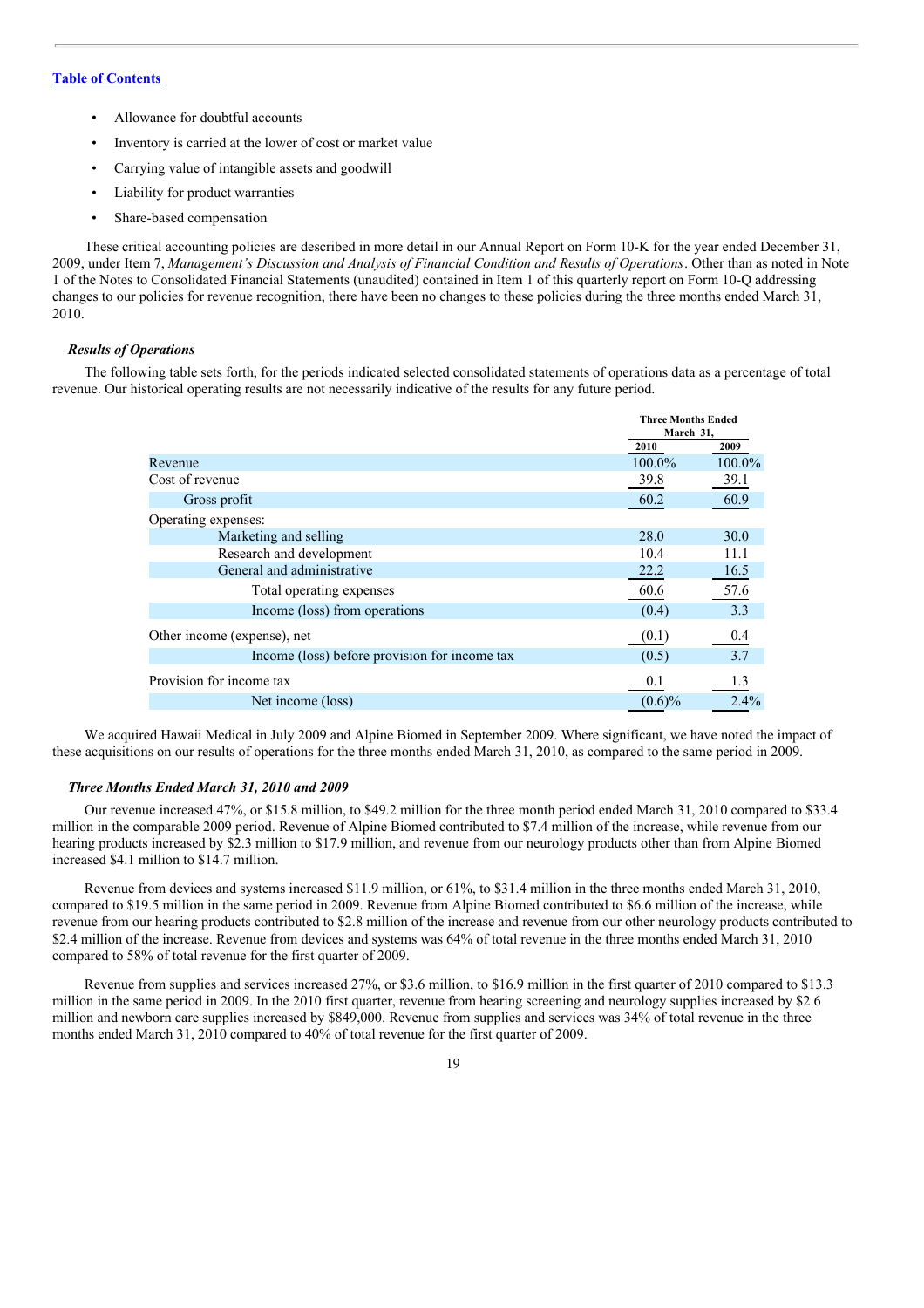[Table of Contents](#)

- Allowance for doubtful accounts
- Inventory is carried at the lower of cost or market value
- Carrying value of intangible assets and goodwill
- Liability for product warranties
- Share-based compensation

These critical accounting policies are described in more detail in our Annual Report on Form 10-K for the year ended December 31, 2009, under Item 7, *Management's Discussion and Analysis of Financial Condition and Results of Operations*. Other than as noted in Note 1 of the Notes to Consolidated Financial Statements (unaudited) contained in Item 1 of this quarterly report on Form 10-Q addressing changes to our policies for revenue recognition, there have been no changes to these policies during the three months ended March 31, 2010.

***Results of Operations***

The following table sets forth, for the periods indicated selected consolidated statements of operations data as a percentage of total revenue. Our historical operating results are not necessarily indicative of the results for any future period.

| | Three Months Ended March 31, | |
|---|---|---|
| | 2010 | 2009 |
| Revenue | 100.0% | 100.0% |
| Cost of revenue | 39.8 | 39.1 |
| Gross profit | 60.2 | 60.9 |
| Operating expenses: | | |
| Marketing and selling | 28.0 | 30.0 |
| Research and development | 10.4 | 11.1 |
| General and administrative | 22.2 | 16.5 |
| Total operating expenses | 60.6 | 57.6 |
| Income (loss) from operations | (0.4) | 3.3 |
| Other income (expense), net | (0.1) | 0.4 |
| Income (loss) before provision for income tax | (0.5) | 3.7 |
| Provision for income tax | 0.1 | 1.3 |
| Net income (loss) | (0.6)% | 2.4% |

We acquired Hawaii Medical in July 2009 and Alpine Biomed in September 2009. Where significant, we have noted the impact of these acquisitions on our results of operations for the three months ended March 31, 2010, as compared to the same period in 2009.

***Three Months Ended March 31, 2010 and 2009***

Our revenue increased 47%, or $15.8 million, to $49.2 million for the three month period ended March 31, 2010 compared to $33.4 million in the comparable 2009 period. Revenue of Alpine Biomed contributed to $7.4 million of the increase, while revenue from our hearing products increased by $2.3 million to $17.9 million, and revenue from our neurology products other than from Alpine Biomed increased $4.1 million to $14.7 million.

Revenue from devices and systems increased $11.9 million, or 61%, to $31.4 million in the three months ended March 31, 2010, compared to $19.5 million in the same period in 2009. Revenue from Alpine Biomed contributed to $6.6 million of the increase, while revenue from our hearing products contributed to $2.8 million of the increase and revenue from our other neurology products contributed to $2.4 million of the increase. Revenue from devices and systems was 64% of total revenue in the three months ended March 31, 2010 compared to 58% of total revenue for the first quarter of 2009.

Revenue from supplies and services increased 27%, or $3.6 million, to $16.9 million in the first quarter of 2010 compared to $13.3 million in the same period in 2009. In the 2010 first quarter, revenue from hearing screening and neurology supplies increased by $2.6 million and newborn care supplies increased by $849,000. Revenue from supplies and services was 34% of total revenue in the three months ended March 31, 2010 compared to 40% of total revenue for the first quarter of 2009.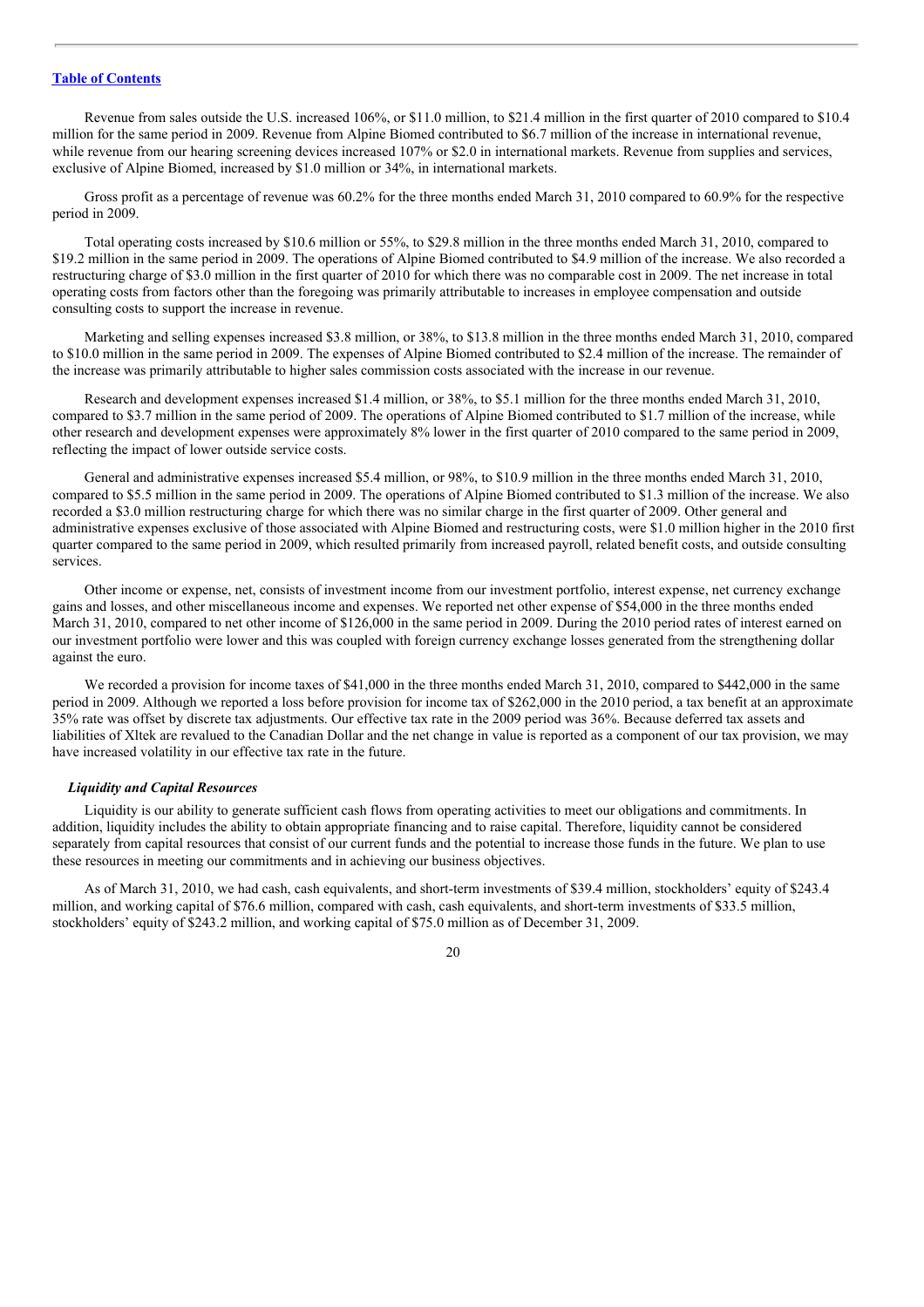Revenue from sales outside the U.S. increased 106%, or $11.0 million, to $21.4 million in the first quarter of 2010 compared to $10.4 million for the same period in 2009. Revenue from Alpine Biomed contributed to $6.7 million of the increase in international revenue, while revenue from our hearing screening devices increased 107% or $2.0 in international markets. Revenue from supplies and services, exclusive of Alpine Biomed, increased by $1.0 million or 34%, in international markets.

Gross profit as a percentage of revenue was 60.2% for the three months ended March 31, 2010 compared to 60.9% for the respective period in 2009.

Total operating costs increased by $10.6 million or 55%, to $29.8 million in the three months ended March 31, 2010, compared to $19.2 million in the same period in 2009. The operations of Alpine Biomed contributed to $4.9 million of the increase. We also recorded a restructuring charge of $3.0 million in the first quarter of 2010 for which there was no comparable cost in 2009. The net increase in total operating costs from factors other than the foregoing was primarily attributable to increases in employee compensation and outside consulting costs to support the increase in revenue.

Marketing and selling expenses increased $3.8 million, or 38%, to $13.8 million in the three months ended March 31, 2010, compared to $10.0 million in the same period in 2009. The expenses of Alpine Biomed contributed to $2.4 million of the increase. The remainder of the increase was primarily attributable to higher sales commission costs associated with the increase in our revenue.

Research and development expenses increased $1.4 million, or 38%, to $5.1 million for the three months ended March 31, 2010, compared to $3.7 million in the same period of 2009. The operations of Alpine Biomed contributed to $1.7 million of the increase, while other research and development expenses were approximately 8% lower in the first quarter of 2010 compared to the same period in 2009, reflecting the impact of lower outside service costs.

General and administrative expenses increased $5.4 million, or 98%, to $10.9 million in the three months ended March 31, 2010, compared to $5.5 million in the same period in 2009. The operations of Alpine Biomed contributed to $1.3 million of the increase. We also recorded a $3.0 million restructuring charge for which there was no similar charge in the first quarter of 2009. Other general and administrative expenses exclusive of those associated with Alpine Biomed and restructuring costs, were $1.0 million higher in the 2010 first quarter compared to the same period in 2009, which resulted primarily from increased payroll, related benefit costs, and outside consulting services.

Other income or expense, net, consists of investment income from our investment portfolio, interest expense, net currency exchange gains and losses, and other miscellaneous income and expenses. We reported net other expense of $54,000 in the three months ended March 31, 2010, compared to net other income of $126,000 in the same period in 2009. During the 2010 period rates of interest earned on our investment portfolio were lower and this was coupled with foreign currency exchange losses generated from the strengthening dollar against the euro.

We recorded a provision for income taxes of $41,000 in the three months ended March 31, 2010, compared to $442,000 in the same period in 2009. Although we reported a loss before provision for income tax of $262,000 in the 2010 period, a tax benefit at an approximate 35% rate was offset by discrete tax adjustments. Our effective tax rate in the 2009 period was 36%. Because deferred tax assets and liabilities of Xltek are revalued to the Canadian Dollar and the net change in value is reported as a component of our tax provision, we may have increased volatility in our effective tax rate in the future.

### *Liquidity and Capital Resources*

Liquidity is our ability to generate sufficient cash flows from operating activities to meet our obligations and commitments. In addition, liquidity includes the ability to obtain appropriate financing and to raise capital. Therefore, liquidity cannot be considered separately from capital resources that consist of our current funds and the potential to increase those funds in the future. We plan to use these resources in meeting our commitments and in achieving our business objectives.

As of March 31, 2010, we had cash, cash equivalents, and short-term investments of $39.4 million, stockholders' equity of $243.4 million, and working capital of $76.6 million, compared with cash, cash equivalents, and short-term investments of $33.5 million, stockholders' equity of $243.2 million, and working capital of $75.0 million as of December 31, 2009.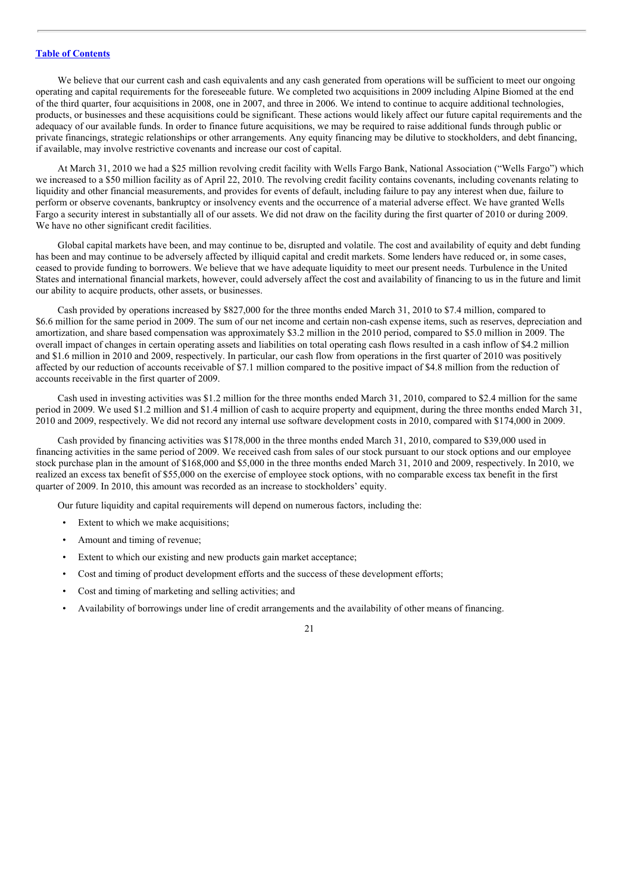We believe that our current cash and cash equivalents and any cash generated from operations will be sufficient to meet our ongoing operating and capital requirements for the foreseeable future. We completed two acquisitions in 2009 including Alpine Biomed at the end of the third quarter, four acquisitions in 2008, one in 2007, and three in 2006. We intend to continue to acquire additional technologies, products, or businesses and these acquisitions could be significant. These actions would likely affect our future capital requirements and the adequacy of our available funds. In order to finance future acquisitions, we may be required to raise additional funds through public or private financings, strategic relationships or other arrangements. Any equity financing may be dilutive to stockholders, and debt financing, if available, may involve restrictive covenants and increase our cost of capital.

At March 31, 2010 we had a $25 million revolving credit facility with Wells Fargo Bank, National Association ("Wells Fargo") which we increased to a $50 million facility as of April 22, 2010. The revolving credit facility contains covenants, including covenants relating to liquidity and other financial measurements, and provides for events of default, including failure to pay any interest when due, failure to perform or observe covenants, bankruptcy or insolvency events and the occurrence of a material adverse effect. We have granted Wells Fargo a security interest in substantially all of our assets. We did not draw on the facility during the first quarter of 2010 or during 2009. We have no other significant credit facilities.

Global capital markets have been, and may continue to be, disrupted and volatile. The cost and availability of equity and debt funding has been and may continue to be adversely affected by illiquid capital and credit markets. Some lenders have reduced or, in some cases, ceased to provide funding to borrowers. We believe that we have adequate liquidity to meet our present needs. Turbulence in the United States and international financial markets, however, could adversely affect the cost and availability of financing to us in the future and limit our ability to acquire products, other assets, or businesses.

Cash provided by operations increased by $827,000 for the three months ended March 31, 2010 to $7.4 million, compared to $6.6 million for the same period in 2009. The sum of our net income and certain non-cash expense items, such as reserves, depreciation and amortization, and share based compensation was approximately $3.2 million in the 2010 period, compared to $5.0 million in 2009. The overall impact of changes in certain operating assets and liabilities on total operating cash flows resulted in a cash inflow of $4.2 million and $1.6 million in 2010 and 2009, respectively. In particular, our cash flow from operations in the first quarter of 2010 was positively affected by our reduction of accounts receivable of $7.1 million compared to the positive impact of $4.8 million from the reduction of accounts receivable in the first quarter of 2009.

Cash used in investing activities was $1.2 million for the three months ended March 31, 2010, compared to $2.4 million for the same period in 2009. We used $1.2 million and $1.4 million of cash to acquire property and equipment, during the three months ended March 31, 2010 and 2009, respectively. We did not record any internal use software development costs in 2010, compared with $174,000 in 2009.

Cash provided by financing activities was $178,000 in the three months ended March 31, 2010, compared to $39,000 used in financing activities in the same period of 2009. We received cash from sales of our stock pursuant to our stock options and our employee stock purchase plan in the amount of $168,000 and $5,000 in the three months ended March 31, 2010 and 2009, respectively. In 2010, we realized an excess tax benefit of $55,000 on the exercise of employee stock options, with no comparable excess tax benefit in the first quarter of 2009. In 2010, this amount was recorded as an increase to stockholders' equity.

Our future liquidity and capital requirements will depend on numerous factors, including the:

- Extent to which we make acquisitions;
- Amount and timing of revenue;
- Extent to which our existing and new products gain market acceptance;
- Cost and timing of product development efforts and the success of these development efforts;
- Cost and timing of marketing and selling activities; and
- Availability of borrowings under line of credit arrangements and the availability of other means of financing.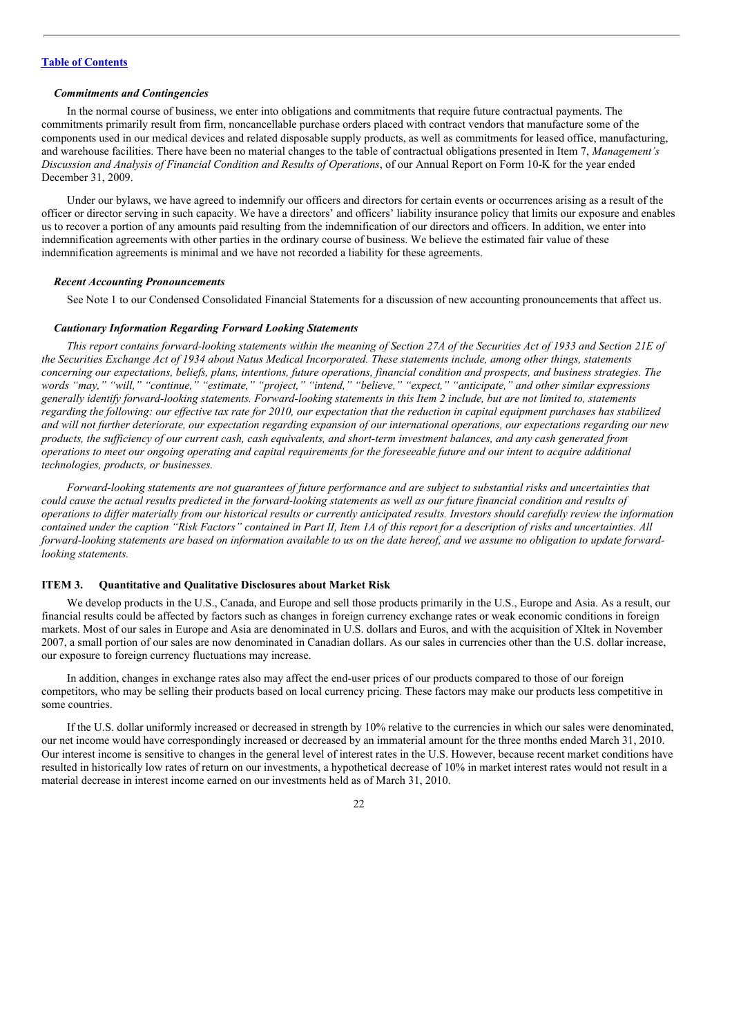[Table of Contents](#)

### *Commitments and Contingencies*

In the normal course of business, we enter into obligations and commitments that require future contractual payments. The commitments primarily result from firm, noncancellable purchase orders placed with contract vendors that manufacture some of the components used in our medical devices and related disposable supply products, as well as commitments for leased office, manufacturing, and warehouse facilities. There have been no material changes to the table of contractual obligations presented in Item 7, *Management's Discussion and Analysis of Financial Condition and Results of Operations*, of our Annual Report on Form 10-K for the year ended December 31, 2009.

Under our bylaws, we have agreed to indemnify our officers and directors for certain events or occurrences arising as a result of the officer or director serving in such capacity. We have a directors' and officers' liability insurance policy that limits our exposure and enables us to recover a portion of any amounts paid resulting from the indemnification of our directors and officers. In addition, we enter into indemnification agreements with other parties in the ordinary course of business. We believe the estimated fair value of these indemnification agreements is minimal and we have not recorded a liability for these agreements.

### *Recent Accounting Pronouncements*

See Note 1 to our Condensed Consolidated Financial Statements for a discussion of new accounting pronouncements that affect us.

### *Cautionary Information Regarding Forward Looking Statements*

*This report contains forward-looking statements within the meaning of Section 27A of the Securities Act of 1933 and Section 21E of the Securities Exchange Act of 1934 about Natus Medical Incorporated. These statements include, among other things, statements concerning our expectations, beliefs, plans, intentions, future operations, financial condition and prospects, and business strategies. The words "may," "will," "continue," "estimate," "project," "intend," "believe," "expect," "anticipate," and other similar expressions generally identify forward-looking statements. Forward-looking statements in this Item 2 include, but are not limited to, statements regarding the following: our effective tax rate for 2010, our expectation that the reduction in capital equipment purchases has stabilized and will not further deteriorate, our expectation regarding expansion of our international operations, our expectations regarding our new products, the sufficiency of our current cash, cash equivalents, and short-term investment balances, and any cash generated from operations to meet our ongoing operating and capital requirements for the foreseeable future and our intent to acquire additional technologies, products, or businesses.*

*Forward-looking statements are not guarantees of future performance and are subject to substantial risks and uncertainties that could cause the actual results predicted in the forward-looking statements as well as our future financial condition and results of operations to differ materially from our historical results or currently anticipated results. Investors should carefully review the information contained under the caption "Risk Factors" contained in Part II, Item 1A of this report for a description of risks and uncertainties. All forward-looking statements are based on information available to us on the date hereof, and we assume no obligation to update forward-looking statements.*

## ITEM 3. Quantitative and Qualitative Disclosures about Market Risk

We develop products in the U.S., Canada, and Europe and sell those products primarily in the U.S., Europe and Asia. As a result, our financial results could be affected by factors such as changes in foreign currency exchange rates or weak economic conditions in foreign markets. Most of our sales in Europe and Asia are denominated in U.S. dollars and Euros, and with the acquisition of Xltek in November 2007, a small portion of our sales are now denominated in Canadian dollars. As our sales in currencies other than the U.S. dollar increase, our exposure to foreign currency fluctuations may increase.

In addition, changes in exchange rates also may affect the end-user prices of our products compared to those of our foreign competitors, who may be selling their products based on local currency pricing. These factors may make our products less competitive in some countries.

If the U.S. dollar uniformly increased or decreased in strength by 10% relative to the currencies in which our sales were denominated, our net income would have correspondingly increased or decreased by an immaterial amount for the three months ended March 31, 2010. Our interest income is sensitive to changes in the general level of interest rates in the U.S. However, because recent market conditions have resulted in historically low rates of return on our investments, a hypothetical decrease of 10% in market interest rates would not result in a material decrease in interest income earned on our investments held as of March 31, 2010.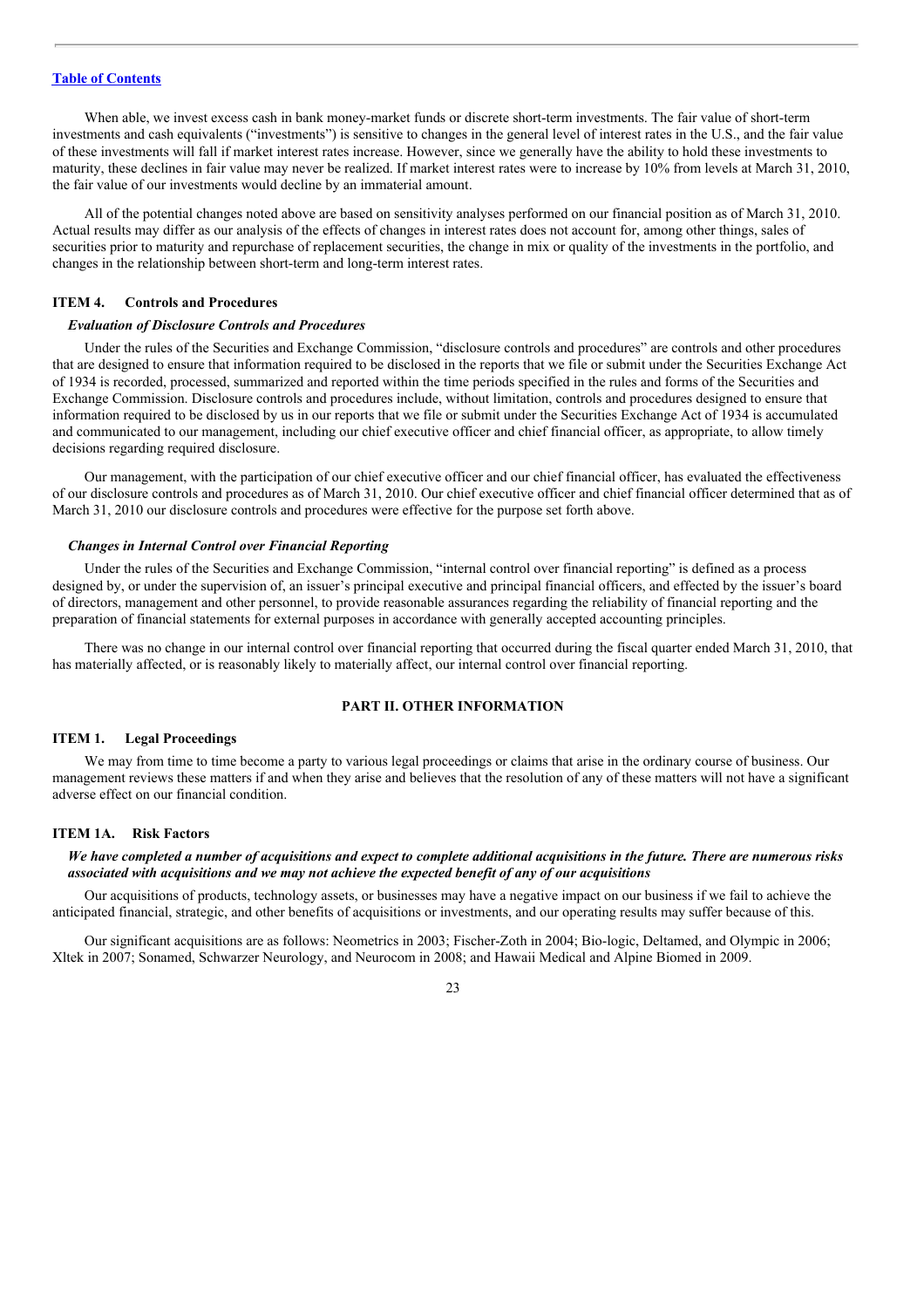When able, we invest excess cash in bank money-market funds or discrete short-term investments. The fair value of short-term investments and cash equivalents ("investments") is sensitive to changes in the general level of interest rates in the U.S., and the fair value of these investments will fall if market interest rates increase. However, since we generally have the ability to hold these investments to maturity, these declines in fair value may never be realized. If market interest rates were to increase by 10% from levels at March 31, 2010, the fair value of our investments would decline by an immaterial amount.

All of the potential changes noted above are based on sensitivity analyses performed on our financial position as of March 31, 2010. Actual results may differ as our analysis of the effects of changes in interest rates does not account for, among other things, sales of securities prior to maturity and repurchase of replacement securities, the change in mix or quality of the investments in the portfolio, and changes in the relationship between short-term and long-term interest rates.

### ITEM 4. Controls and Procedures

#### *Evaluation of Disclosure Controls and Procedures*

Under the rules of the Securities and Exchange Commission, "disclosure controls and procedures" are controls and other procedures that are designed to ensure that information required to be disclosed in the reports that we file or submit under the Securities Exchange Act of 1934 is recorded, processed, summarized and reported within the time periods specified in the rules and forms of the Securities and Exchange Commission. Disclosure controls and procedures include, without limitation, controls and procedures designed to ensure that information required to be disclosed by us in our reports that we file or submit under the Securities Exchange Act of 1934 is accumulated and communicated to our management, including our chief executive officer and chief financial officer, as appropriate, to allow timely decisions regarding required disclosure.

Our management, with the participation of our chief executive officer and our chief financial officer, has evaluated the effectiveness of our disclosure controls and procedures as of March 31, 2010. Our chief executive officer and chief financial officer determined that as of March 31, 2010 our disclosure controls and procedures were effective for the purpose set forth above.

#### *Changes in Internal Control over Financial Reporting*

Under the rules of the Securities and Exchange Commission, "internal control over financial reporting" is defined as a process designed by, or under the supervision of, an issuer's principal executive and principal financial officers, and effected by the issuer's board of directors, management and other personnel, to provide reasonable assurances regarding the reliability of financial reporting and the preparation of financial statements for external purposes in accordance with generally accepted accounting principles.

There was no change in our internal control over financial reporting that occurred during the fiscal quarter ended March 31, 2010, that has materially affected, or is reasonably likely to materially affect, our internal control over financial reporting.

## PART II. OTHER INFORMATION

### ITEM 1. Legal Proceedings

We may from time to time become a party to various legal proceedings or claims that arise in the ordinary course of business. Our management reviews these matters if and when they arise and believes that the resolution of any of these matters will not have a significant adverse effect on our financial condition.

### ITEM 1A. Risk Factors

***We have completed a number of acquisitions and expect to complete additional acquisitions in the future. There are numerous risks associated with acquisitions and we may not achieve the expected benefit of any of our acquisitions***

Our acquisitions of products, technology assets, or businesses may have a negative impact on our business if we fail to achieve the anticipated financial, strategic, and other benefits of acquisitions or investments, and our operating results may suffer because of this.

Our significant acquisitions are as follows: Neometrics in 2003; Fischer-Zoth in 2004; Bio-logic, Deltamed, and Olympic in 2006; Xltek in 2007; Sonamed, Schwarzer Neurology, and Neurocom in 2008; and Hawaii Medical and Alpine Biomed in 2009.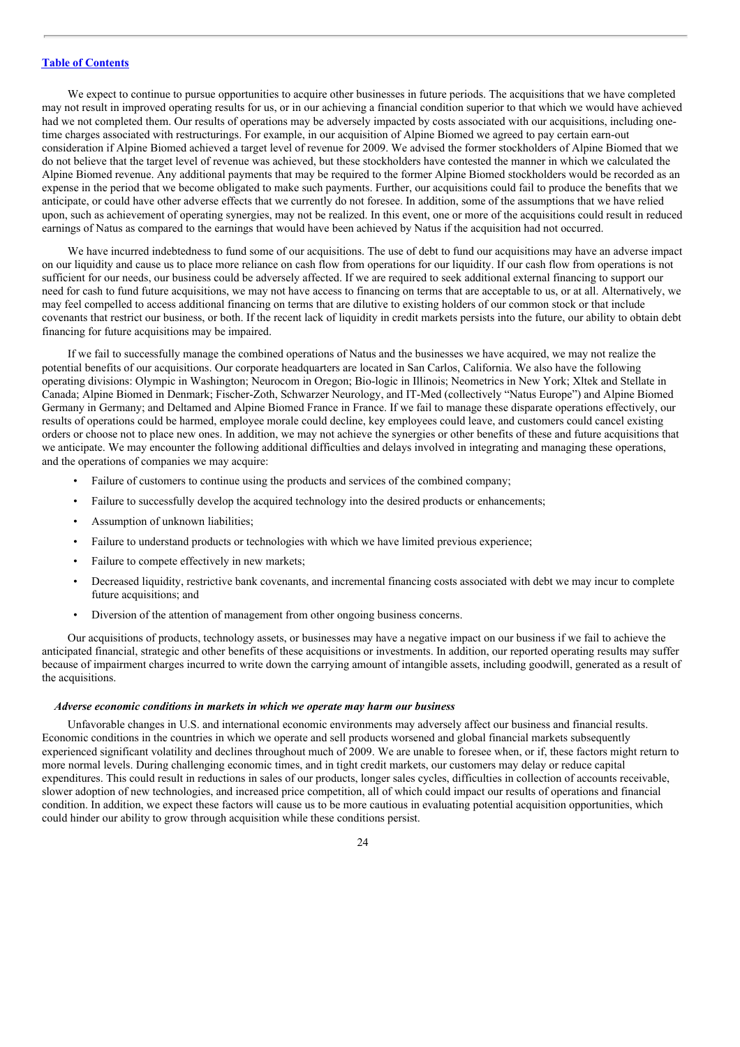[Table of Contents](#)

We expect to continue to pursue opportunities to acquire other businesses in future periods. The acquisitions that we have completed may not result in improved operating results for us, or in our achieving a financial condition superior to that which we would have achieved had we not completed them. Our results of operations may be adversely impacted by costs associated with our acquisitions, including one-time charges associated with restructurings. For example, in our acquisition of Alpine Biomed we agreed to pay certain earn-out consideration if Alpine Biomed achieved a target level of revenue for 2009. We advised the former stockholders of Alpine Biomed that we do not believe that the target level of revenue was achieved, but these stockholders have contested the manner in which we calculated the Alpine Biomed revenue. Any additional payments that may be required to the former Alpine Biomed stockholders would be recorded as an expense in the period that we become obligated to make such payments. Further, our acquisitions could fail to produce the benefits that we anticipate, or could have other adverse effects that we currently do not foresee. In addition, some of the assumptions that we have relied upon, such as achievement of operating synergies, may not be realized. In this event, one or more of the acquisitions could result in reduced earnings of Natus as compared to the earnings that would have been achieved by Natus if the acquisition had not occurred.

We have incurred indebtedness to fund some of our acquisitions. The use of debt to fund our acquisitions may have an adverse impact on our liquidity and cause us to place more reliance on cash flow from operations for our liquidity. If our cash flow from operations is not sufficient for our needs, our business could be adversely affected. If we are required to seek additional external financing to support our need for cash to fund future acquisitions, we may not have access to financing on terms that are acceptable to us, or at all. Alternatively, we may feel compelled to access additional financing on terms that are dilutive to existing holders of our common stock or that include covenants that restrict our business, or both. If the recent lack of liquidity in credit markets persists into the future, our ability to obtain debt financing for future acquisitions may be impaired.

If we fail to successfully manage the combined operations of Natus and the businesses we have acquired, we may not realize the potential benefits of our acquisitions. Our corporate headquarters are located in San Carlos, California. We also have the following operating divisions: Olympic in Washington; Neurocom in Oregon; Bio-logic in Illinois; Neometrics in New York; Xltek and Stellate in Canada; Alpine Biomed in Denmark; Fischer-Zoth, Schwarzer Neurology, and IT-Med (collectively "Natus Europe") and Alpine Biomed Germany in Germany; and Deltamed and Alpine Biomed France in France. If we fail to manage these disparate operations effectively, our results of operations could be harmed, employee morale could decline, key employees could leave, and customers could cancel existing orders or choose not to place new ones. In addition, we may not achieve the synergies or other benefits of these and future acquisitions that we anticipate. We may encounter the following additional difficulties and delays involved in integrating and managing these operations, and the operations of companies we may acquire:

- Failure of customers to continue using the products and services of the combined company;
- Failure to successfully develop the acquired technology into the desired products or enhancements;
- Assumption of unknown liabilities;
- Failure to understand products or technologies with which we have limited previous experience;
- Failure to compete effectively in new markets;
- Decreased liquidity, restrictive bank covenants, and incremental financing costs associated with debt we may incur to complete future acquisitions; and
- Diversion of the attention of management from other ongoing business concerns.

Our acquisitions of products, technology assets, or businesses may have a negative impact on our business if we fail to achieve the anticipated financial, strategic and other benefits of these acquisitions or investments. In addition, our reported operating results may suffer because of impairment charges incurred to write down the carrying amount of intangible assets, including goodwill, generated as a result of the acquisitions.

***Adverse economic conditions in markets in which we operate may harm our business***

Unfavorable changes in U.S. and international economic environments may adversely affect our business and financial results. Economic conditions in the countries in which we operate and sell products worsened and global financial markets subsequently experienced significant volatility and declines throughout much of 2009. We are unable to foresee when, or if, these factors might return to more normal levels. During challenging economic times, and in tight credit markets, our customers may delay or reduce capital expenditures. This could result in reductions in sales of our products, longer sales cycles, difficulties in collection of accounts receivable, slower adoption of new technologies, and increased price competition, all of which could impact our results of operations and financial condition. In addition, we expect these factors will cause us to be more cautious in evaluating potential acquisition opportunities, which could hinder our ability to grow through acquisition while these conditions persist.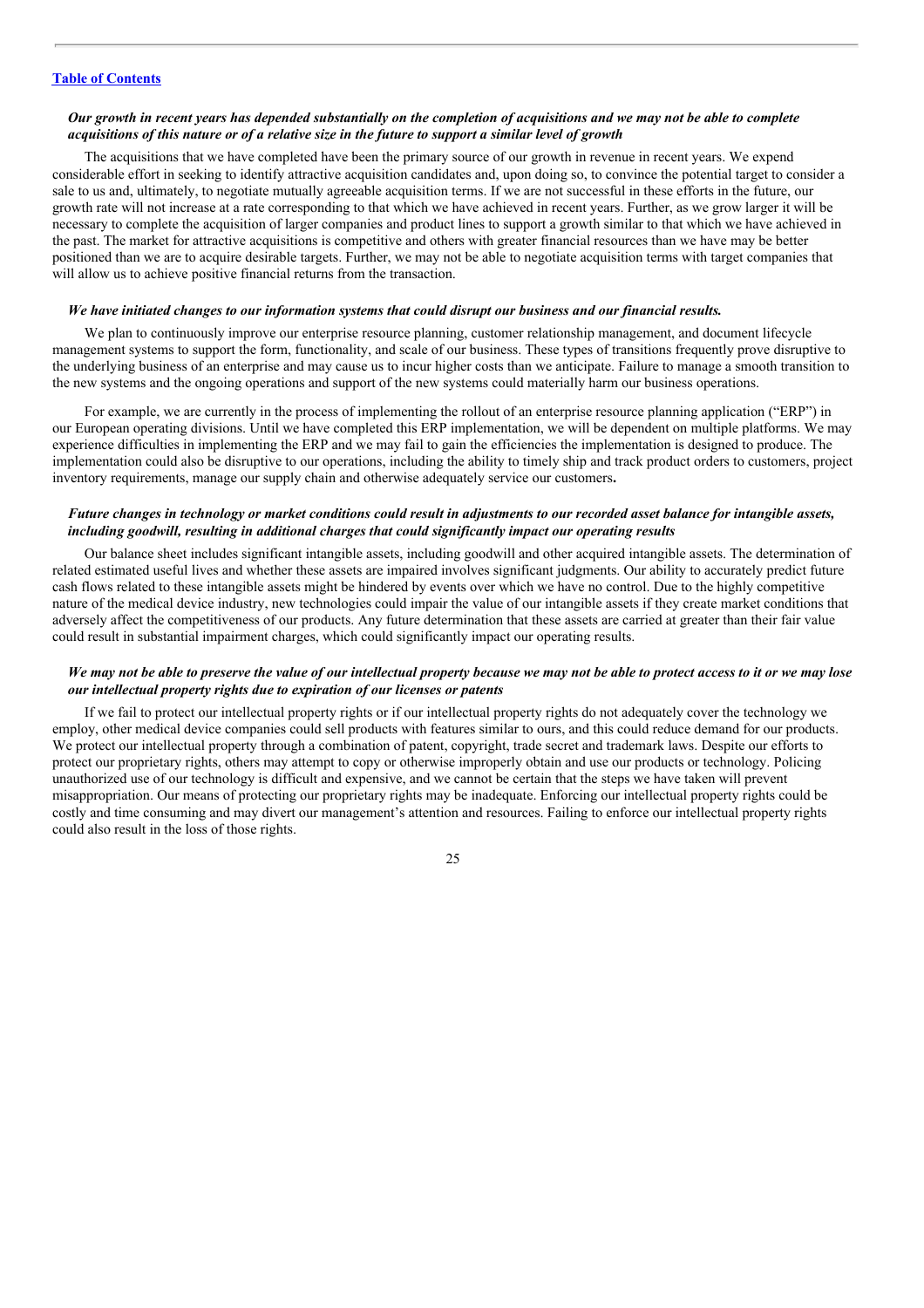[Table of Contents](#)

***Our growth in recent years has depended substantially on the completion of acquisitions and we may not be able to complete acquisitions of this nature or of a relative size in the future to support a similar level of growth***

The acquisitions that we have completed have been the primary source of our growth in revenue in recent years. We expend considerable effort in seeking to identify attractive acquisition candidates and, upon doing so, to convince the potential target to consider a sale to us and, ultimately, to negotiate mutually agreeable acquisition terms. If we are not successful in these efforts in the future, our growth rate will not increase at a rate corresponding to that which we have achieved in recent years. Further, as we grow larger it will be necessary to complete the acquisition of larger companies and product lines to support a growth similar to that which we have achieved in the past. The market for attractive acquisitions is competitive and others with greater financial resources than we have may be better positioned than we are to acquire desirable targets. Further, we may not be able to negotiate acquisition terms with target companies that will allow us to achieve positive financial returns from the transaction.

***We have initiated changes to our information systems that could disrupt our business and our financial results.***

We plan to continuously improve our enterprise resource planning, customer relationship management, and document lifecycle management systems to support the form, functionality, and scale of our business. These types of transitions frequently prove disruptive to the underlying business of an enterprise and may cause us to incur higher costs than we anticipate. Failure to manage a smooth transition to the new systems and the ongoing operations and support of the new systems could materially harm our business operations.

For example, we are currently in the process of implementing the rollout of an enterprise resource planning application ("ERP") in our European operating divisions. Until we have completed this ERP implementation, we will be dependent on multiple platforms. We may experience difficulties in implementing the ERP and we may fail to gain the efficiencies the implementation is designed to produce. The implementation could also be disruptive to our operations, including the ability to timely ship and track product orders to customers, project inventory requirements, manage our supply chain and otherwise adequately service our customers**.**

***Future changes in technology or market conditions could result in adjustments to our recorded asset balance for intangible assets, including goodwill, resulting in additional charges that could significantly impact our operating results***

Our balance sheet includes significant intangible assets, including goodwill and other acquired intangible assets. The determination of related estimated useful lives and whether these assets are impaired involves significant judgments. Our ability to accurately predict future cash flows related to these intangible assets might be hindered by events over which we have no control. Due to the highly competitive nature of the medical device industry, new technologies could impair the value of our intangible assets if they create market conditions that adversely affect the competitiveness of our products. Any future determination that these assets are carried at greater than their fair value could result in substantial impairment charges, which could significantly impact our operating results.

***We may not be able to preserve the value of our intellectual property because we may not be able to protect access to it or we may lose our intellectual property rights due to expiration of our licenses or patents***

If we fail to protect our intellectual property rights or if our intellectual property rights do not adequately cover the technology we employ, other medical device companies could sell products with features similar to ours, and this could reduce demand for our products. We protect our intellectual property through a combination of patent, copyright, trade secret and trademark laws. Despite our efforts to protect our proprietary rights, others may attempt to copy or otherwise improperly obtain and use our products or technology. Policing unauthorized use of our technology is difficult and expensive, and we cannot be certain that the steps we have taken will prevent misappropriation. Our means of protecting our proprietary rights may be inadequate. Enforcing our intellectual property rights could be costly and time consuming and may divert our management's attention and resources. Failing to enforce our intellectual property rights could also result in the loss of those rights.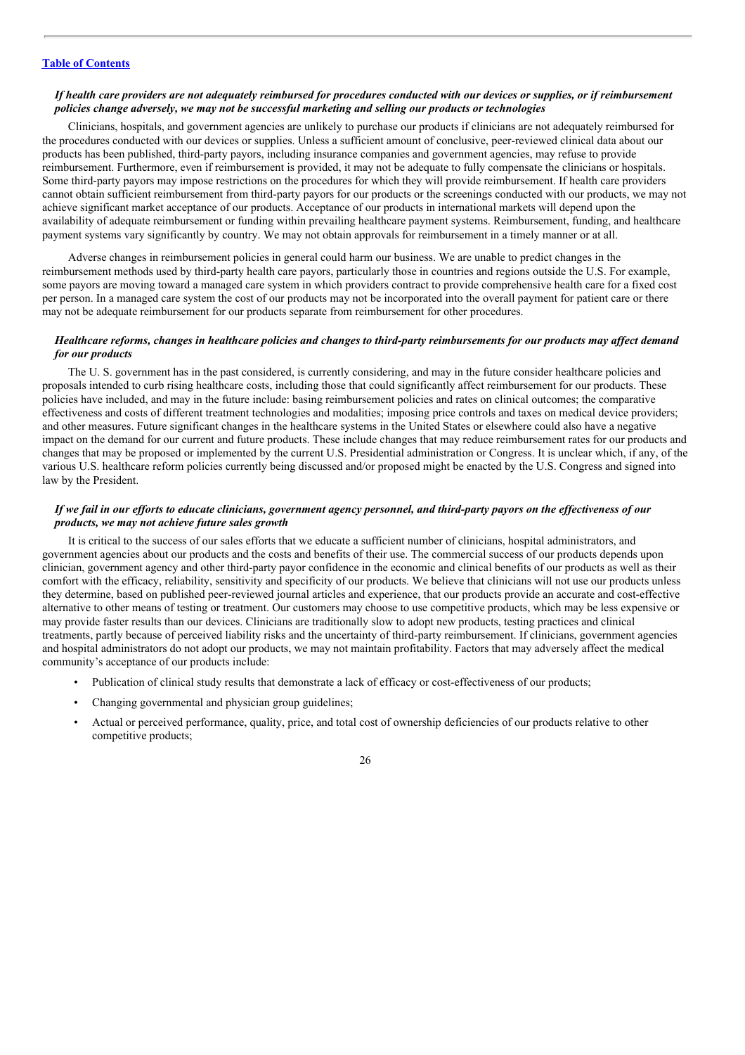*If health care providers are not adequately reimbursed for procedures conducted with our devices or supplies, or if reimbursement policies change adversely, we may not be successful marketing and selling our products or technologies*

Clinicians, hospitals, and government agencies are unlikely to purchase our products if clinicians are not adequately reimbursed for the procedures conducted with our devices or supplies. Unless a sufficient amount of conclusive, peer-reviewed clinical data about our products has been published, third-party payors, including insurance companies and government agencies, may refuse to provide reimbursement. Furthermore, even if reimbursement is provided, it may not be adequate to fully compensate the clinicians or hospitals. Some third-party payors may impose restrictions on the procedures for which they will provide reimbursement. If health care providers cannot obtain sufficient reimbursement from third-party payors for our products or the screenings conducted with our products, we may not achieve significant market acceptance of our products. Acceptance of our products in international markets will depend upon the availability of adequate reimbursement or funding within prevailing healthcare payment systems. Reimbursement, funding, and healthcare payment systems vary significantly by country. We may not obtain approvals for reimbursement in a timely manner or at all.

Adverse changes in reimbursement policies in general could harm our business. We are unable to predict changes in the reimbursement methods used by third-party health care payors, particularly those in countries and regions outside the U.S. For example, some payors are moving toward a managed care system in which providers contract to provide comprehensive health care for a fixed cost per person. In a managed care system the cost of our products may not be incorporated into the overall payment for patient care or there may not be adequate reimbursement for our products separate from reimbursement for other procedures.

*Healthcare reforms, changes in healthcare policies and changes to third-party reimbursements for our products may affect demand for our products*

The U. S. government has in the past considered, is currently considering, and may in the future consider healthcare policies and proposals intended to curb rising healthcare costs, including those that could significantly affect reimbursement for our products. These policies have included, and may in the future include: basing reimbursement policies and rates on clinical outcomes; the comparative effectiveness and costs of different treatment technologies and modalities; imposing price controls and taxes on medical device providers; and other measures. Future significant changes in the healthcare systems in the United States or elsewhere could also have a negative impact on the demand for our current and future products. These include changes that may reduce reimbursement rates for our products and changes that may be proposed or implemented by the current U.S. Presidential administration or Congress. It is unclear which, if any, of the various U.S. healthcare reform policies currently being discussed and/or proposed might be enacted by the U.S. Congress and signed into law by the President.

*If we fail in our efforts to educate clinicians, government agency personnel, and third-party payors on the effectiveness of our products, we may not achieve future sales growth*

It is critical to the success of our sales efforts that we educate a sufficient number of clinicians, hospital administrators, and government agencies about our products and the costs and benefits of their use. The commercial success of our products depends upon clinician, government agency and other third-party payor confidence in the economic and clinical benefits of our products as well as their comfort with the efficacy, reliability, sensitivity and specificity of our products. We believe that clinicians will not use our products unless they determine, based on published peer-reviewed journal articles and experience, that our products provide an accurate and cost-effective alternative to other means of testing or treatment. Our customers may choose to use competitive products, which may be less expensive or may provide faster results than our devices. Clinicians are traditionally slow to adopt new products, testing practices and clinical treatments, partly because of perceived liability risks and the uncertainty of third-party reimbursement. If clinicians, government agencies and hospital administrators do not adopt our products, we may not maintain profitability. Factors that may adversely affect the medical community's acceptance of our products include:

- Publication of clinical study results that demonstrate a lack of efficacy or cost-effectiveness of our products;
- Changing governmental and physician group guidelines;
- Actual or perceived performance, quality, price, and total cost of ownership deficiencies of our products relative to other competitive products;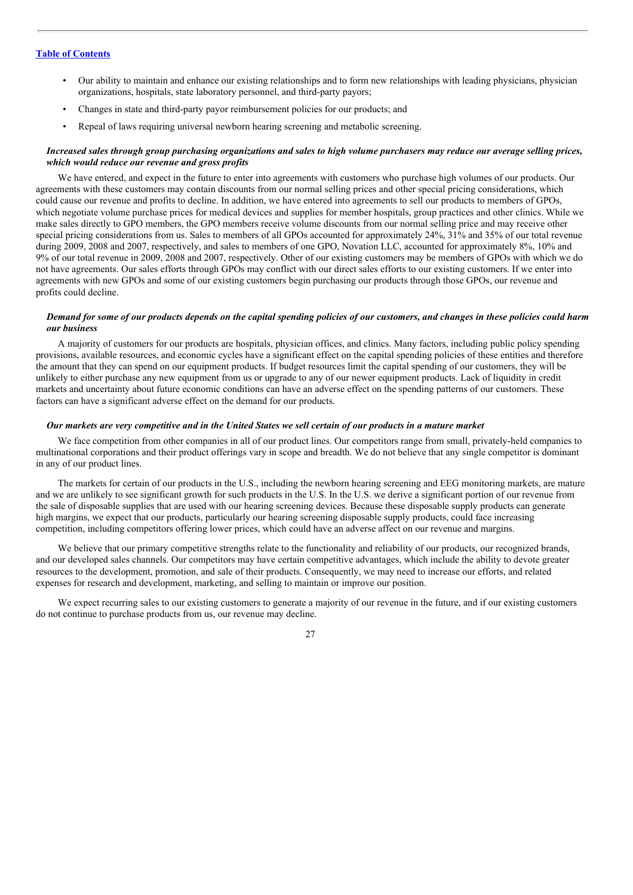- Our ability to maintain and enhance our existing relationships and to form new relationships with leading physicians, physician organizations, hospitals, state laboratory personnel, and third-party payors;
- Changes in state and third-party payor reimbursement policies for our products; and
- Repeal of laws requiring universal newborn hearing screening and metabolic screening.

***Increased sales through group purchasing organizations and sales to high volume purchasers may reduce our average selling prices, which would reduce our revenue and gross profits***

We have entered, and expect in the future to enter into agreements with customers who purchase high volumes of our products. Our agreements with these customers may contain discounts from our normal selling prices and other special pricing considerations, which could cause our revenue and profits to decline. In addition, we have entered into agreements to sell our products to members of GPOs, which negotiate volume purchase prices for medical devices and supplies for member hospitals, group practices and other clinics. While we make sales directly to GPO members, the GPO members receive volume discounts from our normal selling price and may receive other special pricing considerations from us. Sales to members of all GPOs accounted for approximately 24%, 31% and 35% of our total revenue during 2009, 2008 and 2007, respectively, and sales to members of one GPO, Novation LLC, accounted for approximately 8%, 10% and 9% of our total revenue in 2009, 2008 and 2007, respectively. Other of our existing customers may be members of GPOs with which we do not have agreements. Our sales efforts through GPOs may conflict with our direct sales efforts to our existing customers. If we enter into agreements with new GPOs and some of our existing customers begin purchasing our products through those GPOs, our revenue and profits could decline.

***Demand for some of our products depends on the capital spending policies of our customers, and changes in these policies could harm our business***

A majority of customers for our products are hospitals, physician offices, and clinics. Many factors, including public policy spending provisions, available resources, and economic cycles have a significant effect on the capital spending policies of these entities and therefore the amount that they can spend on our equipment products. If budget resources limit the capital spending of our customers, they will be unlikely to either purchase any new equipment from us or upgrade to any of our newer equipment products. Lack of liquidity in credit markets and uncertainty about future economic conditions can have an adverse effect on the spending patterns of our customers. These factors can have a significant adverse effect on the demand for our products.

***Our markets are very competitive and in the United States we sell certain of our products in a mature market***

We face competition from other companies in all of our product lines. Our competitors range from small, privately-held companies to multinational corporations and their product offerings vary in scope and breadth. We do not believe that any single competitor is dominant in any of our product lines.

The markets for certain of our products in the U.S., including the newborn hearing screening and EEG monitoring markets, are mature and we are unlikely to see significant growth for such products in the U.S. In the U.S. we derive a significant portion of our revenue from the sale of disposable supplies that are used with our hearing screening devices. Because these disposable supply products can generate high margins, we expect that our products, particularly our hearing screening disposable supply products, could face increasing competition, including competitors offering lower prices, which could have an adverse affect on our revenue and margins.

We believe that our primary competitive strengths relate to the functionality and reliability of our products, our recognized brands, and our developed sales channels. Our competitors may have certain competitive advantages, which include the ability to devote greater resources to the development, promotion, and sale of their products. Consequently, we may need to increase our efforts, and related expenses for research and development, marketing, and selling to maintain or improve our position.

We expect recurring sales to our existing customers to generate a majority of our revenue in the future, and if our existing customers do not continue to purchase products from us, our revenue may decline.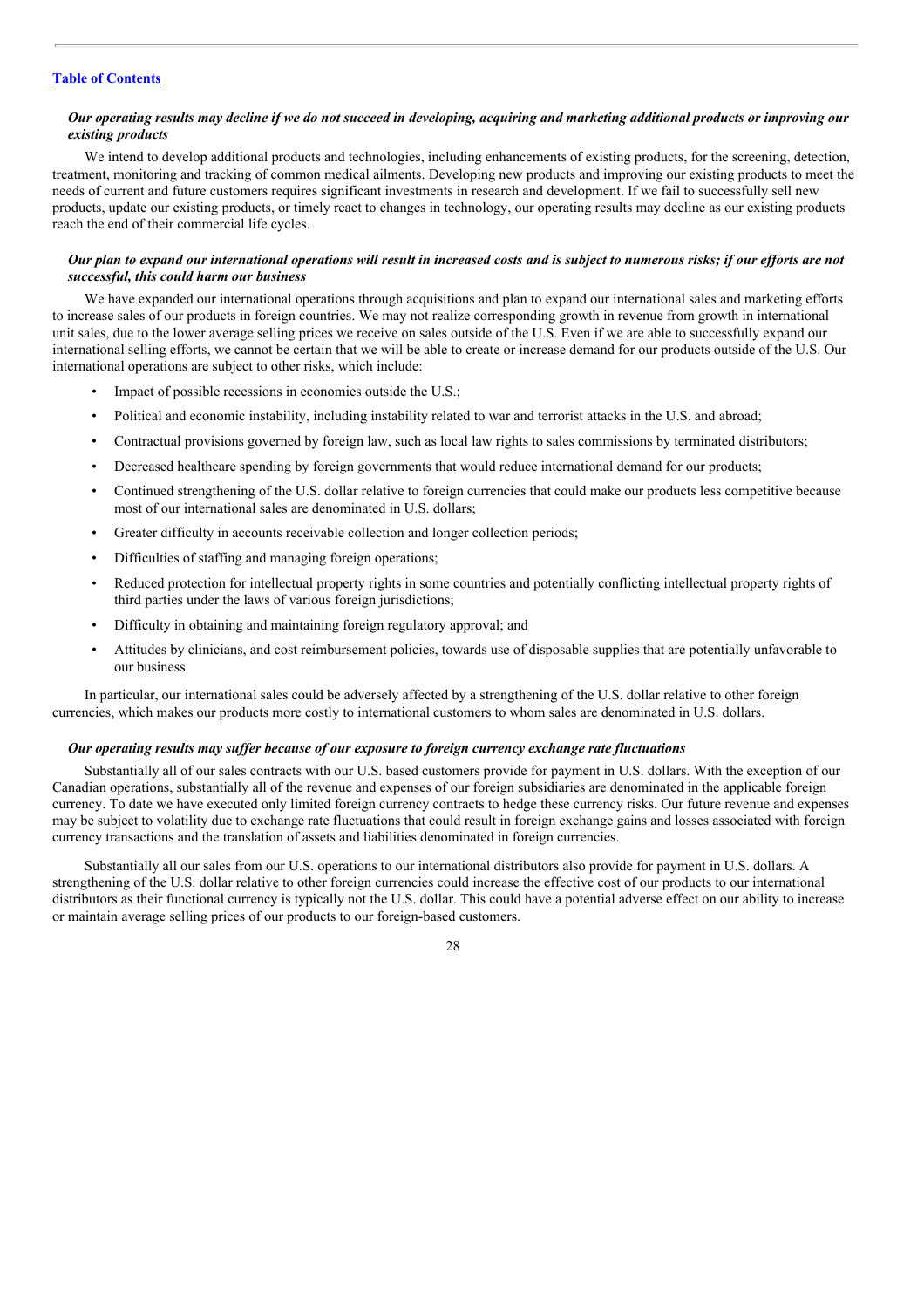*Our operating results may decline if we do not succeed in developing, acquiring and marketing additional products or improving our existing products*

We intend to develop additional products and technologies, including enhancements of existing products, for the screening, detection, treatment, monitoring and tracking of common medical ailments. Developing new products and improving our existing products to meet the needs of current and future customers requires significant investments in research and development. If we fail to successfully sell new products, update our existing products, or timely react to changes in technology, our operating results may decline as our existing products reach the end of their commercial life cycles.

*Our plan to expand our international operations will result in increased costs and is subject to numerous risks; if our efforts are not successful, this could harm our business*

We have expanded our international operations through acquisitions and plan to expand our international sales and marketing efforts to increase sales of our products in foreign countries. We may not realize corresponding growth in revenue from growth in international unit sales, due to the lower average selling prices we receive on sales outside of the U.S. Even if we are able to successfully expand our international selling efforts, we cannot be certain that we will be able to create or increase demand for our products outside of the U.S. Our international operations are subject to other risks, which include:

- Impact of possible recessions in economies outside the U.S.;
- Political and economic instability, including instability related to war and terrorist attacks in the U.S. and abroad;
- Contractual provisions governed by foreign law, such as local law rights to sales commissions by terminated distributors;
- Decreased healthcare spending by foreign governments that would reduce international demand for our products;
- Continued strengthening of the U.S. dollar relative to foreign currencies that could make our products less competitive because most of our international sales are denominated in U.S. dollars;
- Greater difficulty in accounts receivable collection and longer collection periods;
- Difficulties of staffing and managing foreign operations;
- Reduced protection for intellectual property rights in some countries and potentially conflicting intellectual property rights of third parties under the laws of various foreign jurisdictions;
- Difficulty in obtaining and maintaining foreign regulatory approval; and
- Attitudes by clinicians, and cost reimbursement policies, towards use of disposable supplies that are potentially unfavorable to our business.

In particular, our international sales could be adversely affected by a strengthening of the U.S. dollar relative to other foreign currencies, which makes our products more costly to international customers to whom sales are denominated in U.S. dollars.

*Our operating results may suffer because of our exposure to foreign currency exchange rate fluctuations*

Substantially all of our sales contracts with our U.S. based customers provide for payment in U.S. dollars. With the exception of our Canadian operations, substantially all of the revenue and expenses of our foreign subsidiaries are denominated in the applicable foreign currency. To date we have executed only limited foreign currency contracts to hedge these currency risks. Our future revenue and expenses may be subject to volatility due to exchange rate fluctuations that could result in foreign exchange gains and losses associated with foreign currency transactions and the translation of assets and liabilities denominated in foreign currencies.

Substantially all our sales from our U.S. operations to our international distributors also provide for payment in U.S. dollars. A strengthening of the U.S. dollar relative to other foreign currencies could increase the effective cost of our products to our international distributors as their functional currency is typically not the U.S. dollar. This could have a potential adverse effect on our ability to increase or maintain average selling prices of our products to our foreign-based customers.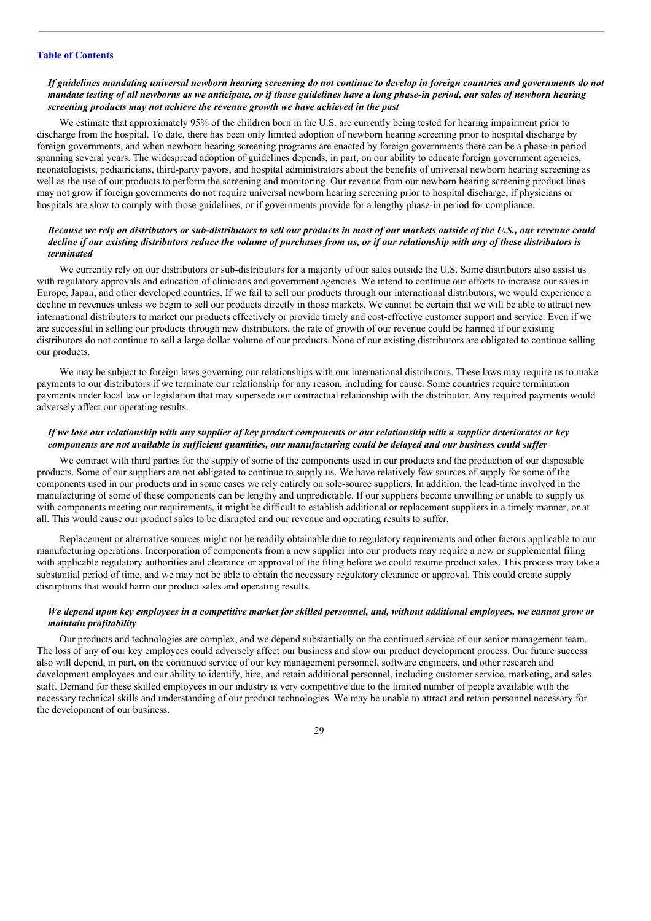***If guidelines mandating universal newborn hearing screening do not continue to develop in foreign countries and governments do not mandate testing of all newborns as we anticipate, or if those guidelines have a long phase-in period, our sales of newborn hearing screening products may not achieve the revenue growth we have achieved in the past***

We estimate that approximately 95% of the children born in the U.S. are currently being tested for hearing impairment prior to discharge from the hospital. To date, there has been only limited adoption of newborn hearing screening prior to hospital discharge by foreign governments, and when newborn hearing screening programs are enacted by foreign governments there can be a phase-in period spanning several years. The widespread adoption of guidelines depends, in part, on our ability to educate foreign government agencies, neonatologists, pediatricians, third-party payors, and hospital administrators about the benefits of universal newborn hearing screening as well as the use of our products to perform the screening and monitoring. Our revenue from our newborn hearing screening product lines may not grow if foreign governments do not require universal newborn hearing screening prior to hospital discharge, if physicians or hospitals are slow to comply with those guidelines, or if governments provide for a lengthy phase-in period for compliance.

***Because we rely on distributors or sub-distributors to sell our products in most of our markets outside of the U.S., our revenue could decline if our existing distributors reduce the volume of purchases from us, or if our relationship with any of these distributors is terminated***

We currently rely on our distributors or sub-distributors for a majority of our sales outside the U.S. Some distributors also assist us with regulatory approvals and education of clinicians and government agencies. We intend to continue our efforts to increase our sales in Europe, Japan, and other developed countries. If we fail to sell our products through our international distributors, we would experience a decline in revenues unless we begin to sell our products directly in those markets. We cannot be certain that we will be able to attract new international distributors to market our products effectively or provide timely and cost-effective customer support and service. Even if we are successful in selling our products through new distributors, the rate of growth of our revenue could be harmed if our existing distributors do not continue to sell a large dollar volume of our products. None of our existing distributors are obligated to continue selling our products.

We may be subject to foreign laws governing our relationships with our international distributors. These laws may require us to make payments to our distributors if we terminate our relationship for any reason, including for cause. Some countries require termination payments under local law or legislation that may supersede our contractual relationship with the distributor. Any required payments would adversely affect our operating results.

***If we lose our relationship with any supplier of key product components or our relationship with a supplier deteriorates or key components are not available in sufficient quantities, our manufacturing could be delayed and our business could suffer***

We contract with third parties for the supply of some of the components used in our products and the production of our disposable products. Some of our suppliers are not obligated to continue to supply us. We have relatively few sources of supply for some of the components used in our products and in some cases we rely entirely on sole-source suppliers. In addition, the lead-time involved in the manufacturing of some of these components can be lengthy and unpredictable. If our suppliers become unwilling or unable to supply us with components meeting our requirements, it might be difficult to establish additional or replacement suppliers in a timely manner, or at all. This would cause our product sales to be disrupted and our revenue and operating results to suffer.

Replacement or alternative sources might not be readily obtainable due to regulatory requirements and other factors applicable to our manufacturing operations. Incorporation of components from a new supplier into our products may require a new or supplemental filing with applicable regulatory authorities and clearance or approval of the filing before we could resume product sales. This process may take a substantial period of time, and we may not be able to obtain the necessary regulatory clearance or approval. This could create supply disruptions that would harm our product sales and operating results.

***We depend upon key employees in a competitive market for skilled personnel, and, without additional employees, we cannot grow or maintain profitability***

Our products and technologies are complex, and we depend substantially on the continued service of our senior management team. The loss of any of our key employees could adversely affect our business and slow our product development process. Our future success also will depend, in part, on the continued service of our key management personnel, software engineers, and other research and development employees and our ability to identify, hire, and retain additional personnel, including customer service, marketing, and sales staff. Demand for these skilled employees in our industry is very competitive due to the limited number of people available with the necessary technical skills and understanding of our product technologies. We may be unable to attract and retain personnel necessary for the development of our business.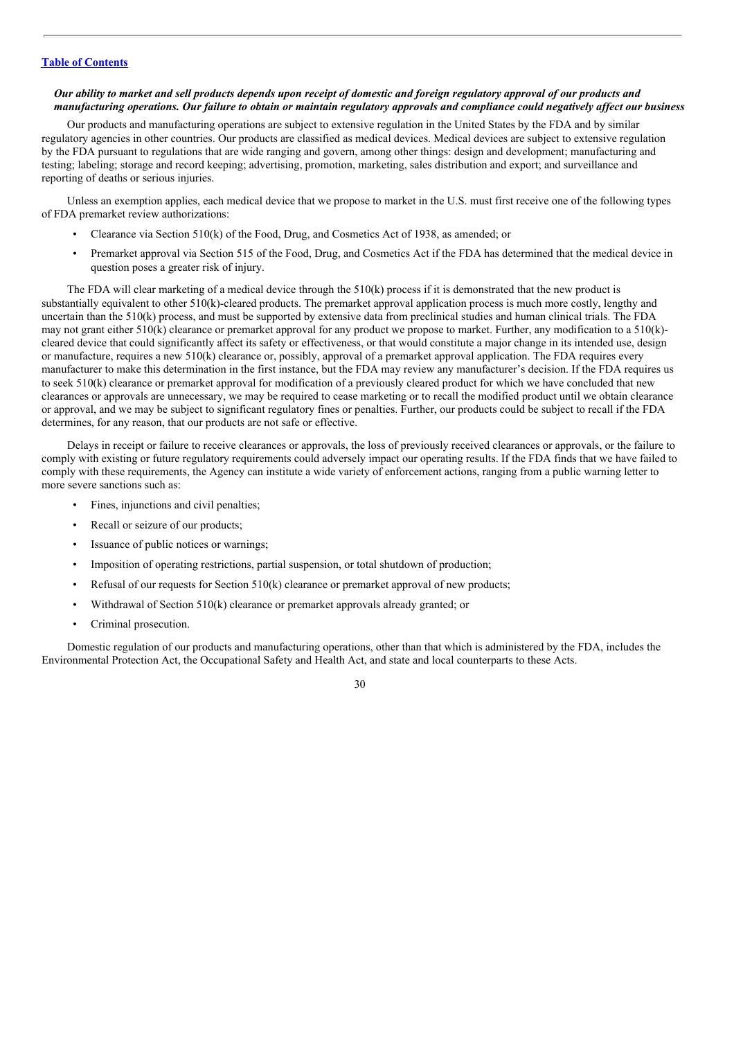[Table of Contents]

***Our ability to market and sell products depends upon receipt of domestic and foreign regulatory approval of our products and manufacturing operations. Our failure to obtain or maintain regulatory approvals and compliance could negatively affect our business***

Our products and manufacturing operations are subject to extensive regulation in the United States by the FDA and by similar regulatory agencies in other countries. Our products are classified as medical devices. Medical devices are subject to extensive regulation by the FDA pursuant to regulations that are wide ranging and govern, among other things: design and development; manufacturing and testing; labeling; storage and record keeping; advertising, promotion, marketing, sales distribution and export; and surveillance and reporting of deaths or serious injuries.

Unless an exemption applies, each medical device that we propose to market in the U.S. must first receive one of the following types of FDA premarket review authorizations:

- Clearance via Section 510(k) of the Food, Drug, and Cosmetics Act of 1938, as amended; or
- Premarket approval via Section 515 of the Food, Drug, and Cosmetics Act if the FDA has determined that the medical device in question poses a greater risk of injury.

The FDA will clear marketing of a medical device through the 510(k) process if it is demonstrated that the new product is substantially equivalent to other 510(k)-cleared products. The premarket approval application process is much more costly, lengthy and uncertain than the 510(k) process, and must be supported by extensive data from preclinical studies and human clinical trials. The FDA may not grant either 510(k) clearance or premarket approval for any product we propose to market. Further, any modification to a 510(k)-cleared device that could significantly affect its safety or effectiveness, or that would constitute a major change in its intended use, design or manufacture, requires a new 510(k) clearance or, possibly, approval of a premarket approval application. The FDA requires every manufacturer to make this determination in the first instance, but the FDA may review any manufacturer's decision. If the FDA requires us to seek 510(k) clearance or premarket approval for modification of a previously cleared product for which we have concluded that new clearances or approvals are unnecessary, we may be required to cease marketing or to recall the modified product until we obtain clearance or approval, and we may be subject to significant regulatory fines or penalties. Further, our products could be subject to recall if the FDA determines, for any reason, that our products are not safe or effective.

Delays in receipt or failure to receive clearances or approvals, the loss of previously received clearances or approvals, or the failure to comply with existing or future regulatory requirements could adversely impact our operating results. If the FDA finds that we have failed to comply with these requirements, the Agency can institute a wide variety of enforcement actions, ranging from a public warning letter to more severe sanctions such as:

- Fines, injunctions and civil penalties;
- Recall or seizure of our products;
- Issuance of public notices or warnings;
- Imposition of operating restrictions, partial suspension, or total shutdown of production;
- Refusal of our requests for Section 510(k) clearance or premarket approval of new products;
- Withdrawal of Section 510(k) clearance or premarket approvals already granted; or
- Criminal prosecution.

Domestic regulation of our products and manufacturing operations, other than that which is administered by the FDA, includes the Environmental Protection Act, the Occupational Safety and Health Act, and state and local counterparts to these Acts.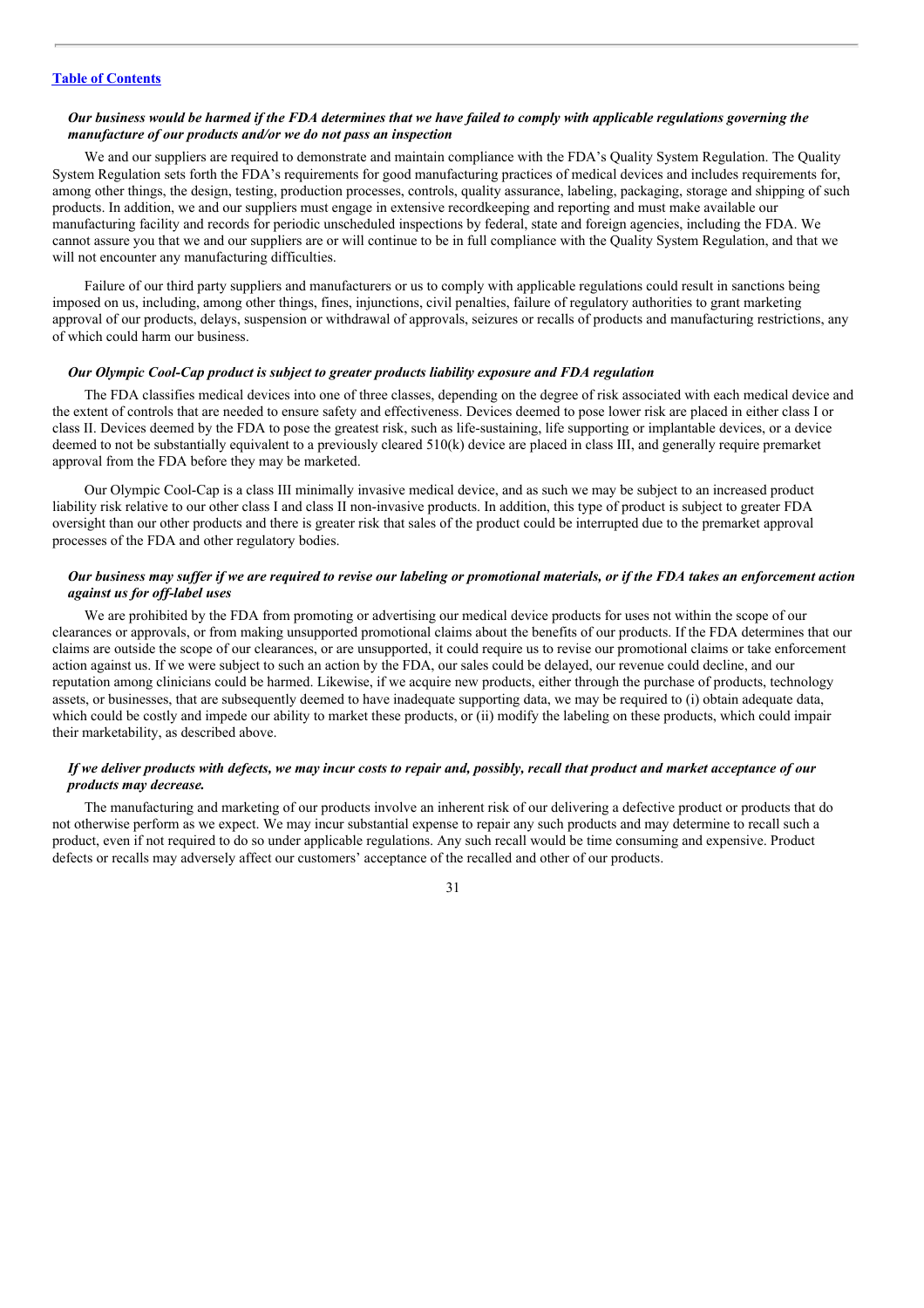***Our business would be harmed if the FDA determines that we have failed to comply with applicable regulations governing the manufacture of our products and/or we do not pass an inspection***

We and our suppliers are required to demonstrate and maintain compliance with the FDA's Quality System Regulation. The Quality System Regulation sets forth the FDA's requirements for good manufacturing practices of medical devices and includes requirements for, among other things, the design, testing, production processes, controls, quality assurance, labeling, packaging, storage and shipping of such products. In addition, we and our suppliers must engage in extensive recordkeeping and reporting and must make available our manufacturing facility and records for periodic unscheduled inspections by federal, state and foreign agencies, including the FDA. We cannot assure you that we and our suppliers are or will continue to be in full compliance with the Quality System Regulation, and that we will not encounter any manufacturing difficulties.

Failure of our third party suppliers and manufacturers or us to comply with applicable regulations could result in sanctions being imposed on us, including, among other things, fines, injunctions, civil penalties, failure of regulatory authorities to grant marketing approval of our products, delays, suspension or withdrawal of approvals, seizures or recalls of products and manufacturing restrictions, any of which could harm our business.

***Our Olympic Cool-Cap product is subject to greater products liability exposure and FDA regulation***

The FDA classifies medical devices into one of three classes, depending on the degree of risk associated with each medical device and the extent of controls that are needed to ensure safety and effectiveness. Devices deemed to pose lower risk are placed in either class I or class II. Devices deemed by the FDA to pose the greatest risk, such as life-sustaining, life supporting or implantable devices, or a device deemed to not be substantially equivalent to a previously cleared 510(k) device are placed in class III, and generally require premarket approval from the FDA before they may be marketed.

Our Olympic Cool-Cap is a class III minimally invasive medical device, and as such we may be subject to an increased product liability risk relative to our other class I and class II non-invasive products. In addition, this type of product is subject to greater FDA oversight than our other products and there is greater risk that sales of the product could be interrupted due to the premarket approval processes of the FDA and other regulatory bodies.

***Our business may suffer if we are required to revise our labeling or promotional materials, or if the FDA takes an enforcement action against us for off-label uses***

We are prohibited by the FDA from promoting or advertising our medical device products for uses not within the scope of our clearances or approvals, or from making unsupported promotional claims about the benefits of our products. If the FDA determines that our claims are outside the scope of our clearances, or are unsupported, it could require us to revise our promotional claims or take enforcement action against us. If we were subject to such an action by the FDA, our sales could be delayed, our revenue could decline, and our reputation among clinicians could be harmed. Likewise, if we acquire new products, either through the purchase of products, technology assets, or businesses, that are subsequently deemed to have inadequate supporting data, we may be required to (i) obtain adequate data, which could be costly and impede our ability to market these products, or (ii) modify the labeling on these products, which could impair their marketability, as described above.

***If we deliver products with defects, we may incur costs to repair and, possibly, recall that product and market acceptance of our products may decrease.***

The manufacturing and marketing of our products involve an inherent risk of our delivering a defective product or products that do not otherwise perform as we expect. We may incur substantial expense to repair any such products and may determine to recall such a product, even if not required to do so under applicable regulations. Any such recall would be time consuming and expensive. Product defects or recalls may adversely affect our customers' acceptance of the recalled and other of our products.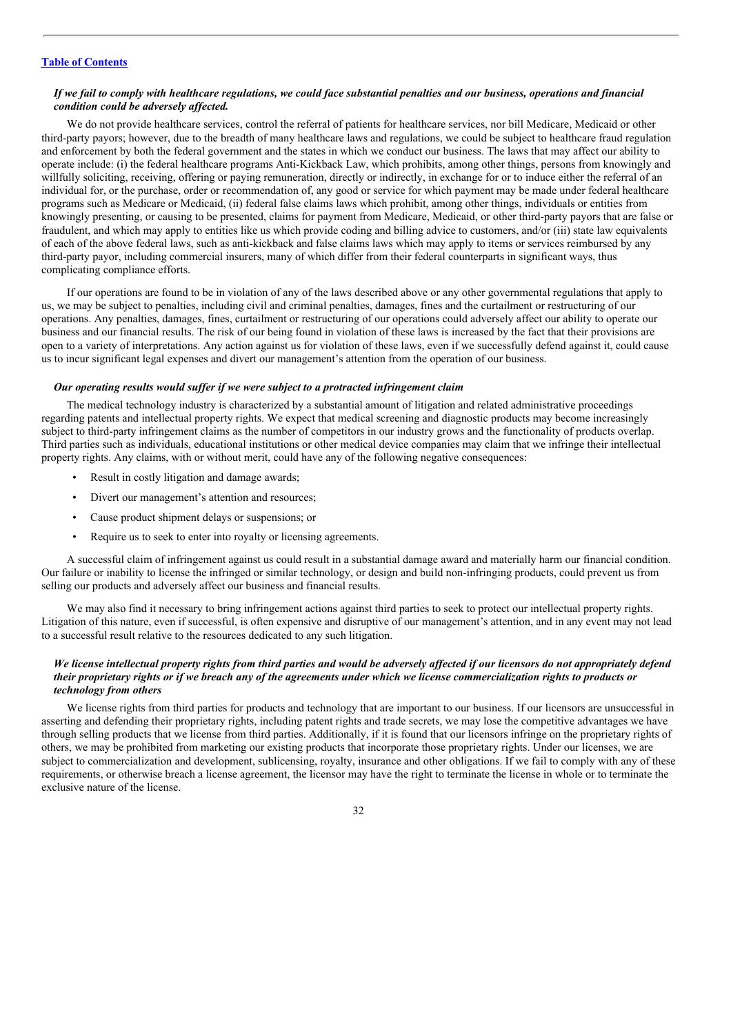***If we fail to comply with healthcare regulations, we could face substantial penalties and our business, operations and financial condition could be adversely affected.***

We do not provide healthcare services, control the referral of patients for healthcare services, nor bill Medicare, Medicaid or other third-party payors; however, due to the breadth of many healthcare laws and regulations, we could be subject to healthcare fraud regulation and enforcement by both the federal government and the states in which we conduct our business. The laws that may affect our ability to operate include: (i) the federal healthcare programs Anti-Kickback Law, which prohibits, among other things, persons from knowingly and willfully soliciting, receiving, offering or paying remuneration, directly or indirectly, in exchange for or to induce either the referral of an individual for, or the purchase, order or recommendation of, any good or service for which payment may be made under federal healthcare programs such as Medicare or Medicaid, (ii) federal false claims laws which prohibit, among other things, individuals or entities from knowingly presenting, or causing to be presented, claims for payment from Medicare, Medicaid, or other third-party payors that are false or fraudulent, and which may apply to entities like us which provide coding and billing advice to customers, and/or (iii) state law equivalents of each of the above federal laws, such as anti-kickback and false claims laws which may apply to items or services reimbursed by any third-party payor, including commercial insurers, many of which differ from their federal counterparts in significant ways, thus complicating compliance efforts.

If our operations are found to be in violation of any of the laws described above or any other governmental regulations that apply to us, we may be subject to penalties, including civil and criminal penalties, damages, fines and the curtailment or restructuring of our operations. Any penalties, damages, fines, curtailment or restructuring of our operations could adversely affect our ability to operate our business and our financial results. The risk of our being found in violation of these laws is increased by the fact that their provisions are open to a variety of interpretations. Any action against us for violation of these laws, even if we successfully defend against it, could cause us to incur significant legal expenses and divert our management's attention from the operation of our business.

***Our operating results would suffer if we were subject to a protracted infringement claim***

The medical technology industry is characterized by a substantial amount of litigation and related administrative proceedings regarding patents and intellectual property rights. We expect that medical screening and diagnostic products may become increasingly subject to third-party infringement claims as the number of competitors in our industry grows and the functionality of products overlap. Third parties such as individuals, educational institutions or other medical device companies may claim that we infringe their intellectual property rights. Any claims, with or without merit, could have any of the following negative consequences:

- Result in costly litigation and damage awards;
- Divert our management's attention and resources;
- Cause product shipment delays or suspensions; or
- Require us to seek to enter into royalty or licensing agreements.

A successful claim of infringement against us could result in a substantial damage award and materially harm our financial condition. Our failure or inability to license the infringed or similar technology, or design and build non-infringing products, could prevent us from selling our products and adversely affect our business and financial results.

We may also find it necessary to bring infringement actions against third parties to seek to protect our intellectual property rights. Litigation of this nature, even if successful, is often expensive and disruptive of our management's attention, and in any event may not lead to a successful result relative to the resources dedicated to any such litigation.

***We license intellectual property rights from third parties and would be adversely affected if our licensors do not appropriately defend their proprietary rights or if we breach any of the agreements under which we license commercialization rights to products or technology from others***

We license rights from third parties for products and technology that are important to our business. If our licensors are unsuccessful in asserting and defending their proprietary rights, including patent rights and trade secrets, we may lose the competitive advantages we have through selling products that we license from third parties. Additionally, if it is found that our licensors infringe on the proprietary rights of others, we may be prohibited from marketing our existing products that incorporate those proprietary rights. Under our licenses, we are subject to commercialization and development, sublicensing, royalty, insurance and other obligations. If we fail to comply with any of these requirements, or otherwise breach a license agreement, the licensor may have the right to terminate the license in whole or to terminate the exclusive nature of the license.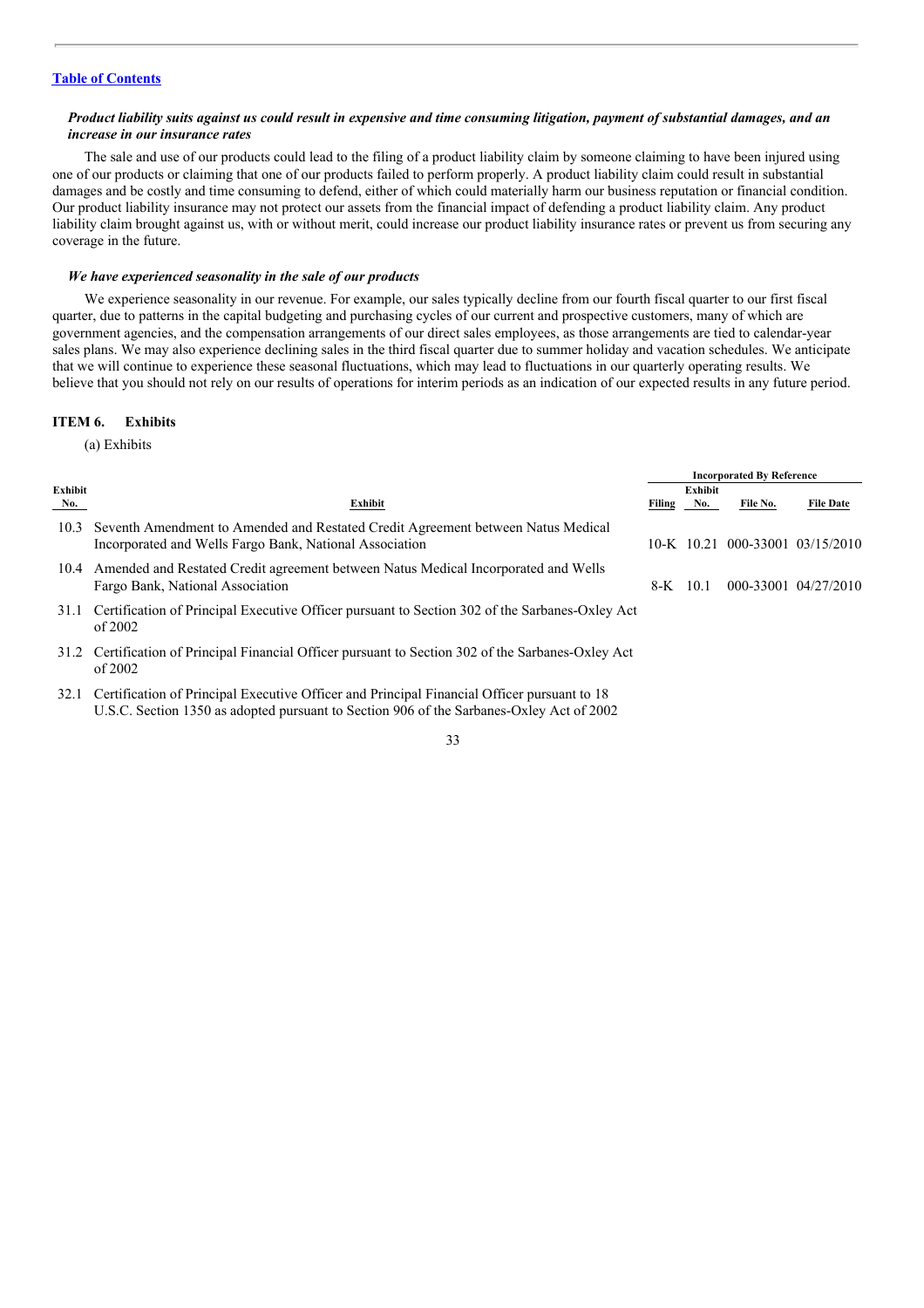[Table of Contents](#)

***Product liability suits against us could result in expensive and time consuming litigation, payment of substantial damages, and an increase in our insurance rates***

The sale and use of our products could lead to the filing of a product liability claim by someone claiming to have been injured using one of our products or claiming that one of our products failed to perform properly. A product liability claim could result in substantial damages and be costly and time consuming to defend, either of which could materially harm our business reputation or financial condition. Our product liability insurance may not protect our assets from the financial impact of defending a product liability claim. Any product liability claim brought against us, with or without merit, could increase our product liability insurance rates or prevent us from securing any coverage in the future.

***We have experienced seasonality in the sale of our products***

We experience seasonality in our revenue. For example, our sales typically decline from our fourth fiscal quarter to our first fiscal quarter, due to patterns in the capital budgeting and purchasing cycles of our current and prospective customers, many of which are government agencies, and the compensation arrangements of our direct sales employees, as those arrangements are tied to calendar-year sales plans. We may also experience declining sales in the third fiscal quarter due to summer holiday and vacation schedules. We anticipate that we will continue to experience these seasonal fluctuations, which may lead to fluctuations in our quarterly operating results. We believe that you should not rely on our results of operations for interim periods as an indication of our expected results in any future period.

## ITEM 6. Exhibits

(a) Exhibits

| Exhibit No. | Exhibit | Incorporated By Reference | | | |
|---|---|---|---|---|---|
| | | Filing | Exhibit No. | File No. | File Date |
| 10.3 | Seventh Amendment to Amended and Restated Credit Agreement between Natus Medical Incorporated and Wells Fargo Bank, National Association | 10-K | 10.21 | 000-33001 | 03/15/2010 |
| 10.4 | Amended and Restated Credit agreement between Natus Medical Incorporated and Wells Fargo Bank, National Association | 8-K | 10.1 | 000-33001 | 04/27/2010 |
| 31.1 | Certification of Principal Executive Officer pursuant to Section 302 of the Sarbanes-Oxley Act of 2002 | | | | |
| 31.2 | Certification of Principal Financial Officer pursuant to Section 302 of the Sarbanes-Oxley Act of 2002 | | | | |
| 32.1 | Certification of Principal Executive Officer and Principal Financial Officer pursuant to 18 U.S.C. Section 1350 as adopted pursuant to Section 906 of the Sarbanes-Oxley Act of 2002 | | | | |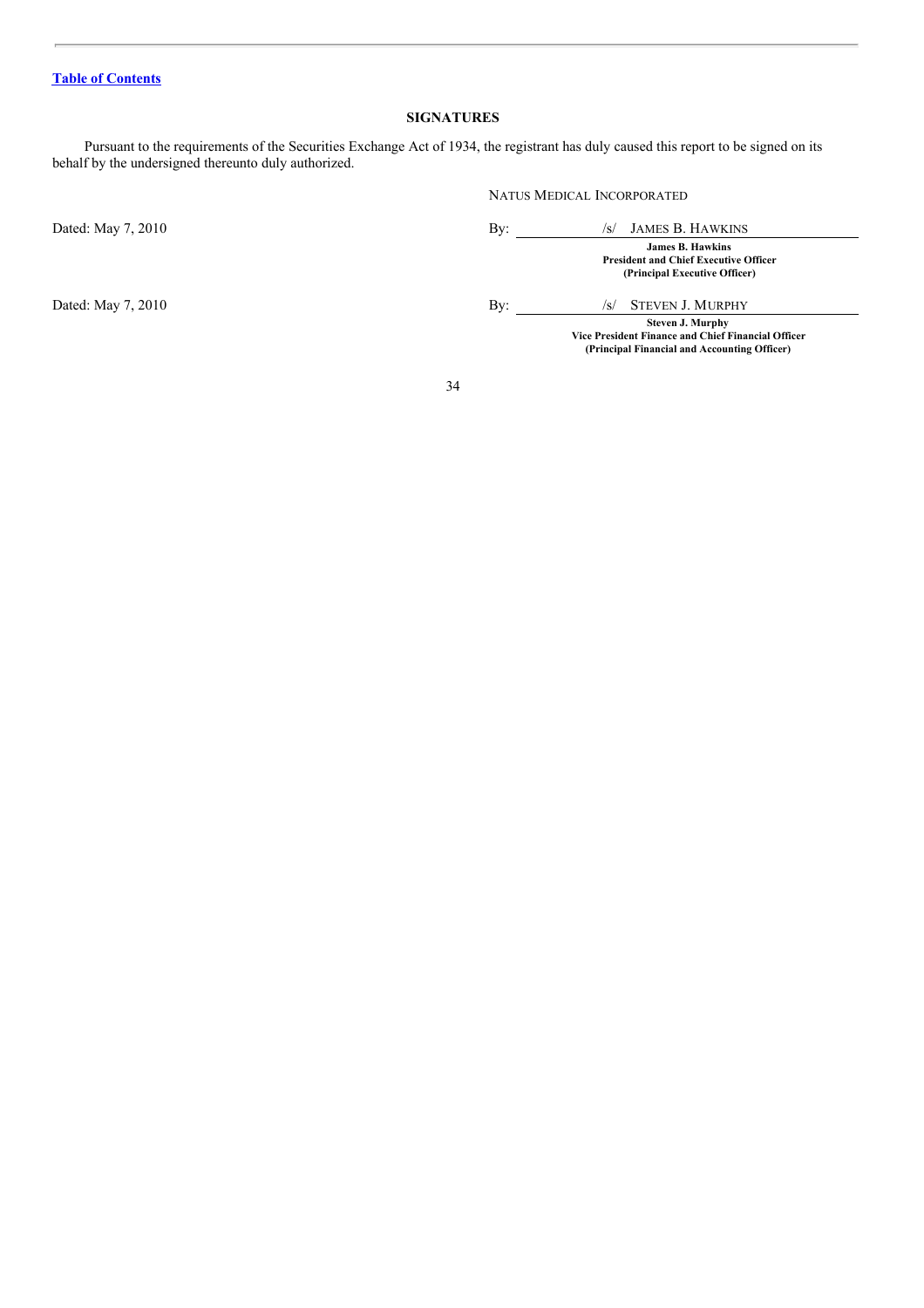[Table of Contents](#)

## SIGNATURES

Pursuant to the requirements of the Securities Exchange Act of 1934, the registrant has duly caused this report to be signed on its behalf by the undersigned thereunto duly authorized.

NATUS MEDICAL INCORPORATED

Dated: May 7, 2010

By: /s/ JAMES B. HAWKINS

**James B. Hawkins**
**President and Chief Executive Officer**
**(Principal Executive Officer)**

Dated: May 7, 2010

By: /s/ STEVEN J. MURPHY

**Steven J. Murphy**
**Vice President Finance and Chief Financial Officer**
**(Principal Financial and Accounting Officer)**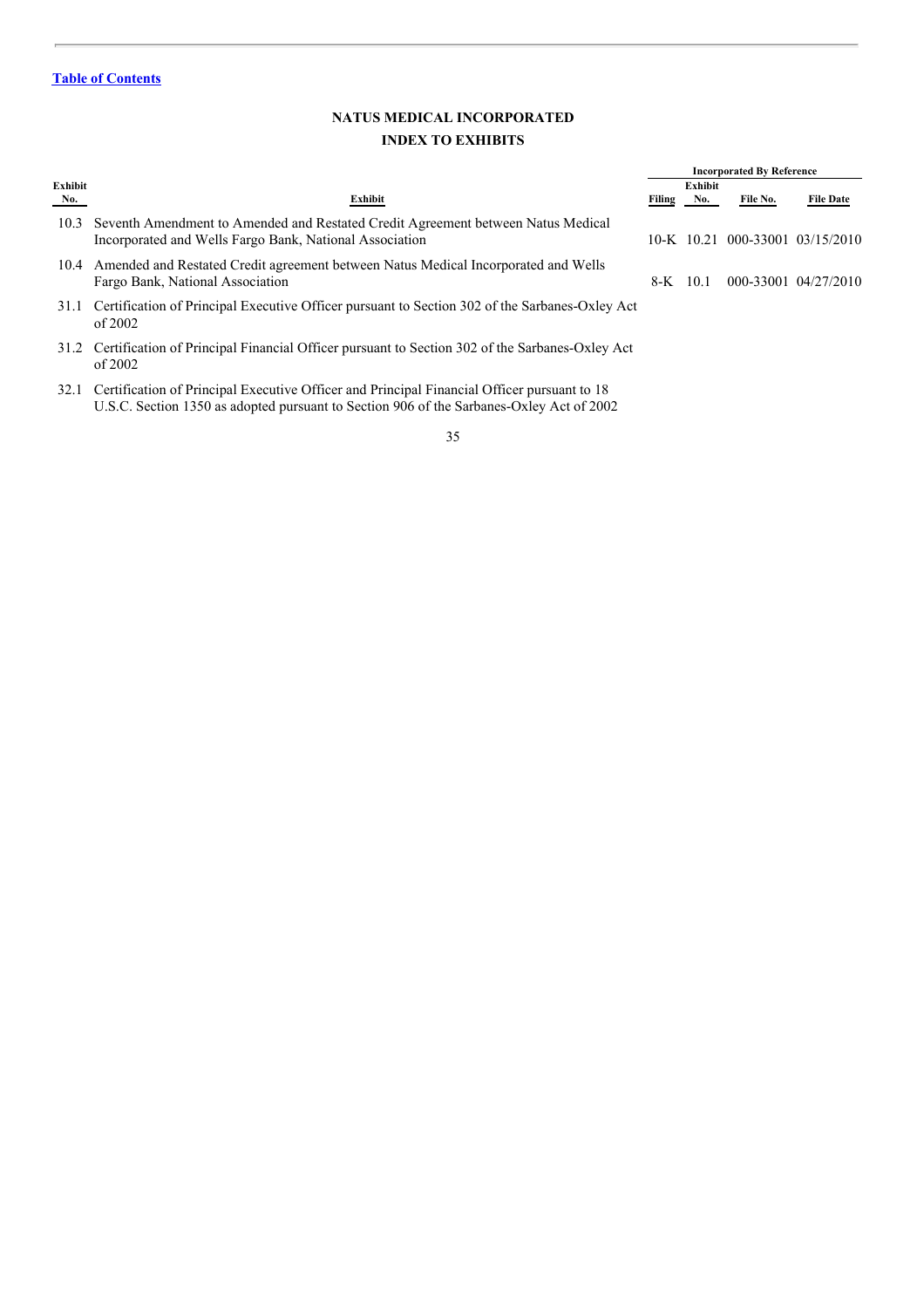[Table of Contents](#)

## NATUS MEDICAL INCORPORATED

## INDEX TO EXHIBITS

| Exhibit No. | Exhibit | Incorporated By Reference | | | |
|---|---|---|---|---|---|
| | | Filing | Exhibit No. | File No. | File Date |
| 10.3 | Seventh Amendment to Amended and Restated Credit Agreement between Natus Medical Incorporated and Wells Fargo Bank, National Association | 10-K | 10.21 | 000-33001 | 03/15/2010 |
| 10.4 | Amended and Restated Credit agreement between Natus Medical Incorporated and Wells Fargo Bank, National Association | 8-K | 10.1 | 000-33001 | 04/27/2010 |
| 31.1 | Certification of Principal Executive Officer pursuant to Section 302 of the Sarbanes-Oxley Act of 2002 | | | | |
| 31.2 | Certification of Principal Financial Officer pursuant to Section 302 of the Sarbanes-Oxley Act of 2002 | | | | |
| 32.1 | Certification of Principal Executive Officer and Principal Financial Officer pursuant to 18 U.S.C. Section 1350 as adopted pursuant to Section 906 of the Sarbanes-Oxley Act of 2002 | | | | |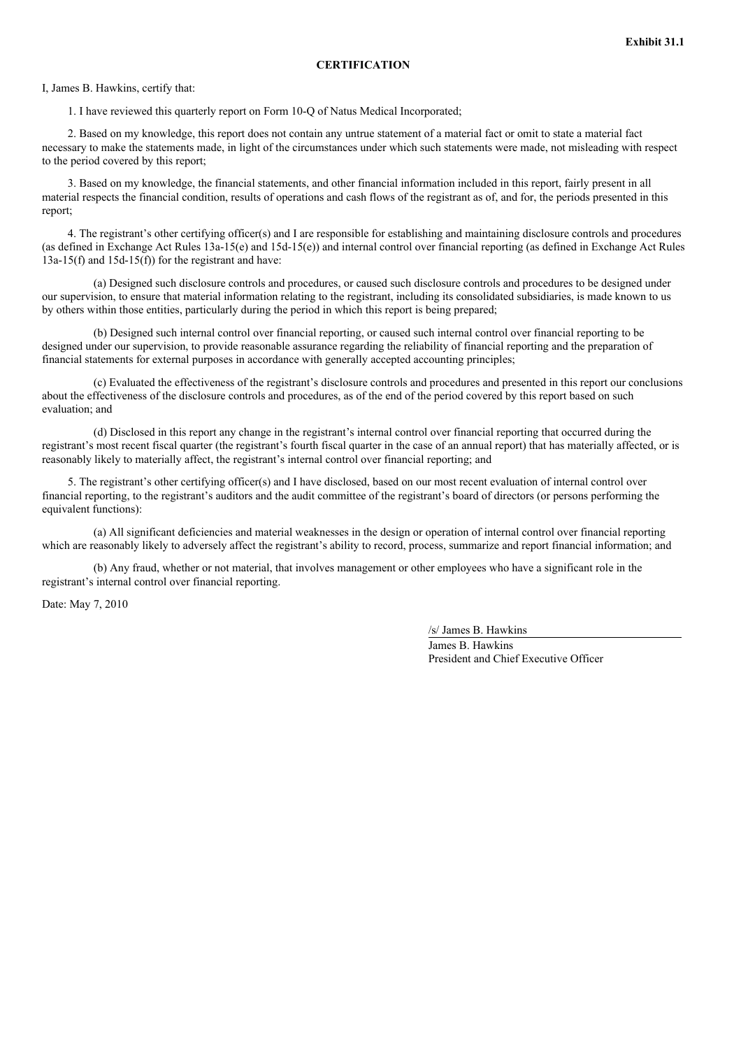**Exhibit 31.1**

**CERTIFICATION**

I, James B. Hawkins, certify that:

1. I have reviewed this quarterly report on Form 10-Q of Natus Medical Incorporated;

2. Based on my knowledge, this report does not contain any untrue statement of a material fact or omit to state a material fact necessary to make the statements made, in light of the circumstances under which such statements were made, not misleading with respect to the period covered by this report;

3. Based on my knowledge, the financial statements, and other financial information included in this report, fairly present in all material respects the financial condition, results of operations and cash flows of the registrant as of, and for, the periods presented in this report;

4. The registrant's other certifying officer(s) and I are responsible for establishing and maintaining disclosure controls and procedures (as defined in Exchange Act Rules 13a-15(e) and 15d-15(e)) and internal control over financial reporting (as defined in Exchange Act Rules 13a-15(f) and 15d-15(f)) for the registrant and have:

(a) Designed such disclosure controls and procedures, or caused such disclosure controls and procedures to be designed under our supervision, to ensure that material information relating to the registrant, including its consolidated subsidiaries, is made known to us by others within those entities, particularly during the period in which this report is being prepared;

(b) Designed such internal control over financial reporting, or caused such internal control over financial reporting to be designed under our supervision, to provide reasonable assurance regarding the reliability of financial reporting and the preparation of financial statements for external purposes in accordance with generally accepted accounting principles;

(c) Evaluated the effectiveness of the registrant's disclosure controls and procedures and presented in this report our conclusions about the effectiveness of the disclosure controls and procedures, as of the end of the period covered by this report based on such evaluation; and

(d) Disclosed in this report any change in the registrant's internal control over financial reporting that occurred during the registrant's most recent fiscal quarter (the registrant's fourth fiscal quarter in the case of an annual report) that has materially affected, or is reasonably likely to materially affect, the registrant's internal control over financial reporting; and

5. The registrant's other certifying officer(s) and I have disclosed, based on our most recent evaluation of internal control over financial reporting, to the registrant's auditors and the audit committee of the registrant's board of directors (or persons performing the equivalent functions):

(a) All significant deficiencies and material weaknesses in the design or operation of internal control over financial reporting which are reasonably likely to adversely affect the registrant's ability to record, process, summarize and report financial information; and

(b) Any fraud, whether or not material, that involves management or other employees who have a significant role in the registrant's internal control over financial reporting.

Date: May 7, 2010

/s/ James B. Hawkins

James B. Hawkins
President and Chief Executive Officer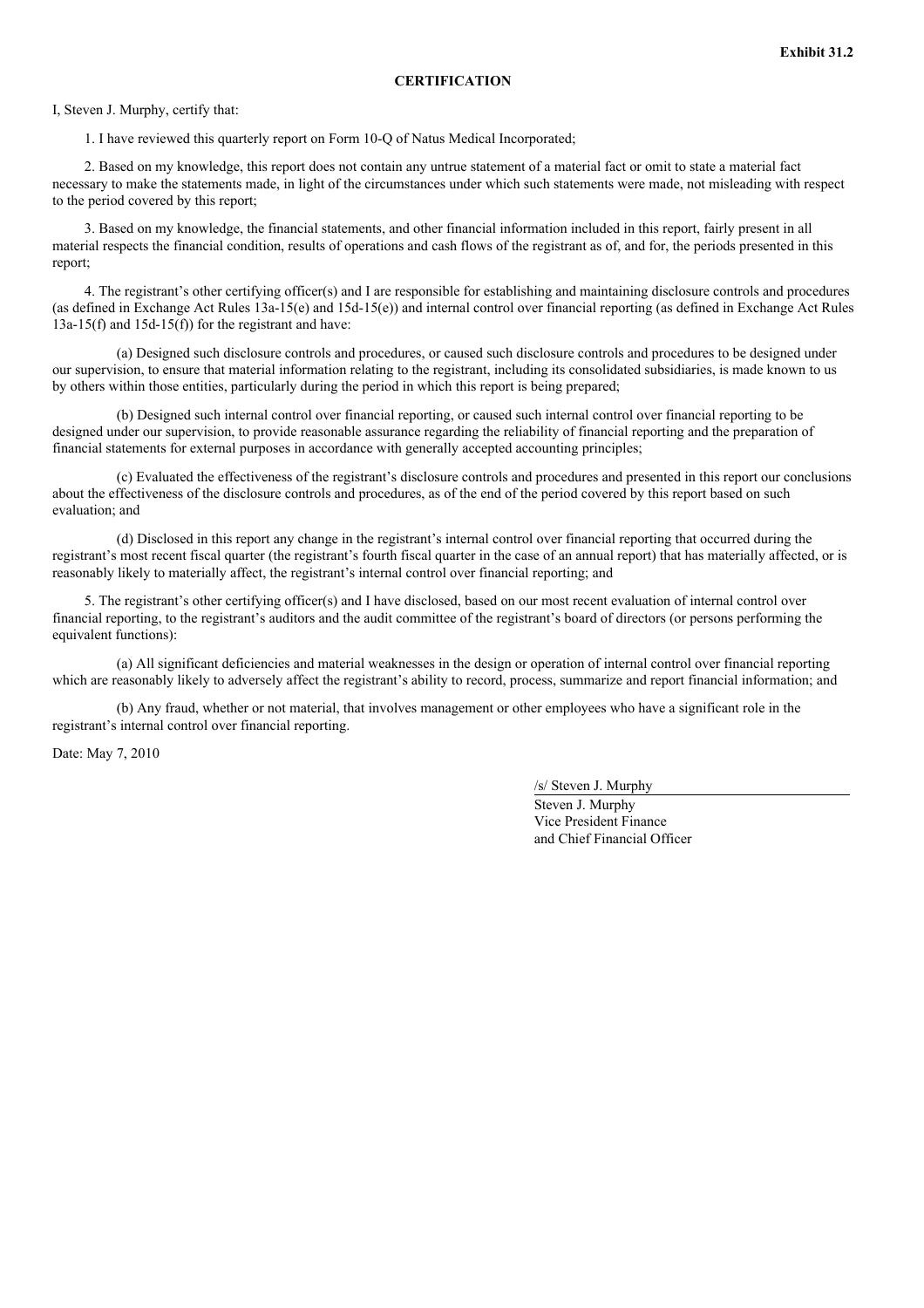**Exhibit 31.2**

**CERTIFICATION**

I, Steven J. Murphy, certify that:

1. I have reviewed this quarterly report on Form 10-Q of Natus Medical Incorporated;

2. Based on my knowledge, this report does not contain any untrue statement of a material fact or omit to state a material fact necessary to make the statements made, in light of the circumstances under which such statements were made, not misleading with respect to the period covered by this report;

3. Based on my knowledge, the financial statements, and other financial information included in this report, fairly present in all material respects the financial condition, results of operations and cash flows of the registrant as of, and for, the periods presented in this report;

4. The registrant's other certifying officer(s) and I are responsible for establishing and maintaining disclosure controls and procedures (as defined in Exchange Act Rules 13a-15(e) and 15d-15(e)) and internal control over financial reporting (as defined in Exchange Act Rules 13a-15(f) and 15d-15(f)) for the registrant and have:

(a) Designed such disclosure controls and procedures, or caused such disclosure controls and procedures to be designed under our supervision, to ensure that material information relating to the registrant, including its consolidated subsidiaries, is made known to us by others within those entities, particularly during the period in which this report is being prepared;

(b) Designed such internal control over financial reporting, or caused such internal control over financial reporting to be designed under our supervision, to provide reasonable assurance regarding the reliability of financial reporting and the preparation of financial statements for external purposes in accordance with generally accepted accounting principles;

(c) Evaluated the effectiveness of the registrant's disclosure controls and procedures and presented in this report our conclusions about the effectiveness of the disclosure controls and procedures, as of the end of the period covered by this report based on such evaluation; and

(d) Disclosed in this report any change in the registrant's internal control over financial reporting that occurred during the registrant's most recent fiscal quarter (the registrant's fourth fiscal quarter in the case of an annual report) that has materially affected, or is reasonably likely to materially affect, the registrant's internal control over financial reporting; and

5. The registrant's other certifying officer(s) and I have disclosed, based on our most recent evaluation of internal control over financial reporting, to the registrant's auditors and the audit committee of the registrant's board of directors (or persons performing the equivalent functions):

(a) All significant deficiencies and material weaknesses in the design or operation of internal control over financial reporting which are reasonably likely to adversely affect the registrant's ability to record, process, summarize and report financial information; and

(b) Any fraud, whether or not material, that involves management or other employees who have a significant role in the registrant's internal control over financial reporting.

Date: May 7, 2010

/s/ Steven J. Murphy

Steven J. Murphy
Vice President Finance
and Chief Financial Officer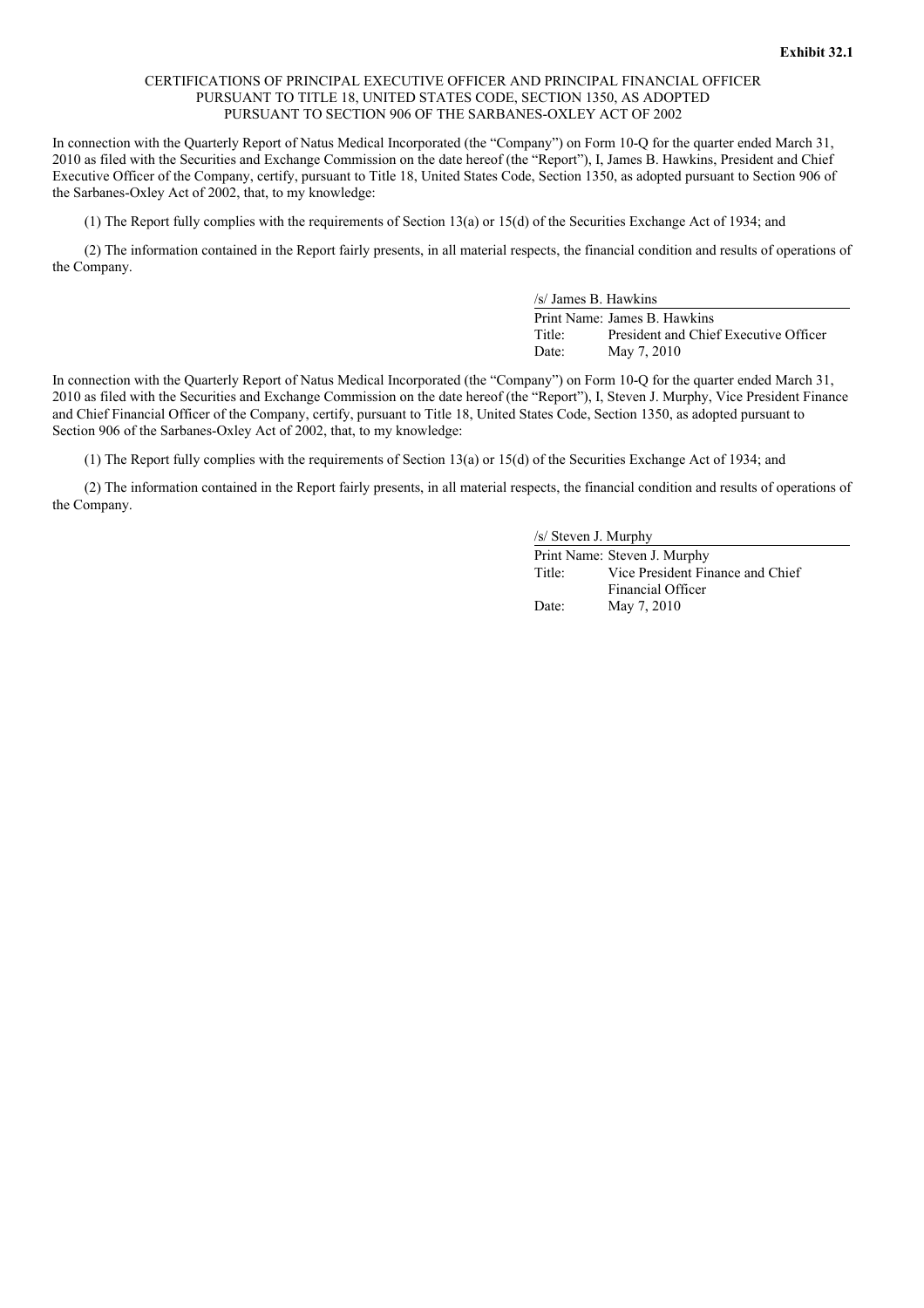**Exhibit 32.1**

CERTIFICATIONS OF PRINCIPAL EXECUTIVE OFFICER AND PRINCIPAL FINANCIAL OFFICER PURSUANT TO TITLE 18, UNITED STATES CODE, SECTION 1350, AS ADOPTED PURSUANT TO SECTION 906 OF THE SARBANES-OXLEY ACT OF 2002

In connection with the Quarterly Report of Natus Medical Incorporated (the "Company") on Form 10-Q for the quarter ended March 31, 2010 as filed with the Securities and Exchange Commission on the date hereof (the "Report"), I, James B. Hawkins, President and Chief Executive Officer of the Company, certify, pursuant to Title 18, United States Code, Section 1350, as adopted pursuant to Section 906 of the Sarbanes-Oxley Act of 2002, that, to my knowledge:

(1) The Report fully complies with the requirements of Section 13(a) or 15(d) of the Securities Exchange Act of 1934; and

(2) The information contained in the Report fairly presents, in all material respects, the financial condition and results of operations of the Company.

/s/ James B. Hawkins

Print Name: James B. Hawkins
Title: President and Chief Executive Officer
Date: May 7, 2010

In connection with the Quarterly Report of Natus Medical Incorporated (the "Company") on Form 10-Q for the quarter ended March 31, 2010 as filed with the Securities and Exchange Commission on the date hereof (the "Report"), I, Steven J. Murphy, Vice President Finance and Chief Financial Officer of the Company, certify, pursuant to Title 18, United States Code, Section 1350, as adopted pursuant to Section 906 of the Sarbanes-Oxley Act of 2002, that, to my knowledge:

(1) The Report fully complies with the requirements of Section 13(a) or 15(d) of the Securities Exchange Act of 1934; and

(2) The information contained in the Report fairly presents, in all material respects, the financial condition and results of operations of the Company.

/s/ Steven J. Murphy

Print Name: Steven J. Murphy
Title: Vice President Finance and Chief Financial Officer
Date: May 7, 2010